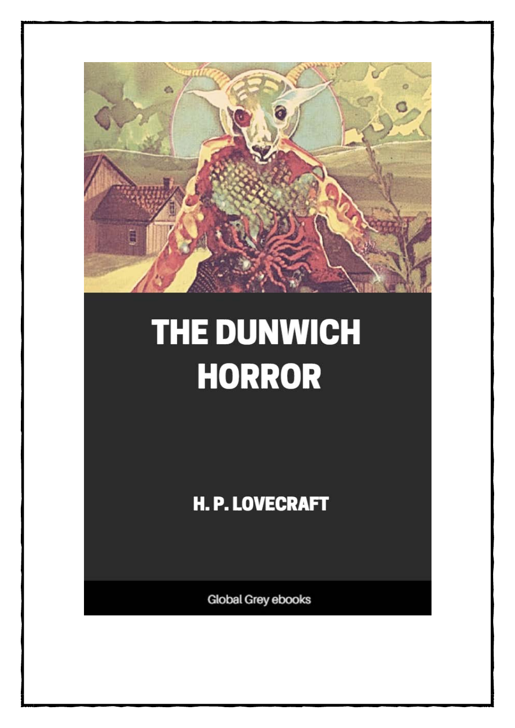# THE DUNWICH HORROR

H. P. LOVECRAFT

Global Grey ebooks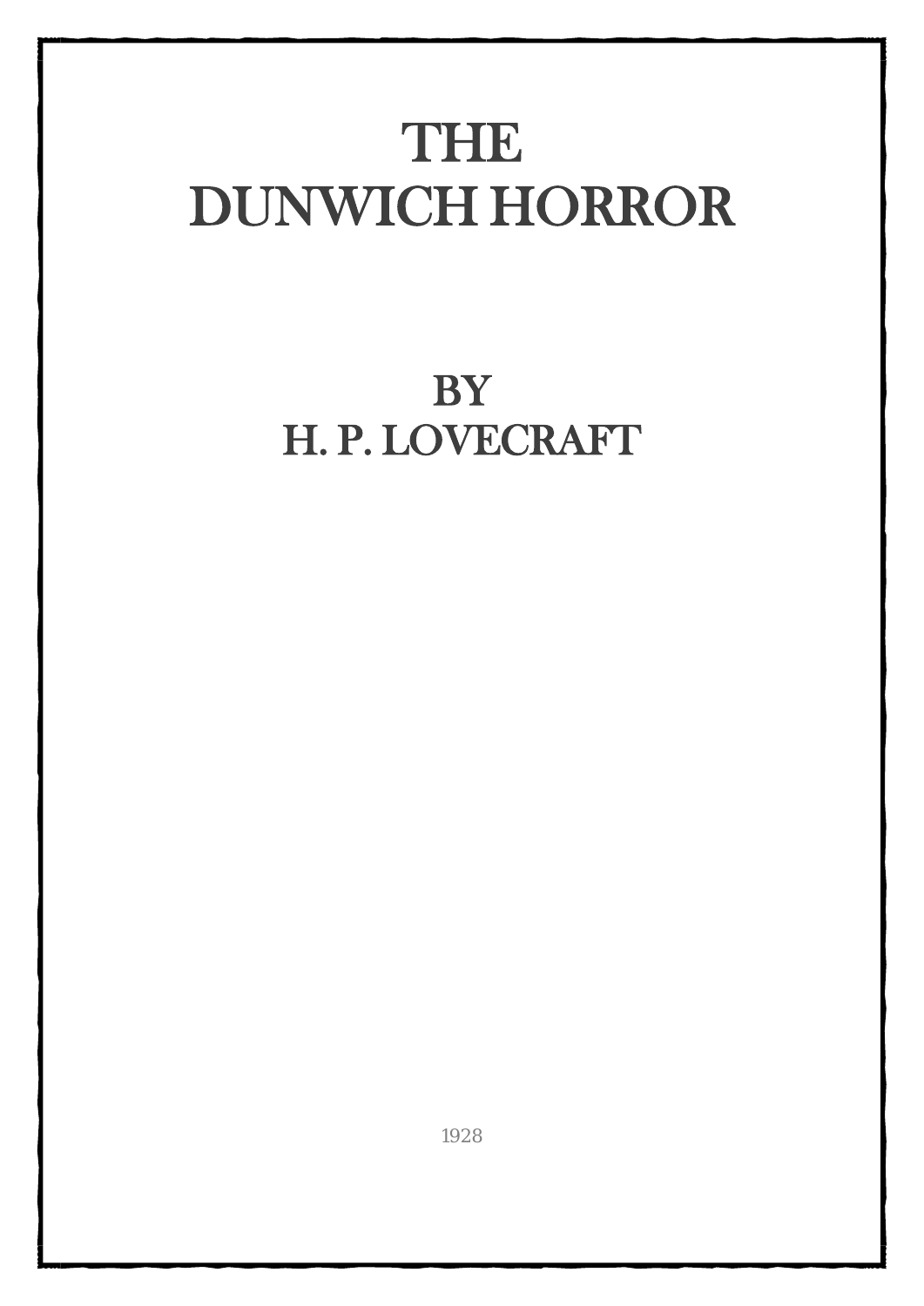# THE DUNWICH HORROR

## BY H. P. LOVECRAFT

1928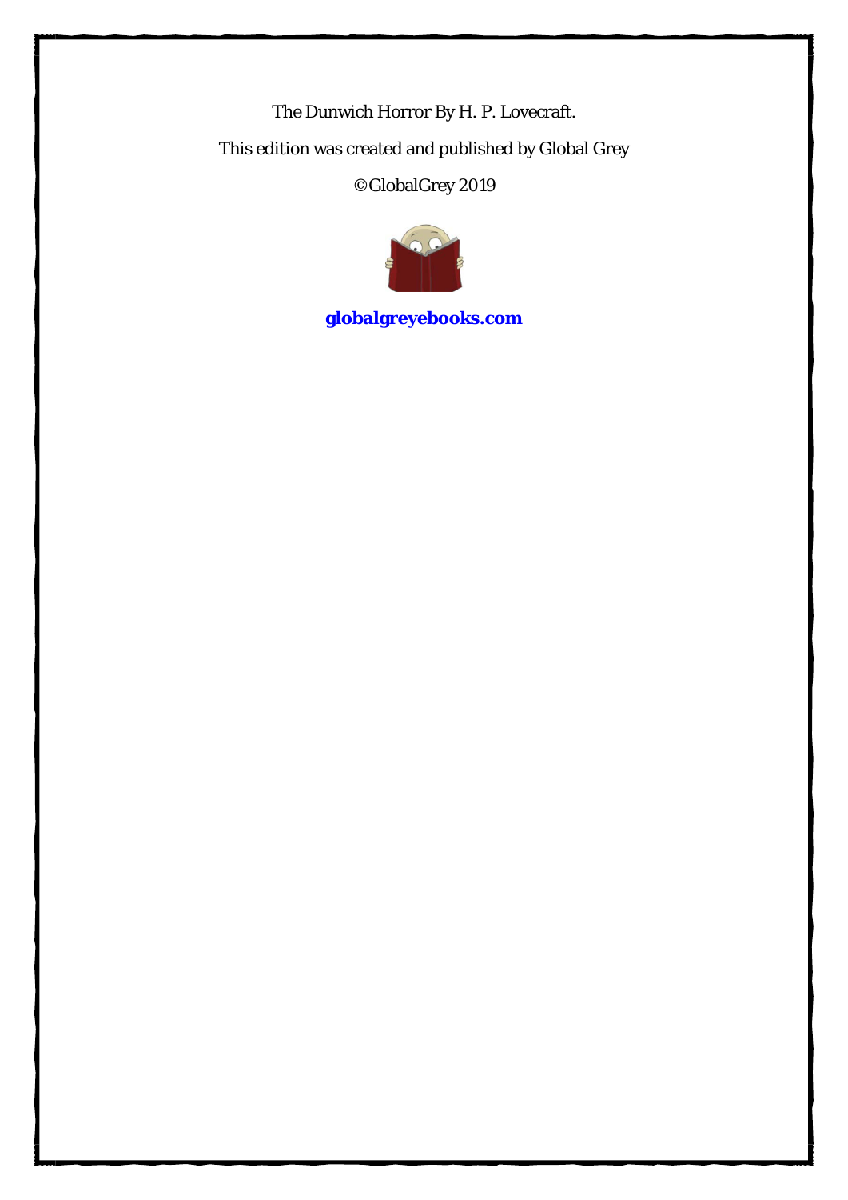The Dunwich Horror By H. P. Lovecraft.

This edition was created and published by Global Grey

©GlobalGrey 2019

**[globalgreyebooks.com](https://www.globalgreyebooks.com)**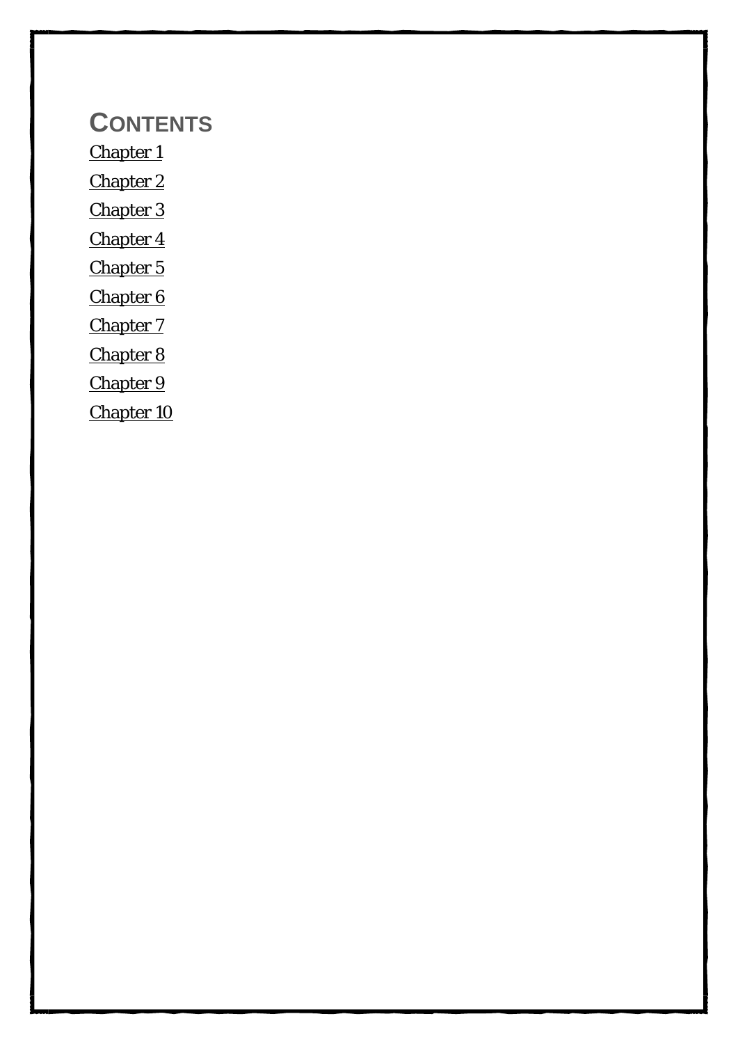# CONTENTS

Chapter 1

Chapter 2

Chapter 3

Chapter 4

Chapter 5

Chapter 6

Chapter 7

Chapter 8

Chapter 9

Chapter 10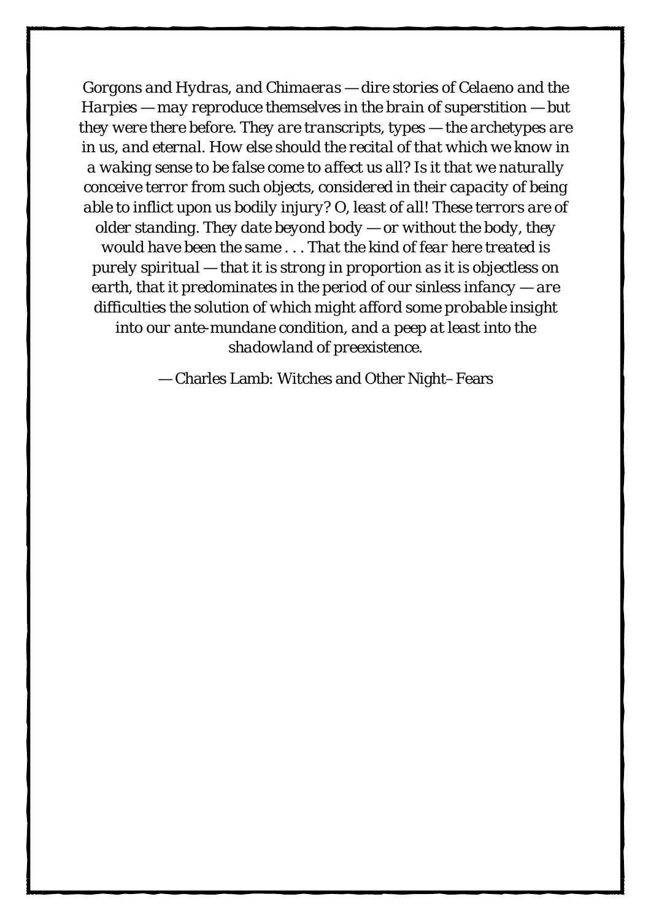*Gorgons and Hydras, and Chimaeras — dire stories of Celaeno and the Harpies — may reproduce themselves in the brain of superstition — but they were there before. They are transcripts, types — the archetypes are in us, and eternal. How else should the recital of that which we know in a waking sense to be false come to affect us all? Is it that we naturally conceive terror from such objects, considered in their capacity of being able to inflict upon us bodily injury? O, least of all! These terrors are of older standing. They date beyond body — or without the body, they would have been the same . . . That the kind of fear here treated is purely spiritual — that it is strong in proportion as it is objectless on earth, that it predominates in the period of our sinless infancy — are difficulties the solution of which might afford some probable insight into our ante-mundane condition, and a peep at least into the shadowland of preexistence.*

— Charles Lamb: Witches and Other Night–Fears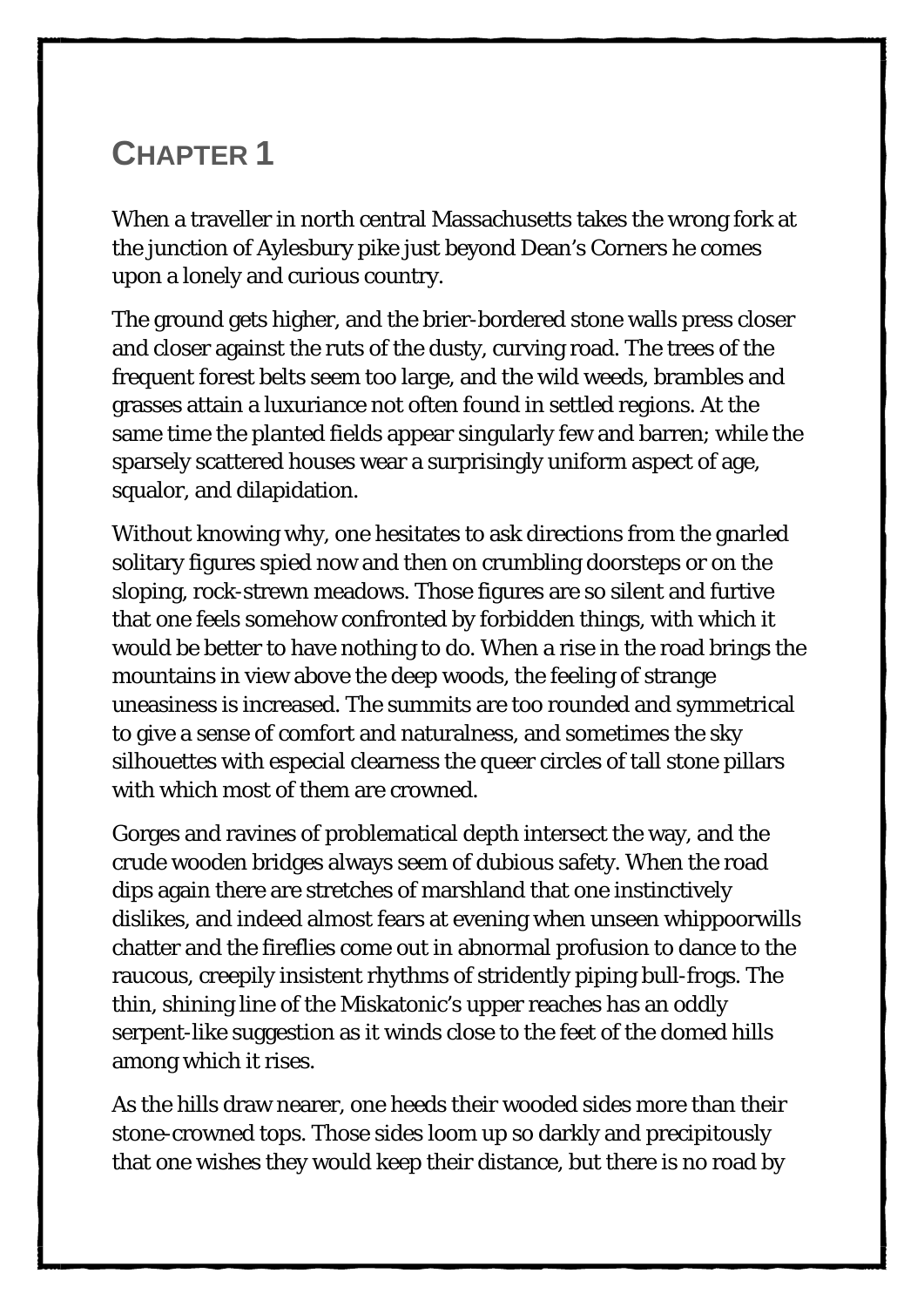# CHAPTER 1

When a traveller in north central Massachusetts takes the wrong fork at the junction of Aylesbury pike just beyond Dean's Corners he comes upon a lonely and curious country.

The ground gets higher, and the brier-bordered stone walls press closer and closer against the ruts of the dusty, curving road. The trees of the frequent forest belts seem too large, and the wild weeds, brambles and grasses attain a luxuriance not often found in settled regions. At the same time the planted fields appear singularly few and barren; while the sparsely scattered houses wear a surprisingly uniform aspect of age, squalor, and dilapidation.

Without knowing why, one hesitates to ask directions from the gnarled solitary figures spied now and then on crumbling doorsteps or on the sloping, rock-strewn meadows. Those figures are so silent and furtive that one feels somehow confronted by forbidden things, with which it would be better to have nothing to do. When a rise in the road brings the mountains in view above the deep woods, the feeling of strange uneasiness is increased. The summits are too rounded and symmetrical to give a sense of comfort and naturalness, and sometimes the sky silhouettes with especial clearness the queer circles of tall stone pillars with which most of them are crowned.

Gorges and ravines of problematical depth intersect the way, and the crude wooden bridges always seem of dubious safety. When the road dips again there are stretches of marshland that one instinctively dislikes, and indeed almost fears at evening when unseen whippoorwills chatter and the fireflies come out in abnormal profusion to dance to the raucous, creepily insistent rhythms of stridently piping bull-frogs. The thin, shining line of the Miskatonic's upper reaches has an oddly serpent-like suggestion as it winds close to the feet of the domed hills among which it rises.

As the hills draw nearer, one heeds their wooded sides more than their stone-crowned tops. Those sides loom up so darkly and precipitously that one wishes they would keep their distance, but there is no road by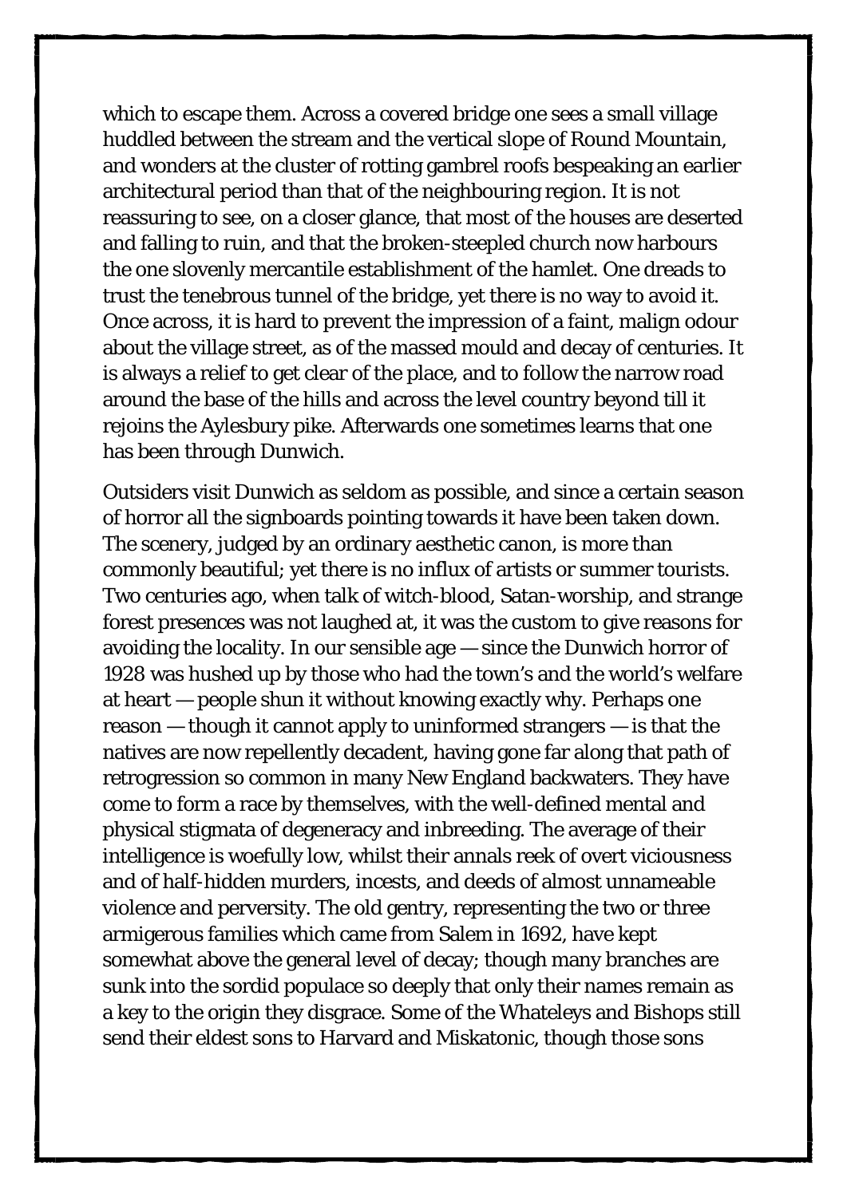which to escape them. Across a covered bridge one sees a small village huddled between the stream and the vertical slope of Round Mountain, and wonders at the cluster of rotting gambrel roofs bespeaking an earlier architectural period than that of the neighbouring region. It is not reassuring to see, on a closer glance, that most of the houses are deserted and falling to ruin, and that the broken-steepled church now harbours the one slovenly mercantile establishment of the hamlet. One dreads to trust the tenebrous tunnel of the bridge, yet there is no way to avoid it. Once across, it is hard to prevent the impression of a faint, malign odour about the village street, as of the massed mould and decay of centuries. It is always a relief to get clear of the place, and to follow the narrow road around the base of the hills and across the level country beyond till it rejoins the Aylesbury pike. Afterwards one sometimes learns that one has been through Dunwich.

Outsiders visit Dunwich as seldom as possible, and since a certain season of horror all the signboards pointing towards it have been taken down. The scenery, judged by an ordinary aesthetic canon, is more than commonly beautiful; yet there is no influx of artists or summer tourists. Two centuries ago, when talk of witch-blood, Satan-worship, and strange forest presences was not laughed at, it was the custom to give reasons for avoiding the locality. In our sensible age — since the Dunwich horror of 1928 was hushed up by those who had the town's and the world's welfare at heart — people shun it without knowing exactly why. Perhaps one reason — though it cannot apply to uninformed strangers — is that the natives are now repellently decadent, having gone far along that path of retrogression so common in many New England backwaters. They have come to form a race by themselves, with the well-defined mental and physical stigmata of degeneracy and inbreeding. The average of their intelligence is woefully low, whilst their annals reek of overt viciousness and of half-hidden murders, incests, and deeds of almost unnameable violence and perversity. The old gentry, representing the two or three armigerous families which came from Salem in 1692, have kept somewhat above the general level of decay; though many branches are sunk into the sordid populace so deeply that only their names remain as a key to the origin they disgrace. Some of the Whateleys and Bishops still send their eldest sons to Harvard and Miskatonic, though those sons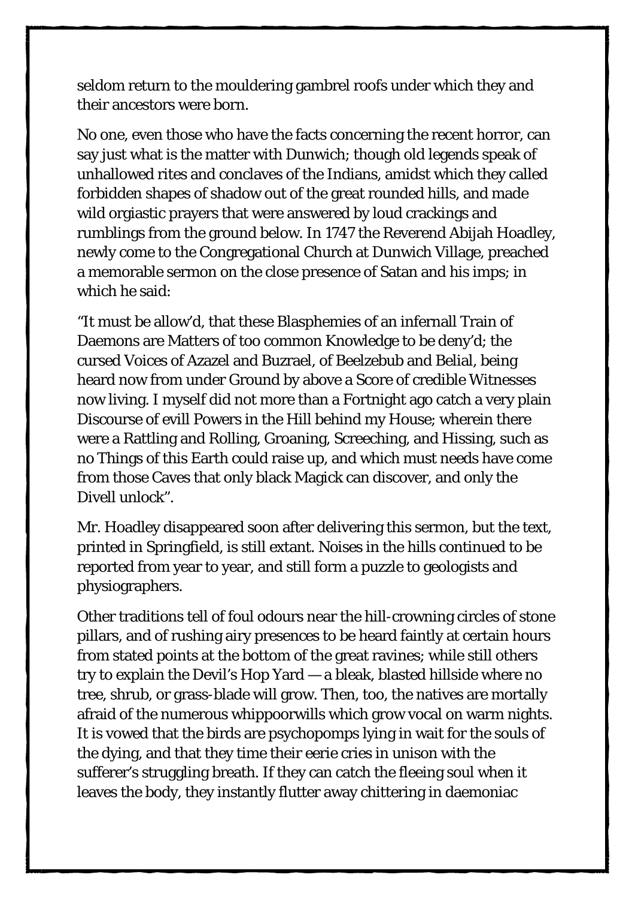seldom return to the mouldering gambrel roofs under which they and their ancestors were born.

No one, even those who have the facts concerning the recent horror, can say just what is the matter with Dunwich; though old legends speak of unhallowed rites and conclaves of the Indians, amidst which they called forbidden shapes of shadow out of the great rounded hills, and made wild orgiastic prayers that were answered by loud crackings and rumblings from the ground below. In 1747 the Reverend Abijah Hoadley, newly come to the Congregational Church at Dunwich Village, preached a memorable sermon on the close presence of Satan and his imps; in which he said:

"It must be allow'd, that these Blasphemies of an infernall Train of Daemons are Matters of too common Knowledge to be deny'd; the cursed Voices of Azazel and Buzrael, of Beelzebub and Belial, being heard now from under Ground by above a Score of credible Witnesses now living. I myself did not more than a Fortnight ago catch a very plain Discourse of evill Powers in the Hill behind my House; wherein there were a Rattling and Rolling, Groaning, Screeching, and Hissing, such as no Things of this Earth could raise up, and which must needs have come from those Caves that only black Magick can discover, and only the Divell unlock".

Mr. Hoadley disappeared soon after delivering this sermon, but the text, printed in Springfield, is still extant. Noises in the hills continued to be reported from year to year, and still form a puzzle to geologists and physiographers.

Other traditions tell of foul odours near the hill-crowning circles of stone pillars, and of rushing airy presences to be heard faintly at certain hours from stated points at the bottom of the great ravines; while still others try to explain the Devil's Hop Yard — a bleak, blasted hillside where no tree, shrub, or grass-blade will grow. Then, too, the natives are mortally afraid of the numerous whippoorwills which grow vocal on warm nights. It is vowed that the birds are psychopomps lying in wait for the souls of the dying, and that they time their eerie cries in unison with the sufferer's struggling breath. If they can catch the fleeing soul when it leaves the body, they instantly flutter away chittering in daemoniac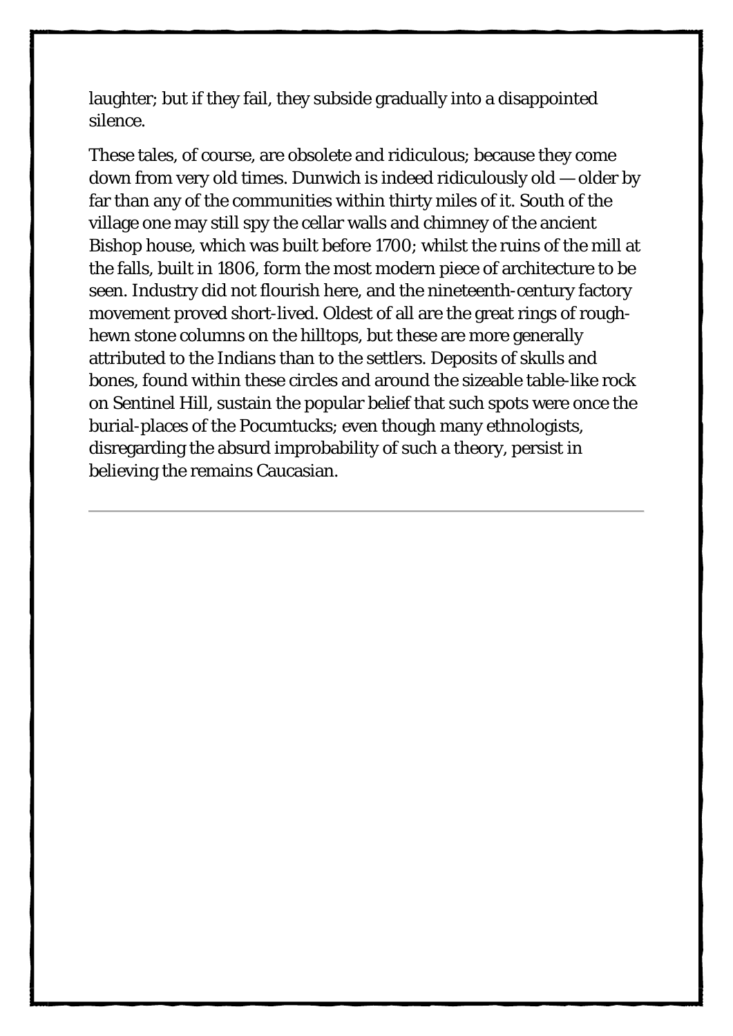laughter; but if they fail, they subside gradually into a disappointed silence.

These tales, of course, are obsolete and ridiculous; because they come down from very old times. Dunwich is indeed ridiculously old — older by far than any of the communities within thirty miles of it. South of the village one may still spy the cellar walls and chimney of the ancient Bishop house, which was built before 1700; whilst the ruins of the mill at the falls, built in 1806, form the most modern piece of architecture to be seen. Industry did not flourish here, and the nineteenth-century factory movement proved short-lived. Oldest of all are the great rings of rough-hewn stone columns on the hilltops, but these are more generally attributed to the Indians than to the settlers. Deposits of skulls and bones, found within these circles and around the sizeable table-like rock on Sentinel Hill, sustain the popular belief that such spots were once the burial-places of the Pocumtucks; even though many ethnologists, disregarding the absurd improbability of such a theory, persist in believing the remains Caucasian.

---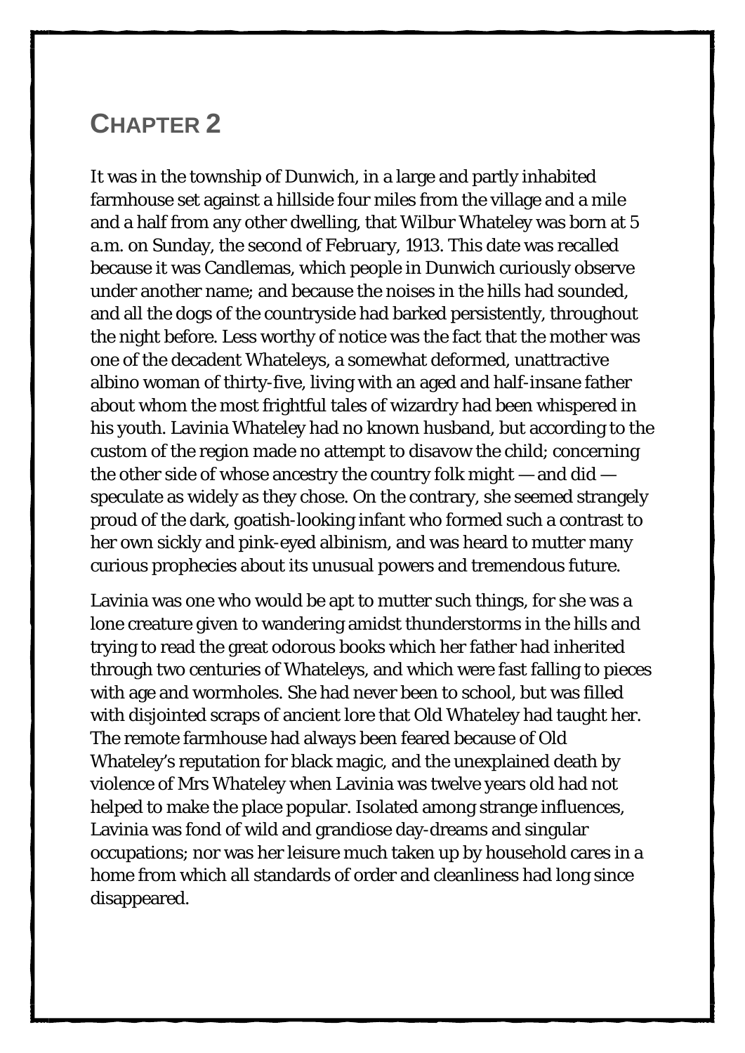## CHAPTER 2

It was in the township of Dunwich, in a large and partly inhabited farmhouse set against a hillside four miles from the village and a mile and a half from any other dwelling, that Wilbur Whateley was born at 5 a.m. on Sunday, the second of February, 1913. This date was recalled because it was Candlemas, which people in Dunwich curiously observe under another name; and because the noises in the hills had sounded, and all the dogs of the countryside had barked persistently, throughout the night before. Less worthy of notice was the fact that the mother was one of the decadent Whateleys, a somewhat deformed, unattractive albino woman of thirty-five, living with an aged and half-insane father about whom the most frightful tales of wizardry had been whispered in his youth. Lavinia Whateley had no known husband, but according to the custom of the region made no attempt to disavow the child; concerning the other side of whose ancestry the country folk might — and did — speculate as widely as they chose. On the contrary, she seemed strangely proud of the dark, goatish-looking infant who formed such a contrast to her own sickly and pink-eyed albinism, and was heard to mutter many curious prophecies about its unusual powers and tremendous future.

Lavinia was one who would be apt to mutter such things, for she was a lone creature given to wandering amidst thunderstorms in the hills and trying to read the great odorous books which her father had inherited through two centuries of Whateleys, and which were fast falling to pieces with age and wormholes. She had never been to school, but was filled with disjointed scraps of ancient lore that Old Whateley had taught her. The remote farmhouse had always been feared because of Old Whateley's reputation for black magic, and the unexplained death by violence of Mrs Whateley when Lavinia was twelve years old had not helped to make the place popular. Isolated among strange influences, Lavinia was fond of wild and grandiose day-dreams and singular occupations; nor was her leisure much taken up by household cares in a home from which all standards of order and cleanliness had long since disappeared.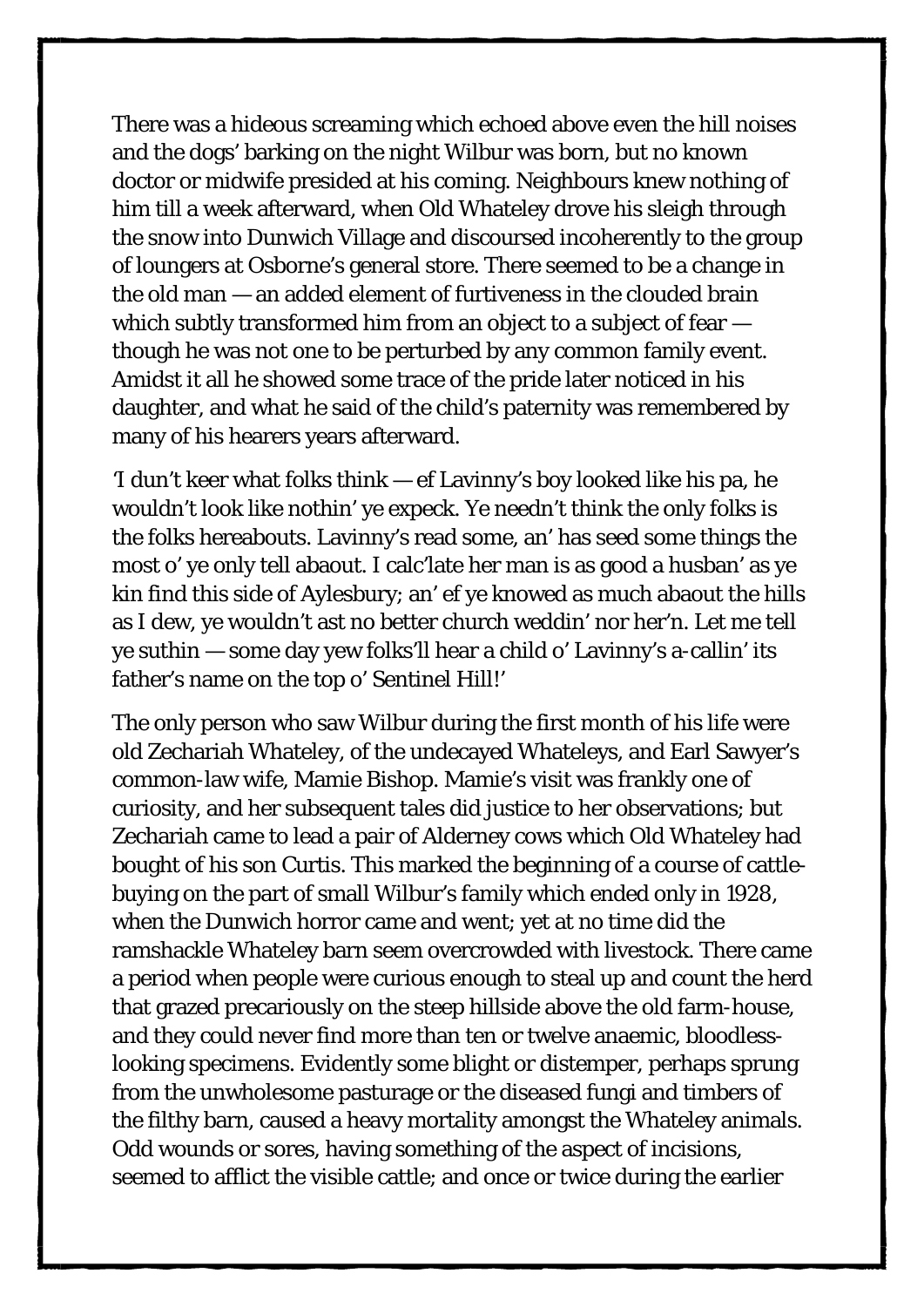There was a hideous screaming which echoed above even the hill noises and the dogs' barking on the night Wilbur was born, but no known doctor or midwife presided at his coming. Neighbours knew nothing of him till a week afterward, when Old Whateley drove his sleigh through the snow into Dunwich Village and discoursed incoherently to the group of loungers at Osborne's general store. There seemed to be a change in the old man — an added element of furtiveness in the clouded brain which subtly transformed him from an object to a subject of fear — though he was not one to be perturbed by any common family event. Amidst it all he showed some trace of the pride later noticed in his daughter, and what he said of the child's paternity was remembered by many of his hearers years afterward.

'I dun't keer what folks think — ef Lavinny's boy looked like his pa, he wouldn't look like nothin' ye expeck. Ye needn't think the only folks is the folks hereabouts. Lavinny's read some, an' has seed some things the most o' ye only tell abaout. I calc'late her man is as good a husban' as ye kin find this side of Aylesbury; an' ef ye knowed as much abaout the hills as I dew, ye wouldn't ast no better church weddin' nor her'n. Let me tell ye suthin — some day yew folks'll hear a child o' Lavinny's a-callin' its father's name on the top o' Sentinel Hill!'

The only person who saw Wilbur during the first month of his life were old Zechariah Whateley, of the undecayed Whateleys, and Earl Sawyer's common-law wife, Mamie Bishop. Mamie's visit was frankly one of curiosity, and her subsequent tales did justice to her observations; but Zechariah came to lead a pair of Alderney cows which Old Whateley had bought of his son Curtis. This marked the beginning of a course of cattle-buying on the part of small Wilbur's family which ended only in 1928, when the Dunwich horror came and went; yet at no time did the ramshackle Whateley barn seem overcrowded with livestock. There came a period when people were curious enough to steal up and count the herd that grazed precariously on the steep hillside above the old farm-house, and they could never find more than ten or twelve anaemic, bloodless-looking specimens. Evidently some blight or distemper, perhaps sprung from the unwholesome pasturage or the diseased fungi and timbers of the filthy barn, caused a heavy mortality amongst the Whateley animals. Odd wounds or sores, having something of the aspect of incisions, seemed to afflict the visible cattle; and once or twice during the earlier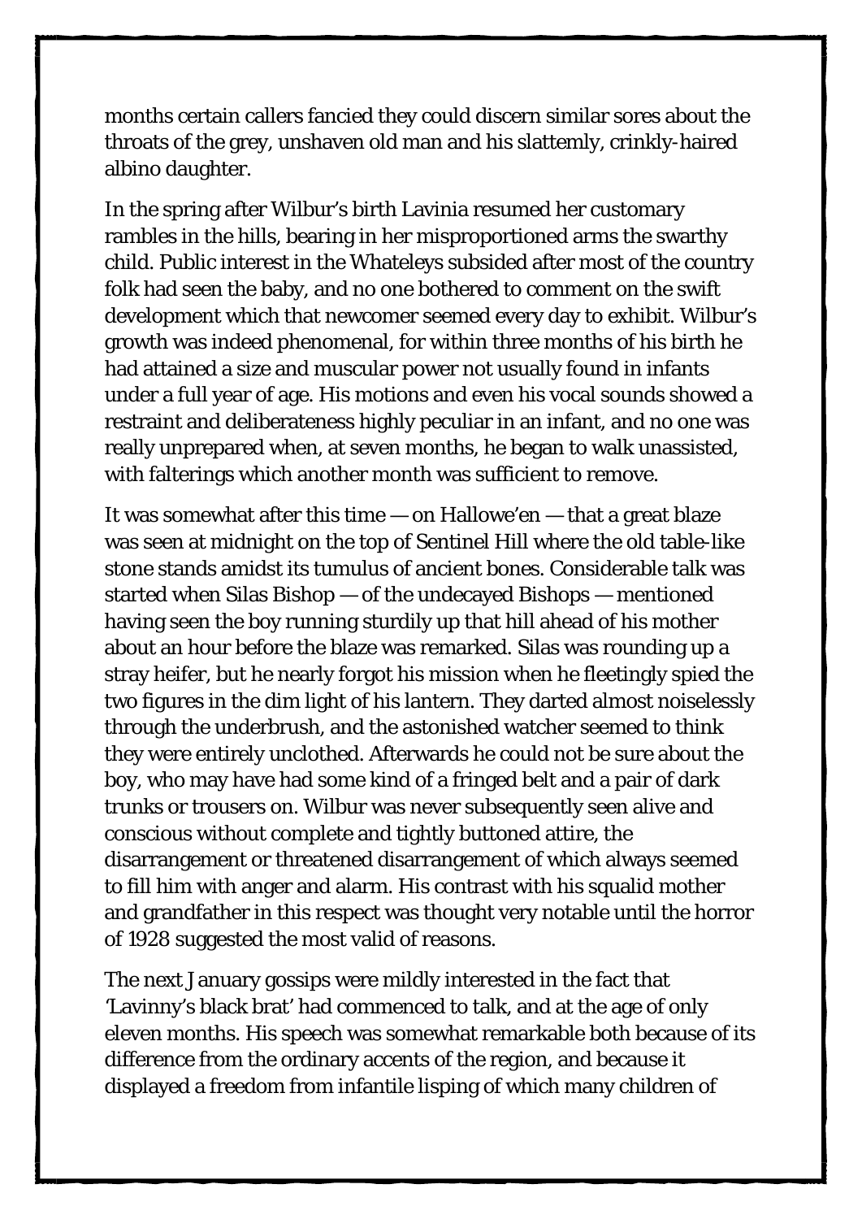months certain callers fancied they could discern similar sores about the throats of the grey, unshaven old man and his slatternly, crinkly-haired albino daughter.

In the spring after Wilbur's birth Lavinia resumed her customary rambles in the hills, bearing in her misproportioned arms the swarthy child. Public interest in the Whateleys subsided after most of the country folk had seen the baby, and no one bothered to comment on the swift development which that newcomer seemed every day to exhibit. Wilbur's growth was indeed phenomenal, for within three months of his birth he had attained a size and muscular power not usually found in infants under a full year of age. His motions and even his vocal sounds showed a restraint and deliberateness highly peculiar in an infant, and no one was really unprepared when, at seven months, he began to walk unassisted, with falterings which another month was sufficient to remove.

It was somewhat after this time — on Hallowe'en — that a great blaze was seen at midnight on the top of Sentinel Hill where the old table-like stone stands amidst its tumulus of ancient bones. Considerable talk was started when Silas Bishop — of the undecayed Bishops — mentioned having seen the boy running sturdily up that hill ahead of his mother about an hour before the blaze was remarked. Silas was rounding up a stray heifer, but he nearly forgot his mission when he fleetingly spied the two figures in the dim light of his lantern. They darted almost noiselessly through the underbrush, and the astonished watcher seemed to think they were entirely unclothed. Afterwards he could not be sure about the boy, who may have had some kind of a fringed belt and a pair of dark trunks or trousers on. Wilbur was never subsequently seen alive and conscious without complete and tightly buttoned attire, the disarrangement or threatened disarrangement of which always seemed to fill him with anger and alarm. His contrast with his squalid mother and grandfather in this respect was thought very notable until the horror of 1928 suggested the most valid of reasons.

The next January gossips were mildly interested in the fact that 'Lavinny's black brat' had commenced to talk, and at the age of only eleven months. His speech was somewhat remarkable both because of its difference from the ordinary accents of the region, and because it displayed a freedom from infantile lisping of which many children of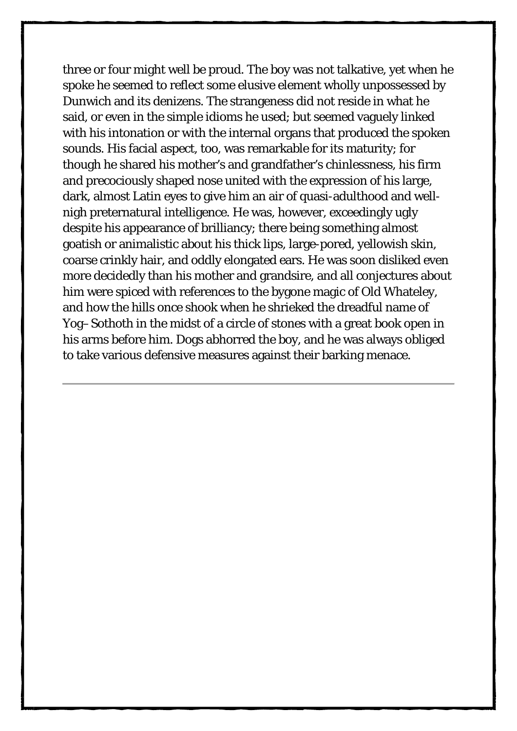three or four might well be proud. The boy was not talkative, yet when he spoke he seemed to reflect some elusive element wholly unpossessed by Dunwich and its denizens. The strangeness did not reside in what he said, or even in the simple idioms he used; but seemed vaguely linked with his intonation or with the internal organs that produced the spoken sounds. His facial aspect, too, was remarkable for its maturity; for though he shared his mother's and grandfather's chinlessness, his firm and precociously shaped nose united with the expression of his large, dark, almost Latin eyes to give him an air of quasi-adulthood and well-nigh preternatural intelligence. He was, however, exceedingly ugly despite his appearance of brilliancy; there being something almost goatish or animalistic about his thick lips, large-pored, yellowish skin, coarse crinkly hair, and oddly elongated ears. He was soon disliked even more decidedly than his mother and grandsire, and all conjectures about him were spiced with references to the bygone magic of Old Whateley, and how the hills once shook when he shrieked the dreadful name of Yog–Sothoth in the midst of a circle of stones with a great book open in his arms before him. Dogs abhorred the boy, and he was always obliged to take various defensive measures against their barking menace.

---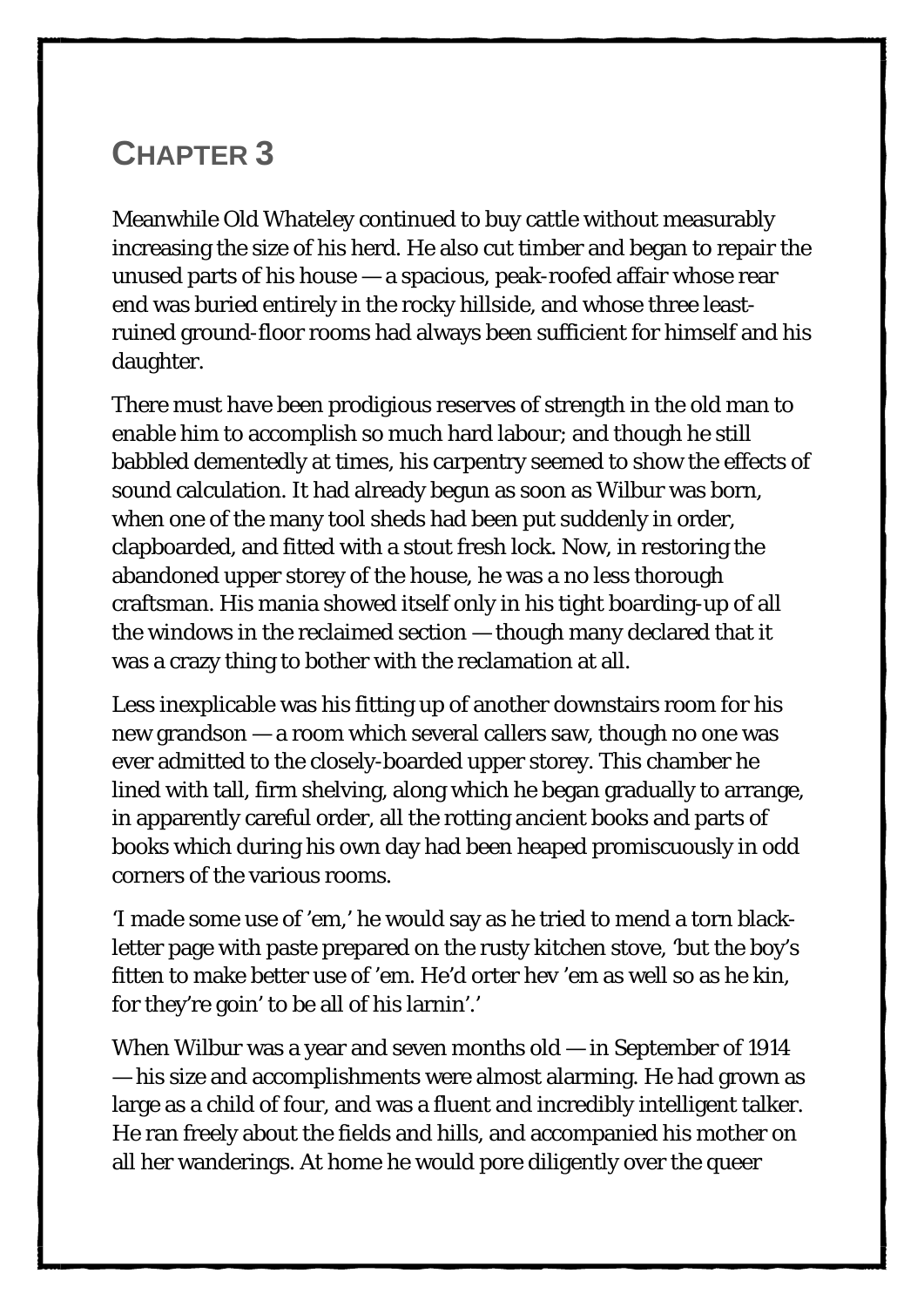## CHAPTER 3

Meanwhile Old Whateley continued to buy cattle without measurably increasing the size of his herd. He also cut timber and began to repair the unused parts of his house — a spacious, peak-roofed affair whose rear end was buried entirely in the rocky hillside, and whose three least-ruined ground-floor rooms had always been sufficient for himself and his daughter.

There must have been prodigious reserves of strength in the old man to enable him to accomplish so much hard labour; and though he still babbled dementedly at times, his carpentry seemed to show the effects of sound calculation. It had already begun as soon as Wilbur was born, when one of the many tool sheds had been put suddenly in order, clapboarded, and fitted with a stout fresh lock. Now, in restoring the abandoned upper storey of the house, he was a no less thorough craftsman. His mania showed itself only in his tight boarding-up of all the windows in the reclaimed section — though many declared that it was a crazy thing to bother with the reclamation at all.

Less inexplicable was his fitting up of another downstairs room for his new grandson — a room which several callers saw, though no one was ever admitted to the closely-boarded upper storey. This chamber he lined with tall, firm shelving, along which he began gradually to arrange, in apparently careful order, all the rotting ancient books and parts of books which during his own day had been heaped promiscuously in odd corners of the various rooms.

'I made some use of 'em,' he would say as he tried to mend a torn black-letter page with paste prepared on the rusty kitchen stove, 'but the boy's fitten to make better use of 'em. He'd orter hev 'em as well so as he kin, for they're goin' to be all of his larnin'.'

When Wilbur was a year and seven months old — in September of 1914 — his size and accomplishments were almost alarming. He had grown as large as a child of four, and was a fluent and incredibly intelligent talker. He ran freely about the fields and hills, and accompanied his mother on all her wanderings. At home he would pore diligently over the queer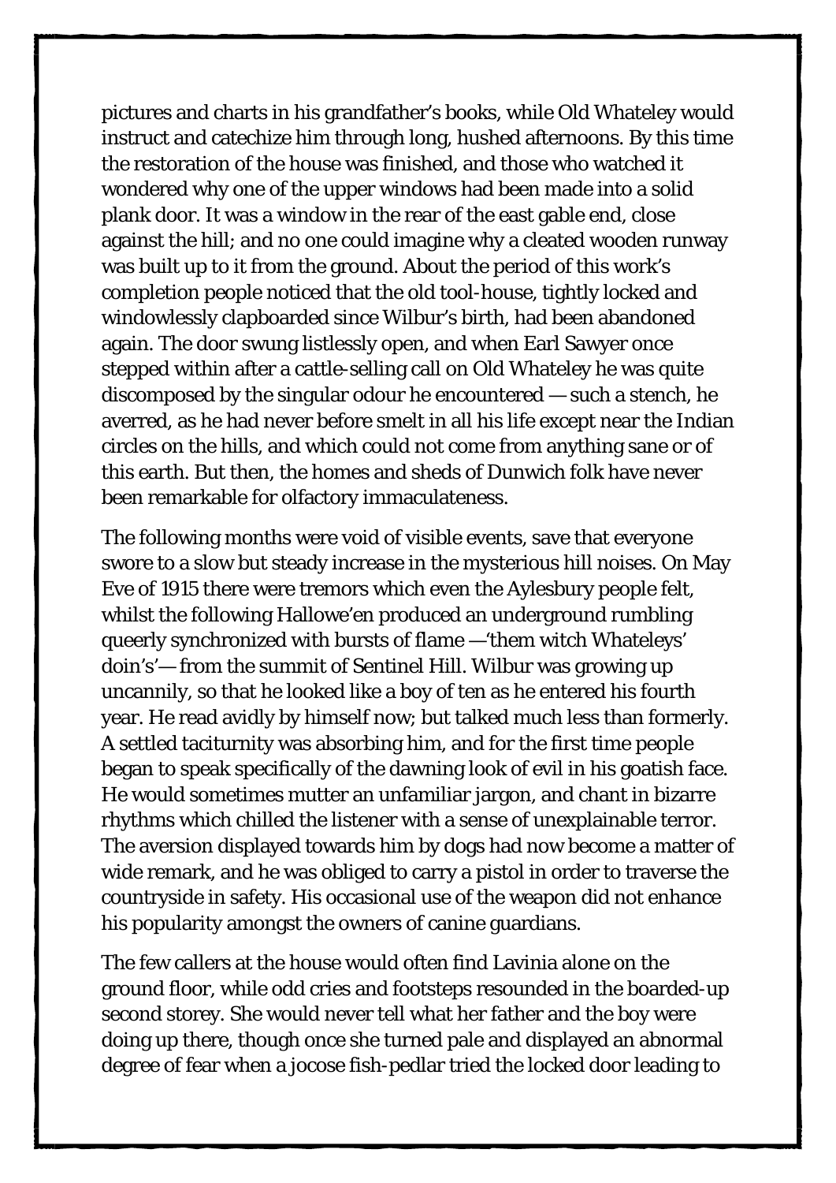pictures and charts in his grandfather's books, while Old Whateley would instruct and catechize him through long, hushed afternoons. By this time the restoration of the house was finished, and those who watched it wondered why one of the upper windows had been made into a solid plank door. It was a window in the rear of the east gable end, close against the hill; and no one could imagine why a cleated wooden runway was built up to it from the ground. About the period of this work's completion people noticed that the old tool-house, tightly locked and windowlessly clapboarded since Wilbur's birth, had been abandoned again. The door swung listlessly open, and when Earl Sawyer once stepped within after a cattle-selling call on Old Whateley he was quite discomposed by the singular odour he encountered — such a stench, he averred, as he had never before smelt in all his life except near the Indian circles on the hills, and which could not come from anything sane or of this earth. But then, the homes and sheds of Dunwich folk have never been remarkable for olfactory immaculateness.

The following months were void of visible events, save that everyone swore to a slow but steady increase in the mysterious hill noises. On May Eve of 1915 there were tremors which even the Aylesbury people felt, whilst the following Hallowe'en produced an underground rumbling queerly synchronized with bursts of flame —'them witch Whateleys' doin's'— from the summit of Sentinel Hill. Wilbur was growing up uncannily, so that he looked like a boy of ten as he entered his fourth year. He read avidly by himself now; but talked much less than formerly. A settled taciturnity was absorbing him, and for the first time people began to speak specifically of the dawning look of evil in his goatish face. He would sometimes mutter an unfamiliar jargon, and chant in bizarre rhythms which chilled the listener with a sense of unexplainable terror. The aversion displayed towards him by dogs had now become a matter of wide remark, and he was obliged to carry a pistol in order to traverse the countryside in safety. His occasional use of the weapon did not enhance his popularity amongst the owners of canine guardians.

The few callers at the house would often find Lavinia alone on the ground floor, while odd cries and footsteps resounded in the boarded-up second storey. She would never tell what her father and the boy were doing up there, though once she turned pale and displayed an abnormal degree of fear when a jocose fish-pedlar tried the locked door leading to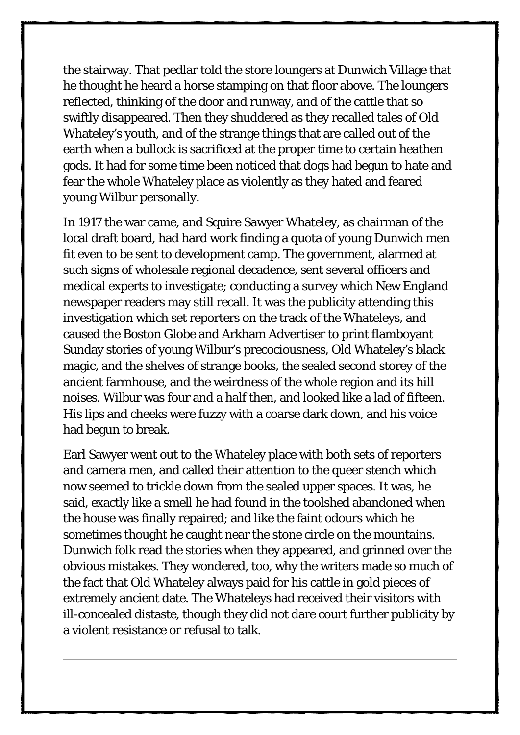the stairway. That pedlar told the store loungers at Dunwich Village that he thought he heard a horse stamping on that floor above. The loungers reflected, thinking of the door and runway, and of the cattle that so swiftly disappeared. Then they shuddered as they recalled tales of Old Whateley's youth, and of the strange things that are called out of the earth when a bullock is sacrificed at the proper time to certain heathen gods. It had for some time been noticed that dogs had begun to hate and fear the whole Whateley place as violently as they hated and feared young Wilbur personally.

In 1917 the war came, and Squire Sawyer Whateley, as chairman of the local draft board, had hard work finding a quota of young Dunwich men fit even to be sent to development camp. The government, alarmed at such signs of wholesale regional decadence, sent several officers and medical experts to investigate; conducting a survey which New England newspaper readers may still recall. It was the publicity attending this investigation which set reporters on the track of the Whateleys, and caused the Boston Globe and Arkham Advertiser to print flamboyant Sunday stories of young Wilbur's precociousness, Old Whateley's black magic, and the shelves of strange books, the sealed second storey of the ancient farmhouse, and the weirdness of the whole region and its hill noises. Wilbur was four and a half then, and looked like a lad of fifteen. His lips and cheeks were fuzzy with a coarse dark down, and his voice had begun to break.

Earl Sawyer went out to the Whateley place with both sets of reporters and camera men, and called their attention to the queer stench which now seemed to trickle down from the sealed upper spaces. It was, he said, exactly like a smell he had found in the toolshed abandoned when the house was finally repaired; and like the faint odours which he sometimes thought he caught near the stone circle on the mountains. Dunwich folk read the stories when they appeared, and grinned over the obvious mistakes. They wondered, too, why the writers made so much of the fact that Old Whateley always paid for his cattle in gold pieces of extremely ancient date. The Whateleys had received their visitors with ill-concealed distaste, though they did not dare court further publicity by a violent resistance or refusal to talk.

---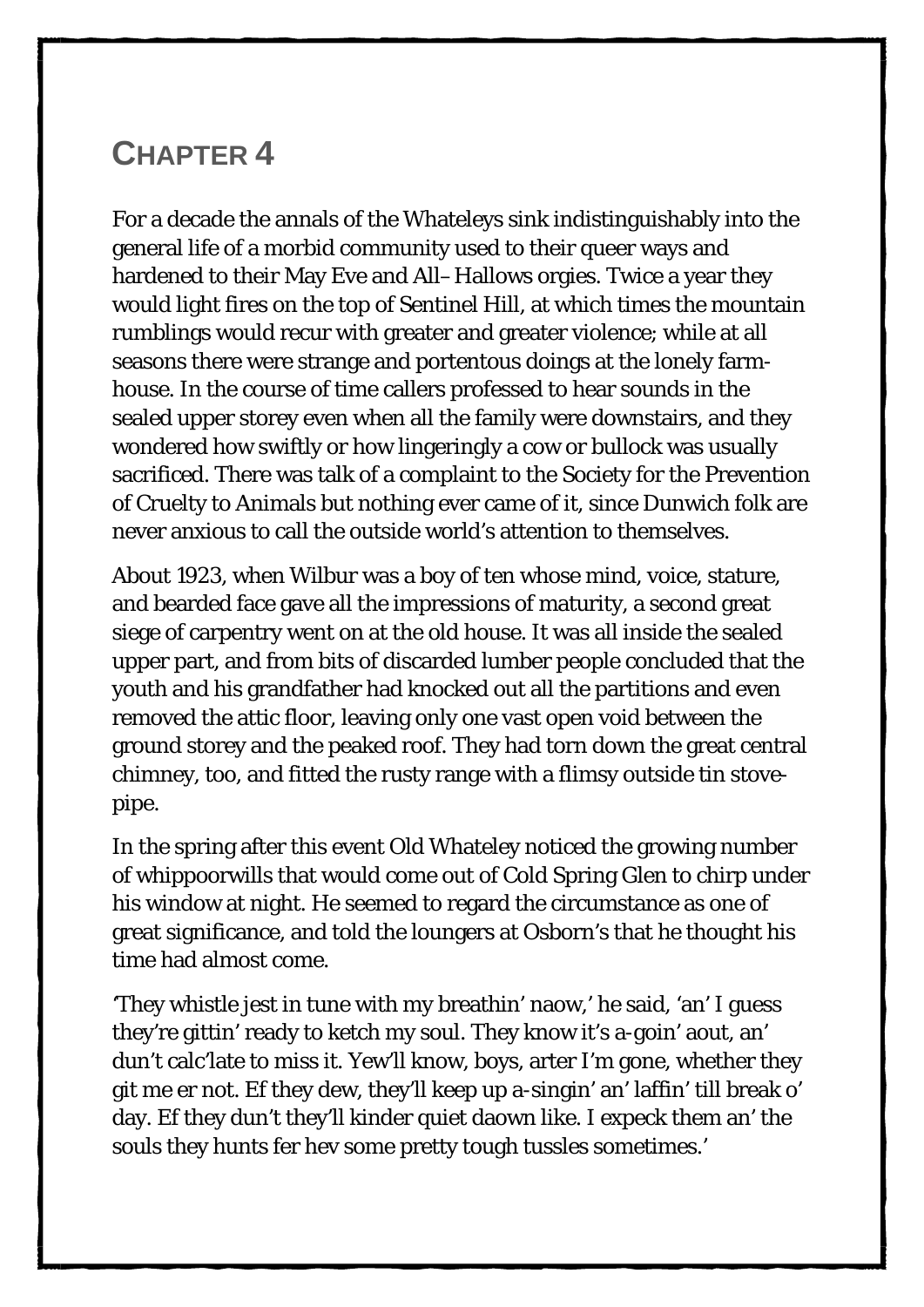## CHAPTER 4

For a decade the annals of the Whateleys sink indistinguishably into the general life of a morbid community used to their queer ways and hardened to their May Eve and All–Hallows orgies. Twice a year they would light fires on the top of Sentinel Hill, at which times the mountain rumblings would recur with greater and greater violence; while at all seasons there were strange and portentous doings at the lonely farm-house. In the course of time callers professed to hear sounds in the sealed upper storey even when all the family were downstairs, and they wondered how swiftly or how lingeringly a cow or bullock was usually sacrificed. There was talk of a complaint to the Society for the Prevention of Cruelty to Animals but nothing ever came of it, since Dunwich folk are never anxious to call the outside world's attention to themselves.

About 1923, when Wilbur was a boy of ten whose mind, voice, stature, and bearded face gave all the impressions of maturity, a second great siege of carpentry went on at the old house. It was all inside the sealed upper part, and from bits of discarded lumber people concluded that the youth and his grandfather had knocked out all the partitions and even removed the attic floor, leaving only one vast open void between the ground storey and the peaked roof. They had torn down the great central chimney, too, and fitted the rusty range with a flimsy outside tin stove-pipe.

In the spring after this event Old Whateley noticed the growing number of whippoorwills that would come out of Cold Spring Glen to chirp under his window at night. He seemed to regard the circumstance as one of great significance, and told the loungers at Osborn's that he thought his time had almost come.

'They whistle jest in tune with my breathin' naow,' he said, 'an' I guess they're gittin' ready to ketch my soul. They know it's a-goin' aout, an' dun't calc'late to miss it. Yew'll know, boys, arter I'm gone, whether they git me er not. Ef they dew, they'll keep up a-singin' an' laffin' till break o' day. Ef they dun't they'll kinder quiet daown like. I expeck them an' the souls they hunts fer hev some pretty tough tussles sometimes.'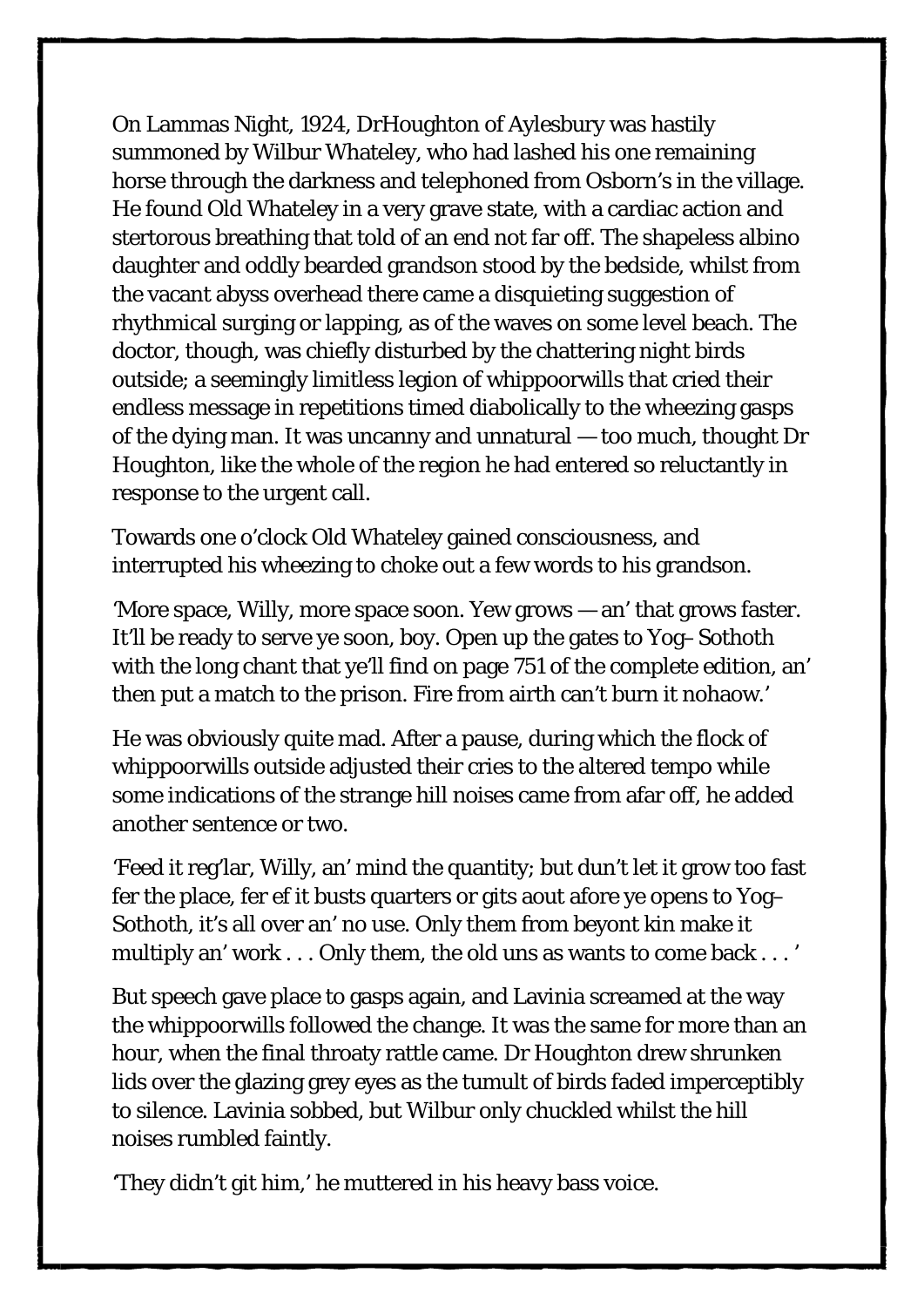On Lammas Night, 1924, DrHoughton of Aylesbury was hastily summoned by Wilbur Whateley, who had lashed his one remaining horse through the darkness and telephoned from Osborn's in the village. He found Old Whateley in a very grave state, with a cardiac action and stertorous breathing that told of an end not far off. The shapeless albino daughter and oddly bearded grandson stood by the bedside, whilst from the vacant abyss overhead there came a disquieting suggestion of rhythmical surging or lapping, as of the waves on some level beach. The doctor, though, was chiefly disturbed by the chattering night birds outside; a seemingly limitless legion of whippoorwills that cried their endless message in repetitions timed diabolically to the wheezing gasps of the dying man. It was uncanny and unnatural — too much, thought Dr Houghton, like the whole of the region he had entered so reluctantly in response to the urgent call.

Towards one o'clock Old Whateley gained consciousness, and interrupted his wheezing to choke out a few words to his grandson.

'More space, Willy, more space soon. Yew grows — an' that grows faster. It'll be ready to serve ye soon, boy. Open up the gates to Yog–Sothoth with the long chant that ye'll find on page 751 of the complete edition, an' then put a match to the prison. Fire from airth can't burn it nohaow.'

He was obviously quite mad. After a pause, during which the flock of whippoorwills outside adjusted their cries to the altered tempo while some indications of the strange hill noises came from afar off, he added another sentence or two.

'Feed it reg'lar, Willy, an' mind the quantity; but dun't let it grow too fast fer the place, fer ef it busts quarters or gits aout afore ye opens to Yog–Sothoth, it's all over an' no use. Only them from beyont kin make it multiply an' work . . . Only them, the old uns as wants to come back . . . '

But speech gave place to gasps again, and Lavinia screamed at the way the whippoorwills followed the change. It was the same for more than an hour, when the final throaty rattle came. Dr Houghton drew shrunken lids over the glazing grey eyes as the tumult of birds faded imperceptibly to silence. Lavinia sobbed, but Wilbur only chuckled whilst the hill noises rumbled faintly.

'They didn't git him,' he muttered in his heavy bass voice.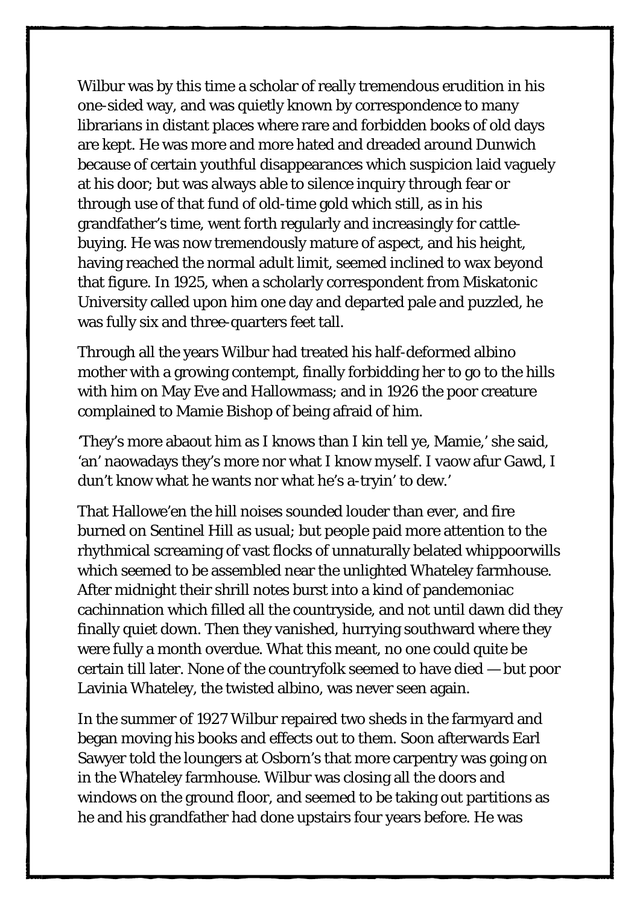Wilbur was by this time a scholar of really tremendous erudition in his one-sided way, and was quietly known by correspondence to many librarians in distant places where rare and forbidden books of old days are kept. He was more and more hated and dreaded around Dunwich because of certain youthful disappearances which suspicion laid vaguely at his door; but was always able to silence inquiry through fear or through use of that fund of old-time gold which still, as in his grandfather's time, went forth regularly and increasingly for cattle-buying. He was now tremendously mature of aspect, and his height, having reached the normal adult limit, seemed inclined to wax beyond that figure. In 1925, when a scholarly correspondent from Miskatonic University called upon him one day and departed pale and puzzled, he was fully six and three-quarters feet tall.

Through all the years Wilbur had treated his half-deformed albino mother with a growing contempt, finally forbidding her to go to the hills with him on May Eve and Hallowmass; and in 1926 the poor creature complained to Mamie Bishop of being afraid of him.

'They's more abaout him as I knows than I kin tell ye, Mamie,' she said, 'an' naowadays they's more nor what I know myself. I vaow afur Gawd, I dun't know what he wants nor what he's a-tryin' to dew.'

That Hallowe'en the hill noises sounded louder than ever, and fire burned on Sentinel Hill as usual; but people paid more attention to the rhythmical screaming of vast flocks of unnaturally belated whippoorwills which seemed to be assembled near the unlighted Whateley farmhouse. After midnight their shrill notes burst into a kind of pandemoniac cachinnation which filled all the countryside, and not until dawn did they finally quiet down. Then they vanished, hurrying southward where they were fully a month overdue. What this meant, no one could quite be certain till later. None of the countryfolk seemed to have died — but poor Lavinia Whateley, the twisted albino, was never seen again.

In the summer of 1927 Wilbur repaired two sheds in the farmyard and began moving his books and effects out to them. Soon afterwards Earl Sawyer told the loungers at Osborn's that more carpentry was going on in the Whateley farmhouse. Wilbur was closing all the doors and windows on the ground floor, and seemed to be taking out partitions as he and his grandfather had done upstairs four years before. He was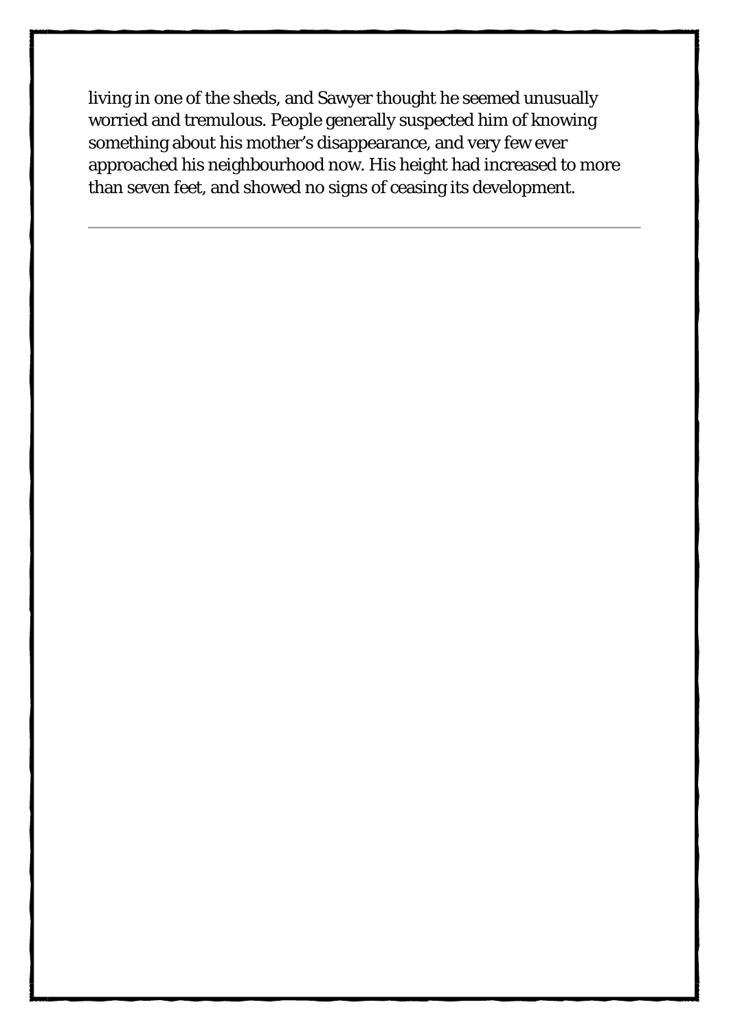living in one of the sheds, and Sawyer thought he seemed unusually worried and tremulous. People generally suspected him of knowing something about his mother's disappearance, and very few ever approached his neighbourhood now. His height had increased to more than seven feet, and showed no signs of ceasing its development.

---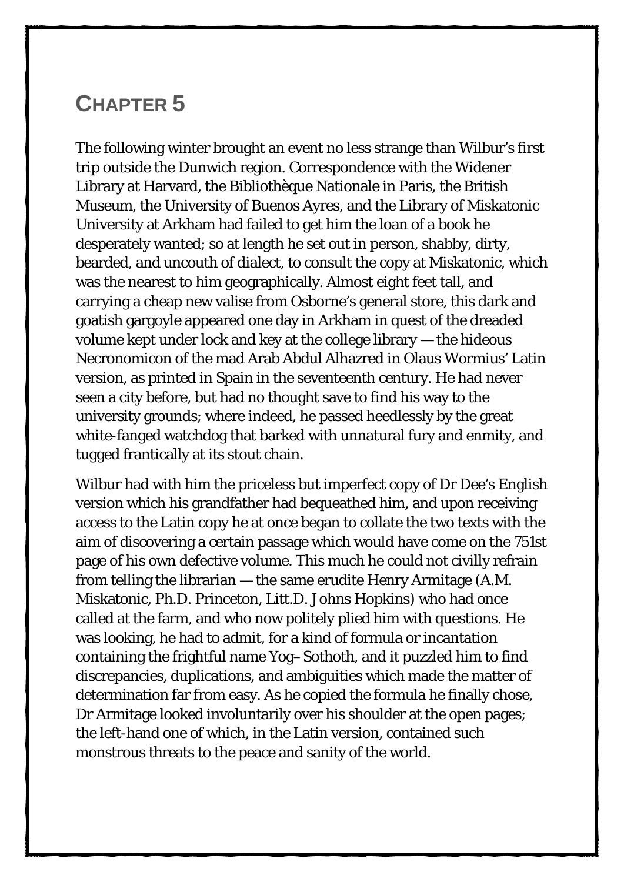# Chapter 5

The following winter brought an event no less strange than Wilbur's first trip outside the Dunwich region. Correspondence with the Widener Library at Harvard, the Bibliothèque Nationale in Paris, the British Museum, the University of Buenos Ayres, and the Library of Miskatonic University at Arkham had failed to get him the loan of a book he desperately wanted; so at length he set out in person, shabby, dirty, bearded, and uncouth of dialect, to consult the copy at Miskatonic, which was the nearest to him geographically. Almost eight feet tall, and carrying a cheap new valise from Osborne's general store, this dark and goatish gargoyle appeared one day in Arkham in quest of the dreaded volume kept under lock and key at the college library — the hideous Necronomicon of the mad Arab Abdul Alhazred in Olaus Wormius' Latin version, as printed in Spain in the seventeenth century. He had never seen a city before, but had no thought save to find his way to the university grounds; where indeed, he passed heedlessly by the great white-fanged watchdog that barked with unnatural fury and enmity, and tugged frantically at its stout chain.

Wilbur had with him the priceless but imperfect copy of Dr Dee's English version which his grandfather had bequeathed him, and upon receiving access to the Latin copy he at once began to collate the two texts with the aim of discovering a certain passage which would have come on the 751st page of his own defective volume. This much he could not civilly refrain from telling the librarian — the same erudite Henry Armitage (A.M. Miskatonic, Ph.D. Princeton, Litt.D. Johns Hopkins) who had once called at the farm, and who now politely plied him with questions. He was looking, he had to admit, for a kind of formula or incantation containing the frightful name Yog–Sothoth, and it puzzled him to find discrepancies, duplications, and ambiguities which made the matter of determination far from easy. As he copied the formula he finally chose, Dr Armitage looked involuntarily over his shoulder at the open pages; the left-hand one of which, in the Latin version, contained such monstrous threats to the peace and sanity of the world.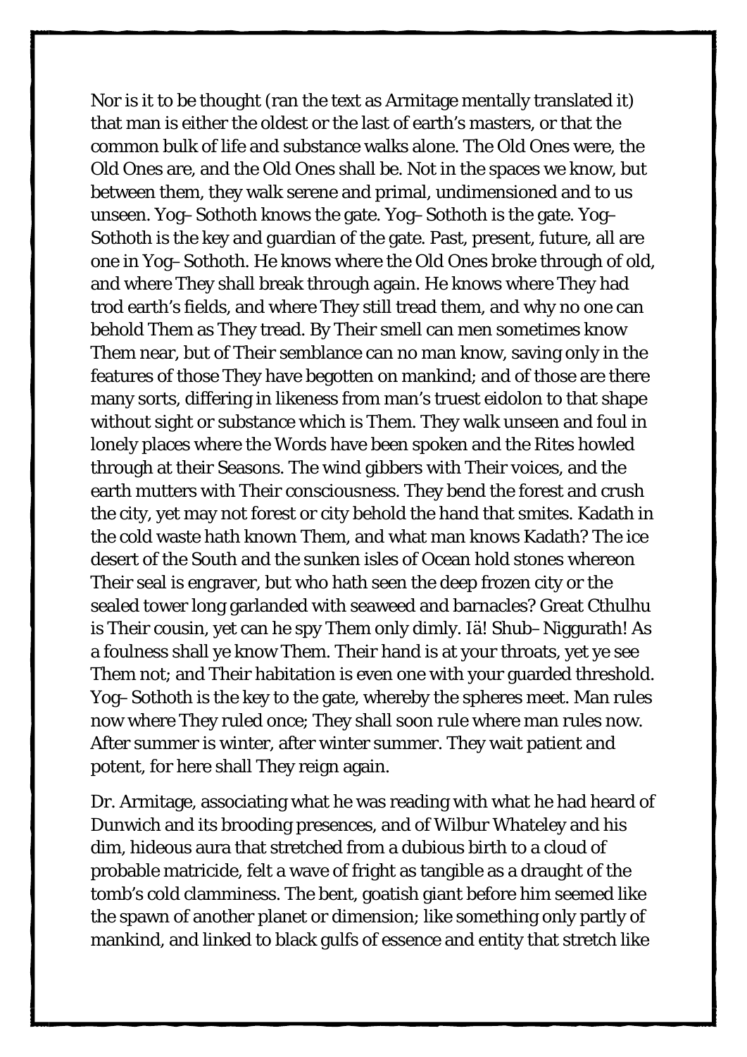Nor is it to be thought (ran the text as Armitage mentally translated it) that man is either the oldest or the last of earth’s masters, or that the common bulk of life and substance walks alone. The Old Ones were, the Old Ones are, and the Old Ones shall be. Not in the spaces we know, but between them, they walk serene and primal, undimensioned and to us unseen. Yog–Sothoth knows the gate. Yog–Sothoth is the gate. Yog–Sothoth is the key and guardian of the gate. Past, present, future, all are one in Yog–Sothoth. He knows where the Old Ones broke through of old, and where They shall break through again. He knows where They had trod earth’s fields, and where They still tread them, and why no one can behold Them as They tread. By Their smell can men sometimes know Them near, but of Their semblance can no man know, saving only in the features of those They have begotten on mankind; and of those are there many sorts, differing in likeness from man’s truest eidolon to that shape without sight or substance which is Them. They walk unseen and foul in lonely places where the Words have been spoken and the Rites howled through at their Seasons. The wind gibbers with Their voices, and the earth mutters with Their consciousness. They bend the forest and crush the city, yet may not forest or city behold the hand that smites. Kadath in the cold waste hath known Them, and what man knows Kadath? The ice desert of the South and the sunken isles of Ocean hold stones whereon Their seal is engraver, but who hath seen the deep frozen city or the sealed tower long garlanded with seaweed and barnacles? Great Cthulhu is Their cousin, yet can he spy Them only dimly. Iä! Shub–Niggurath! As a foulness shall ye know Them. Their hand is at your throats, yet ye see Them not; and Their habitation is even one with your guarded threshold. Yog–Sothoth is the key to the gate, whereby the spheres meet. Man rules now where They ruled once; They shall soon rule where man rules now. After summer is winter, after winter summer. They wait patient and potent, for here shall They reign again.

Dr. Armitage, associating what he was reading with what he had heard of Dunwich and its brooding presences, and of Wilbur Whateley and his dim, hideous aura that stretched from a dubious birth to a cloud of probable matricide, felt a wave of fright as tangible as a draught of the tomb’s cold clamminess. The bent, goatish giant before him seemed like the spawn of another planet or dimension; like something only partly of mankind, and linked to black gulfs of essence and entity that stretch like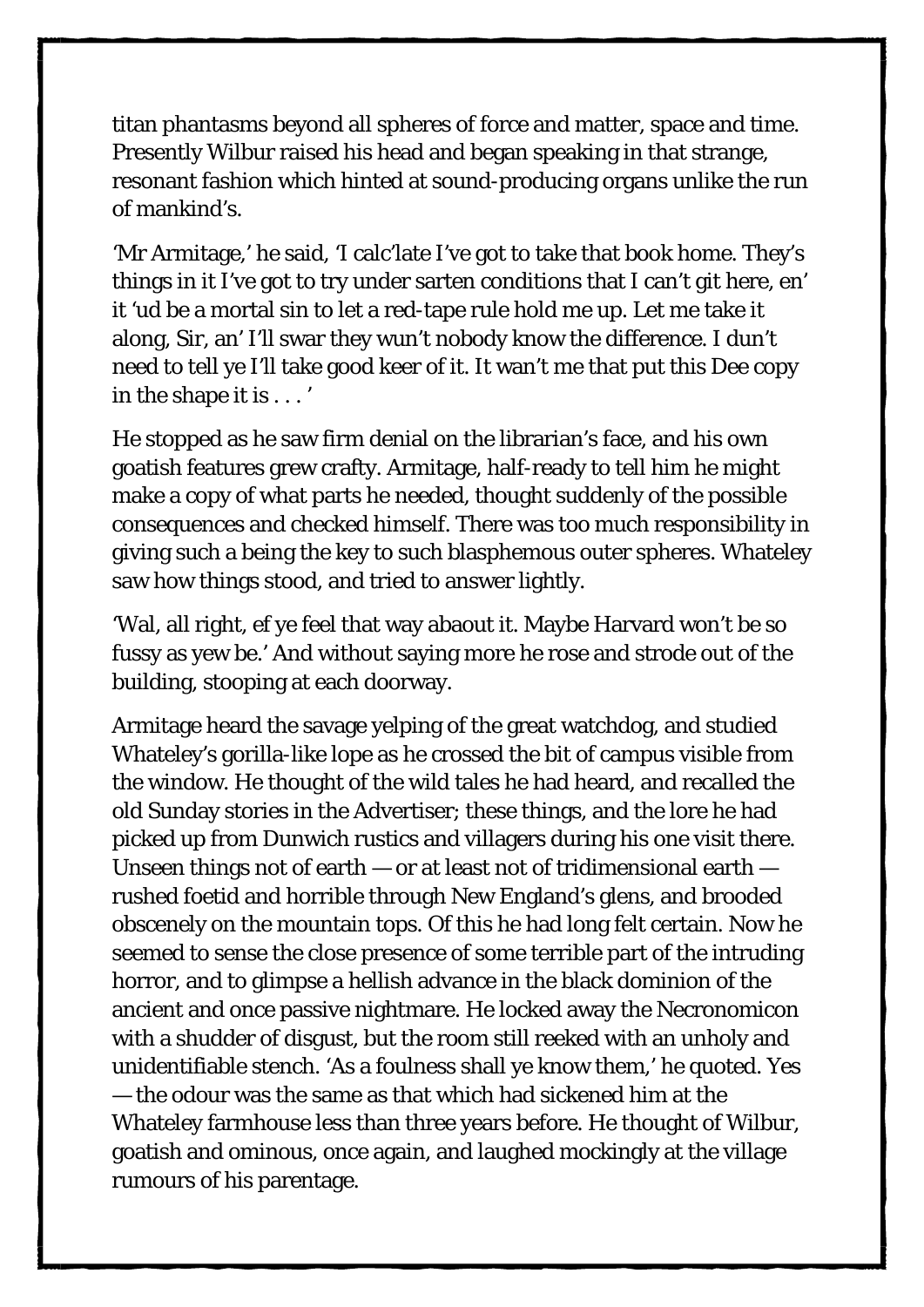titan phantasms beyond all spheres of force and matter, space and time. Presently Wilbur raised his head and began speaking in that strange, resonant fashion which hinted at sound-producing organs unlike the run of mankind's.

'Mr Armitage,' he said, 'I calc'late I've got to take that book home. They's things in it I've got to try under sarten conditions that I can't git here, en' it 'ud be a mortal sin to let a red-tape rule hold me up. Let me take it along, Sir, an' I'll swar they wun't nobody know the difference. I dun't need to tell ye I'll take good keer of it. It wan't me that put this Dee copy in the shape it is . . . '

He stopped as he saw firm denial on the librarian's face, and his own goatish features grew crafty. Armitage, half-ready to tell him he might make a copy of what parts he needed, thought suddenly of the possible consequences and checked himself. There was too much responsibility in giving such a being the key to such blasphemous outer spheres. Whateley saw how things stood, and tried to answer lightly.

'Wal, all right, ef ye feel that way abaout it. Maybe Harvard won't be so fussy as yew be.' And without saying more he rose and strode out of the building, stooping at each doorway.

Armitage heard the savage yelping of the great watchdog, and studied Whateley's gorilla-like lope as he crossed the bit of campus visible from the window. He thought of the wild tales he had heard, and recalled the old Sunday stories in the Advertiser; these things, and the lore he had picked up from Dunwich rustics and villagers during his one visit there. Unseen things not of earth — or at least not of tridimensional earth — rushed foetid and horrible through New England's glens, and brooded obscenely on the mountain tops. Of this he had long felt certain. Now he seemed to sense the close presence of some terrible part of the intruding horror, and to glimpse a hellish advance in the black dominion of the ancient and once passive nightmare. He locked away the Necronomicon with a shudder of disgust, but the room still reeked with an unholy and unidentifiable stench. 'As a foulness shall ye know them,' he quoted. Yes — the odour was the same as that which had sickened him at the Whateley farmhouse less than three years before. He thought of Wilbur, goatish and ominous, once again, and laughed mockingly at the village rumours of his parentage.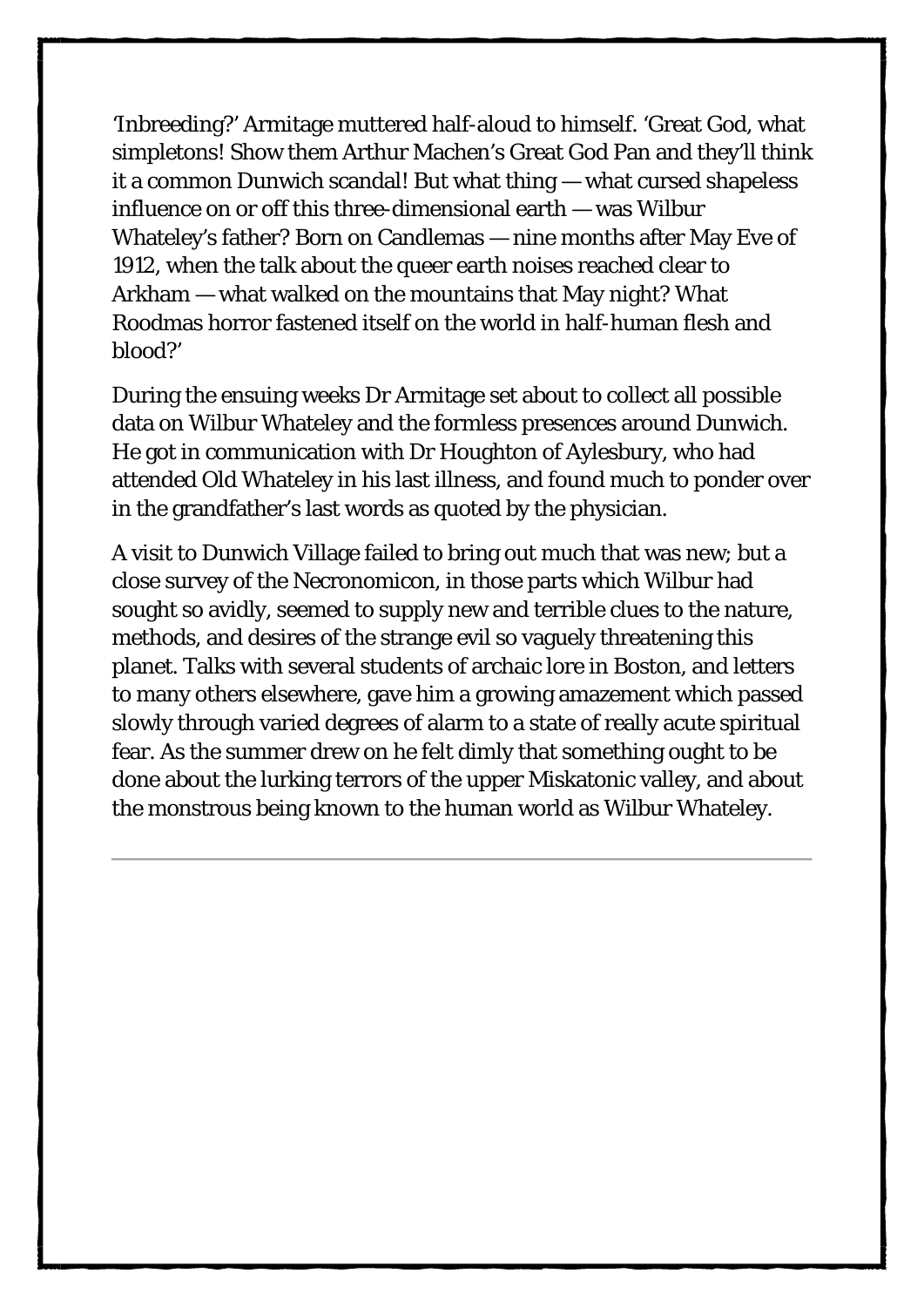'Inbreeding?' Armitage muttered half-aloud to himself. 'Great God, what simpletons! Show them Arthur Machen's Great God Pan and they'll think it a common Dunwich scandal! But what thing — what cursed shapeless influence on or off this three-dimensional earth — was Wilbur Whateley's father? Born on Candlemas — nine months after May Eve of 1912, when the talk about the queer earth noises reached clear to Arkham — what walked on the mountains that May night? What Roodmas horror fastened itself on the world in half-human flesh and blood?'

During the ensuing weeks Dr Armitage set about to collect all possible data on Wilbur Whateley and the formless presences around Dunwich. He got in communication with Dr Houghton of Aylesbury, who had attended Old Whateley in his last illness, and found much to ponder over in the grandfather's last words as quoted by the physician.

A visit to Dunwich Village failed to bring out much that was new; but a close survey of the Necronomicon, in those parts which Wilbur had sought so avidly, seemed to supply new and terrible clues to the nature, methods, and desires of the strange evil so vaguely threatening this planet. Talks with several students of archaic lore in Boston, and letters to many others elsewhere, gave him a growing amazement which passed slowly through varied degrees of alarm to a state of really acute spiritual fear. As the summer drew on he felt dimly that something ought to be done about the lurking terrors of the upper Miskatonic valley, and about the monstrous being known to the human world as Wilbur Whateley.

---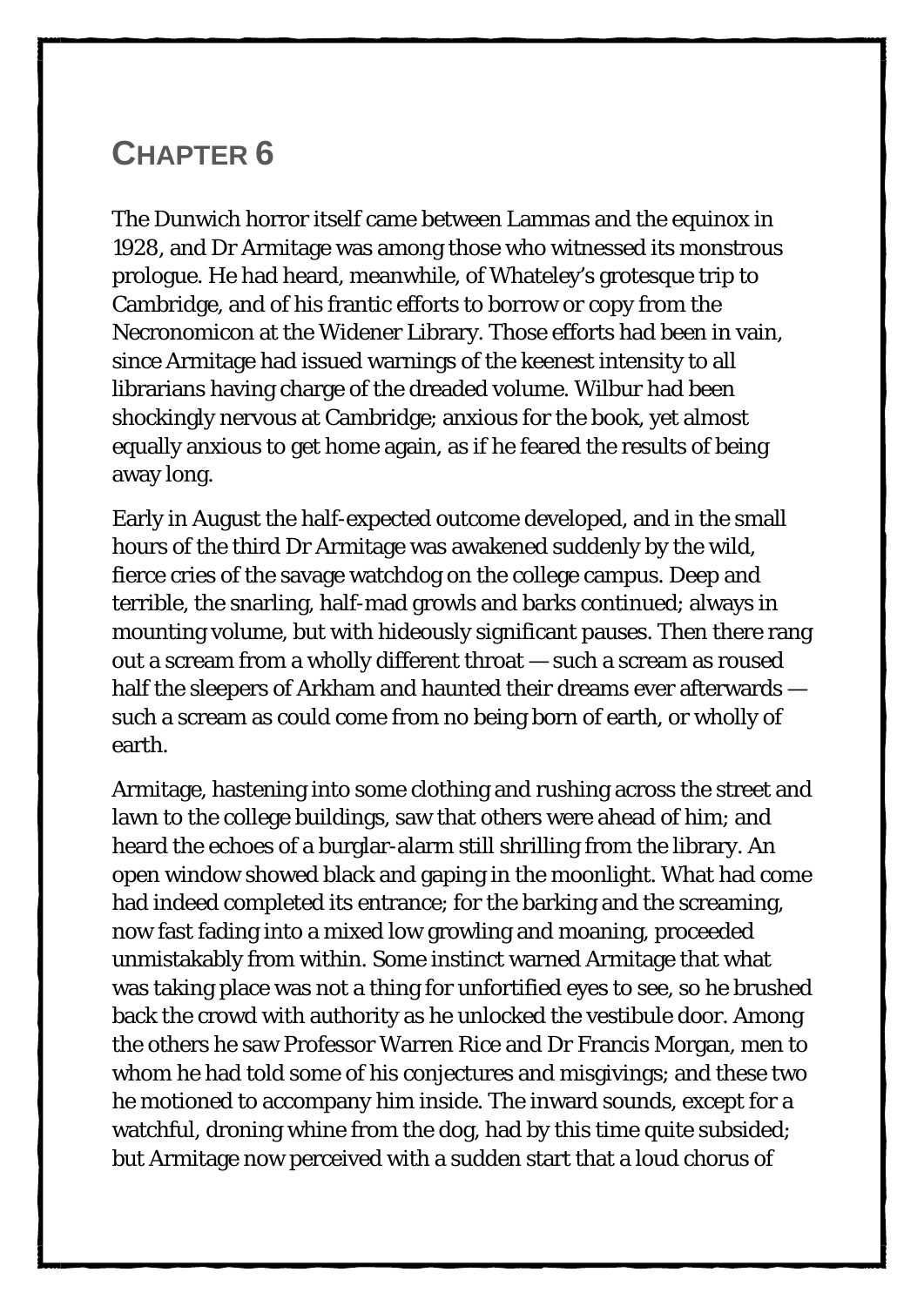# Chapter 6

The Dunwich horror itself came between Lammas and the equinox in 1928, and Dr Armitage was among those who witnessed its monstrous prologue. He had heard, meanwhile, of Whateley's grotesque trip to Cambridge, and of his frantic efforts to borrow or copy from the Necronomicon at the Widener Library. Those efforts had been in vain, since Armitage had issued warnings of the keenest intensity to all librarians having charge of the dreaded volume. Wilbur had been shockingly nervous at Cambridge; anxious for the book, yet almost equally anxious to get home again, as if he feared the results of being away long.

Early in August the half-expected outcome developed, and in the small hours of the third Dr Armitage was awakened suddenly by the wild, fierce cries of the savage watchdog on the college campus. Deep and terrible, the snarling, half-mad growls and barks continued; always in mounting volume, but with hideously significant pauses. Then there rang out a scream from a wholly different throat — such a scream as roused half the sleepers of Arkham and haunted their dreams ever afterwards — such a scream as could come from no being born of earth, or wholly of earth.

Armitage, hastening into some clothing and rushing across the street and lawn to the college buildings, saw that others were ahead of him; and heard the echoes of a burglar-alarm still shrilling from the library. An open window showed black and gaping in the moonlight. What had come had indeed completed its entrance; for the barking and the screaming, now fast fading into a mixed low growling and moaning, proceeded unmistakably from within. Some instinct warned Armitage that what was taking place was not a thing for unfortified eyes to see, so he brushed back the crowd with authority as he unlocked the vestibule door. Among the others he saw Professor Warren Rice and Dr Francis Morgan, men to whom he had told some of his conjectures and misgivings; and these two he motioned to accompany him inside. The inward sounds, except for a watchful, droning whine from the dog, had by this time quite subsided; but Armitage now perceived with a sudden start that a loud chorus of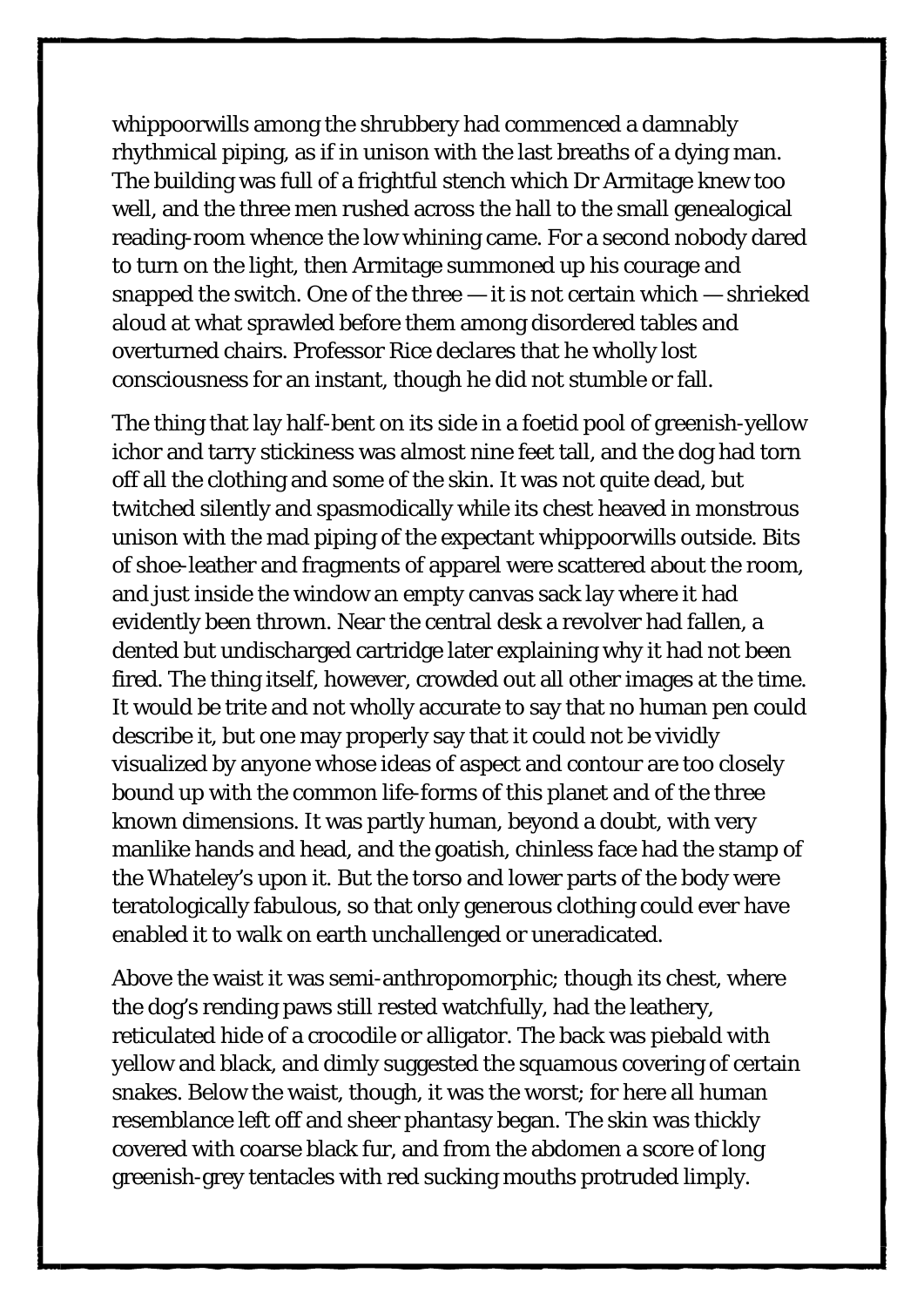whippoorwills among the shrubbery had commenced a damnably rhythmical piping, as if in unison with the last breaths of a dying man. The building was full of a frightful stench which Dr Armitage knew too well, and the three men rushed across the hall to the small genealogical reading-room whence the low whining came. For a second nobody dared to turn on the light, then Armitage summoned up his courage and snapped the switch. One of the three — it is not certain which — shrieked aloud at what sprawled before them among disordered tables and overturned chairs. Professor Rice declares that he wholly lost consciousness for an instant, though he did not stumble or fall.

The thing that lay half-bent on its side in a foetid pool of greenish-yellow ichor and tarry stickiness was almost nine feet tall, and the dog had torn off all the clothing and some of the skin. It was not quite dead, but twitched silently and spasmodically while its chest heaved in monstrous unison with the mad piping of the expectant whippoorwills outside. Bits of shoe-leather and fragments of apparel were scattered about the room, and just inside the window an empty canvas sack lay where it had evidently been thrown. Near the central desk a revolver had fallen, a dented but undischarged cartridge later explaining why it had not been fired. The thing itself, however, crowded out all other images at the time. It would be trite and not wholly accurate to say that no human pen could describe it, but one may properly say that it could not be vividly visualized by anyone whose ideas of aspect and contour are too closely bound up with the common life-forms of this planet and of the three known dimensions. It was partly human, beyond a doubt, with very manlike hands and head, and the goatish, chinless face had the stamp of the Whateley's upon it. But the torso and lower parts of the body were teratologically fabulous, so that only generous clothing could ever have enabled it to walk on earth unchallenged or uneradicated.

Above the waist it was semi-anthropomorphic; though its chest, where the dog's rending paws still rested watchfully, had the leathery, reticulated hide of a crocodile or alligator. The back was piebald with yellow and black, and dimly suggested the squamous covering of certain snakes. Below the waist, though, it was the worst; for here all human resemblance left off and sheer phantasy began. The skin was thickly covered with coarse black fur, and from the abdomen a score of long greenish-grey tentacles with red sucking mouths protruded limply.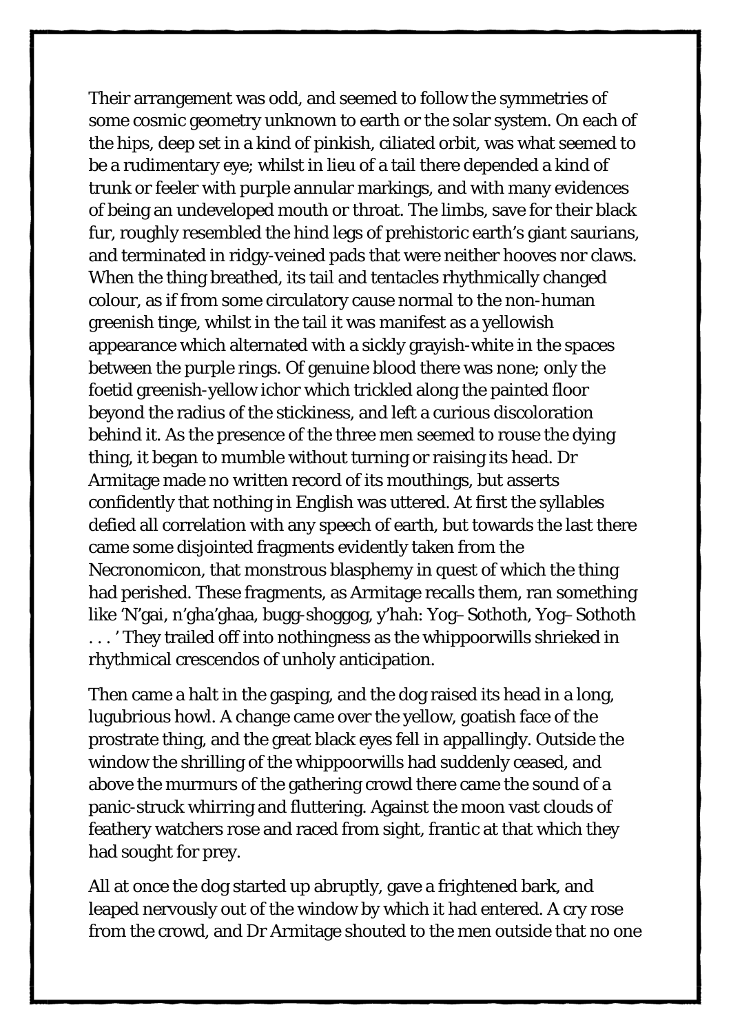Their arrangement was odd, and seemed to follow the symmetries of some cosmic geometry unknown to earth or the solar system. On each of the hips, deep set in a kind of pinkish, ciliated orbit, was what seemed to be a rudimentary eye; whilst in lieu of a tail there depended a kind of trunk or feeler with purple annular markings, and with many evidences of being an undeveloped mouth or throat. The limbs, save for their black fur, roughly resembled the hind legs of prehistoric earth's giant saurians, and terminated in ridgy-veined pads that were neither hooves nor claws. When the thing breathed, its tail and tentacles rhythmically changed colour, as if from some circulatory cause normal to the non-human greenish tinge, whilst in the tail it was manifest as a yellowish appearance which alternated with a sickly grayish-white in the spaces between the purple rings. Of genuine blood there was none; only the foetid greenish-yellow ichor which trickled along the painted floor beyond the radius of the stickiness, and left a curious discoloration behind it. As the presence of the three men seemed to rouse the dying thing, it began to mumble without turning or raising its head. Dr Armitage made no written record of its mouthings, but asserts confidently that nothing in English was uttered. At first the syllables defied all correlation with any speech of earth, but towards the last there came some disjointed fragments evidently taken from the Necronomicon, that monstrous blasphemy in quest of which the thing had perished. These fragments, as Armitage recalls them, ran something like 'N'gai, n'gha'ghaa, bugg-shoggog, y'hah: Yog–Sothoth, Yog–Sothoth . . . ' They trailed off into nothingness as the whippoorwills shrieked in rhythmical crescendos of unholy anticipation.

Then came a halt in the gasping, and the dog raised its head in a long, lugubrious howl. A change came over the yellow, goatish face of the prostrate thing, and the great black eyes fell in appallingly. Outside the window the shrilling of the whippoorwills had suddenly ceased, and above the murmurs of the gathering crowd there came the sound of a panic-struck whirring and fluttering. Against the moon vast clouds of feathery watchers rose and raced from sight, frantic at that which they had sought for prey.

All at once the dog started up abruptly, gave a frightened bark, and leaped nervously out of the window by which it had entered. A cry rose from the crowd, and Dr Armitage shouted to the men outside that no one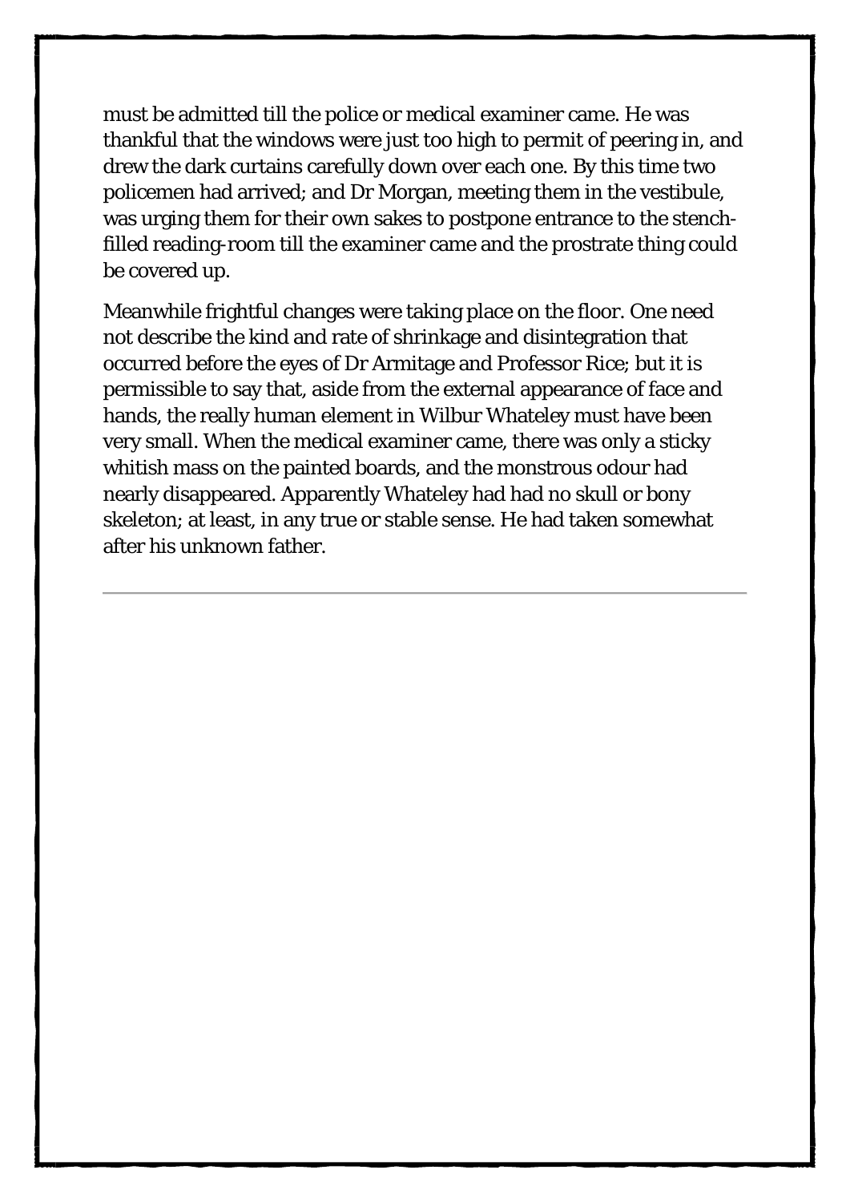must be admitted till the police or medical examiner came. He was thankful that the windows were just too high to permit of peering in, and drew the dark curtains carefully down over each one. By this time two policemen had arrived; and Dr Morgan, meeting them in the vestibule, was urging them for their own sakes to postpone entrance to the stench-filled reading-room till the examiner came and the prostrate thing could be covered up.

Meanwhile frightful changes were taking place on the floor. One need not describe the kind and rate of shrinkage and disintegration that occurred before the eyes of Dr Armitage and Professor Rice; but it is permissible to say that, aside from the external appearance of face and hands, the really human element in Wilbur Whateley must have been very small. When the medical examiner came, there was only a sticky whitish mass on the painted boards, and the monstrous odour had nearly disappeared. Apparently Whateley had had no skull or bony skeleton; at least, in any true or stable sense. He had taken somewhat after his unknown father.

---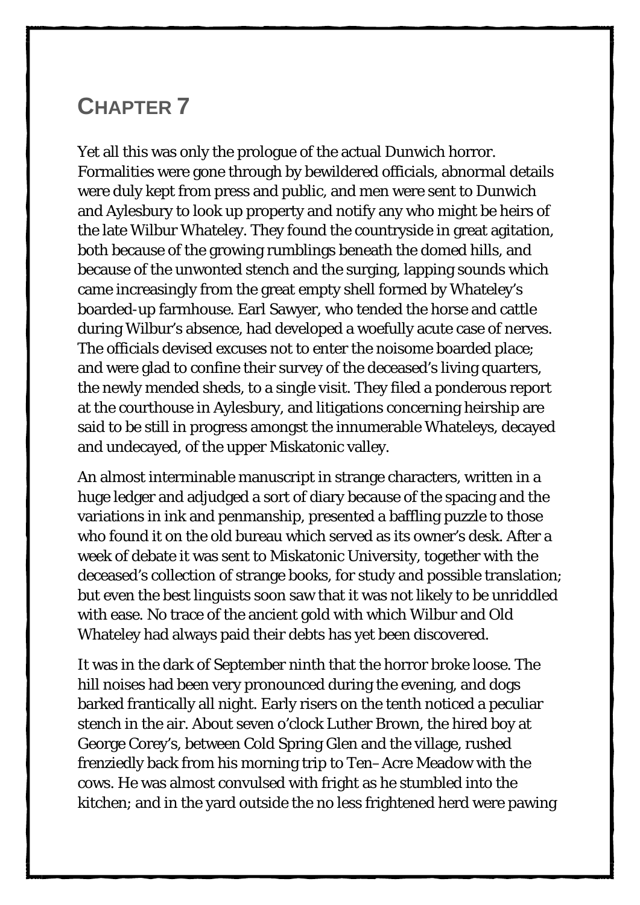# CHAPTER 7

Yet all this was only the prologue of the actual Dunwich horror. Formalities were gone through by bewildered officials, abnormal details were duly kept from press and public, and men were sent to Dunwich and Aylesbury to look up property and notify any who might be heirs of the late Wilbur Whateley. They found the countryside in great agitation, both because of the growing rumblings beneath the domed hills, and because of the unwonted stench and the surging, lapping sounds which came increasingly from the great empty shell formed by Whateley's boarded-up farmhouse. Earl Sawyer, who tended the horse and cattle during Wilbur's absence, had developed a woefully acute case of nerves. The officials devised excuses not to enter the noisome boarded place; and were glad to confine their survey of the deceased's living quarters, the newly mended sheds, to a single visit. They filed a ponderous report at the courthouse in Aylesbury, and litigations concerning heirship are said to be still in progress amongst the innumerable Whateleys, decayed and undecayed, of the upper Miskatonic valley.

An almost interminable manuscript in strange characters, written in a huge ledger and adjudged a sort of diary because of the spacing and the variations in ink and penmanship, presented a baffling puzzle to those who found it on the old bureau which served as its owner's desk. After a week of debate it was sent to Miskatonic University, together with the deceased's collection of strange books, for study and possible translation; but even the best linguists soon saw that it was not likely to be unriddled with ease. No trace of the ancient gold with which Wilbur and Old Whateley had always paid their debts has yet been discovered.

It was in the dark of September ninth that the horror broke loose. The hill noises had been very pronounced during the evening, and dogs barked frantically all night. Early risers on the tenth noticed a peculiar stench in the air. About seven o'clock Luther Brown, the hired boy at George Corey's, between Cold Spring Glen and the village, rushed frenziedly back from his morning trip to Ten–Acre Meadow with the cows. He was almost convulsed with fright as he stumbled into the kitchen; and in the yard outside the no less frightened herd were pawing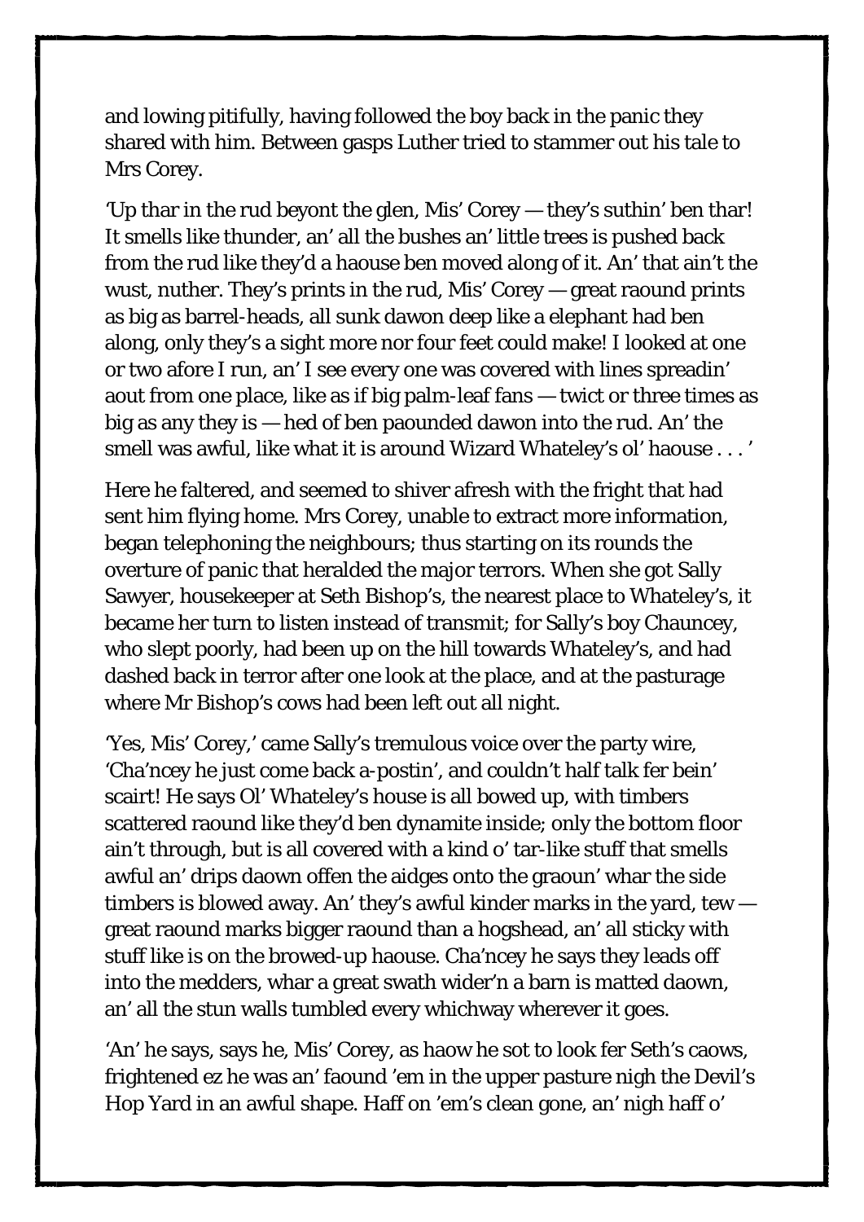and lowing pitifully, having followed the boy back in the panic they shared with him. Between gasps Luther tried to stammer out his tale to Mrs Corey.

'Up thar in the rud beyont the glen, Mis' Corey — they's suthin' ben thar! It smells like thunder, an' all the bushes an' little trees is pushed back from the rud like they'd a haouse ben moved along of it. An' that ain't the wust, nuther. They's prints in the rud, Mis' Corey — great raound prints as big as barrel-heads, all sunk dawon deep like a elephant had ben along, only they's a sight more nor four feet could make! I looked at one or two afore I run, an' I see every one was covered with lines spreadin' aout from one place, like as if big palm-leaf fans — twict or three times as big as any they is — hed of ben paounded dawon into the rud. An' the smell was awful, like what it is around Wizard Whateley's ol' haouse . . . '

Here he faltered, and seemed to shiver afresh with the fright that had sent him flying home. Mrs Corey, unable to extract more information, began telephoning the neighbours; thus starting on its rounds the overture of panic that heralded the major terrors. When she got Sally Sawyer, housekeeper at Seth Bishop's, the nearest place to Whateley's, it became her turn to listen instead of transmit; for Sally's boy Chauncey, who slept poorly, had been up on the hill towards Whateley's, and had dashed back in terror after one look at the place, and at the pasturage where Mr Bishop's cows had been left out all night.

'Yes, Mis' Corey,' came Sally's tremulous voice over the party wire, 'Cha'ncey he just come back a-postin', and couldn't half talk fer bein' scairt! He says Ol' Whateley's house is all bowed up, with timbers scattered raound like they'd ben dynamite inside; only the bottom floor ain't through, but is all covered with a kind o' tar-like stuff that smells awful an' drips daown offen the aidges onto the graoun' whar the side timbers is blowed away. An' they's awful kinder marks in the yard, tew — great raound marks bigger raound than a hogshead, an' all sticky with stuff like is on the browed-up haouse. Cha'ncey he says they leads off into the medders, whar a great swath wider'n a barn is matted daown, an' all the stun walls tumbled every whichway wherever it goes.

'An' he says, says he, Mis' Corey, as haow he sot to look fer Seth's caows, frightened ez he was an' faound 'em in the upper pasture nigh the Devil's Hop Yard in an awful shape. Haff on 'em's clean gone, an' nigh haff o'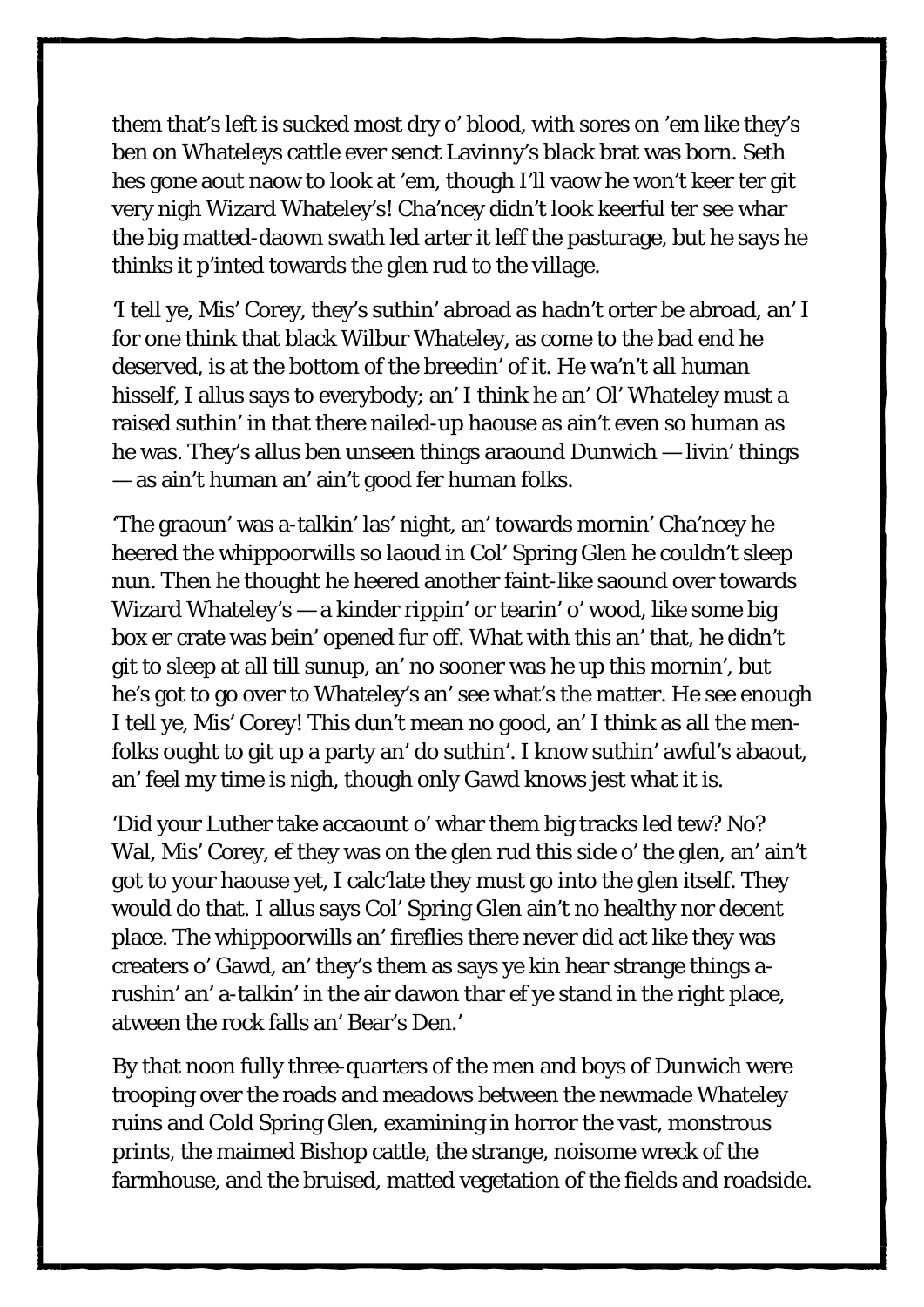them that's left is sucked most dry o' blood, with sores on 'em like they's ben on Whateleys cattle ever senct Lavinny's black brat was born. Seth hes gone aout naow to look at 'em, though I'll vaow he won't keer ter git very nigh Wizard Whateley's! Cha'ncey didn't look keerful ter see whar the big matted-daown swath led arter it leff the pasturage, but he says he thinks it p'inted towards the glen rud to the village.

'I tell ye, Mis' Corey, they's suthin' abroad as hadn't orter be abroad, an' I for one think that black Wilbur Whateley, as come to the bad end he deserved, is at the bottom of the breedin' of it. He wa'n't all human hisself, I allus says to everybody; an' I think he an' Ol' Whateley must a raised suthin' in that there nailed-up haouse as ain't even so human as he was. They's allus ben unseen things araound Dunwich — livin' things — as ain't human an' ain't good fer human folks.

'The graoun' was a-talkin' las' night, an' towards mornin' Cha'ncey he heered the whippoorwills so laoud in Col' Spring Glen he couldn't sleep nun. Then he thought he heered another faint-like saound over towards Wizard Whateley's — a kinder rippin' or tearin' o' wood, like some big box er crate was bein' opened fur off. What with this an' that, he didn't git to sleep at all till sunup, an' no sooner was he up this mornin', but he's got to go over to Whateley's an' see what's the matter. He see enough I tell ye, Mis' Corey! This dun't mean no good, an' I think as all the men-folks ought to git up a party an' do suthin'. I know suthin' awful's abaout, an' feel my time is nigh, though only Gawd knows jest what it is.

'Did your Luther take accaount o' whar them big tracks led tew? No? Wal, Mis' Corey, ef they was on the glen rud this side o' the glen, an' ain't got to your haouse yet, I calc'late they must go into the glen itself. They would do that. I allus says Col' Spring Glen ain't no healthy nor decent place. The whippoorwills an' fireflies there never did act like they was creaters o' Gawd, an' they's them as says ye kin hear strange things a-rushin' an' a-talkin' in the air dawon thar ef ye stand in the right place, atween the rock falls an' Bear's Den.'

By that noon fully three-quarters of the men and boys of Dunwich were trooping over the roads and meadows between the newmade Whateley ruins and Cold Spring Glen, examining in horror the vast, monstrous prints, the maimed Bishop cattle, the strange, noisome wreck of the farmhouse, and the bruised, matted vegetation of the fields and roadside.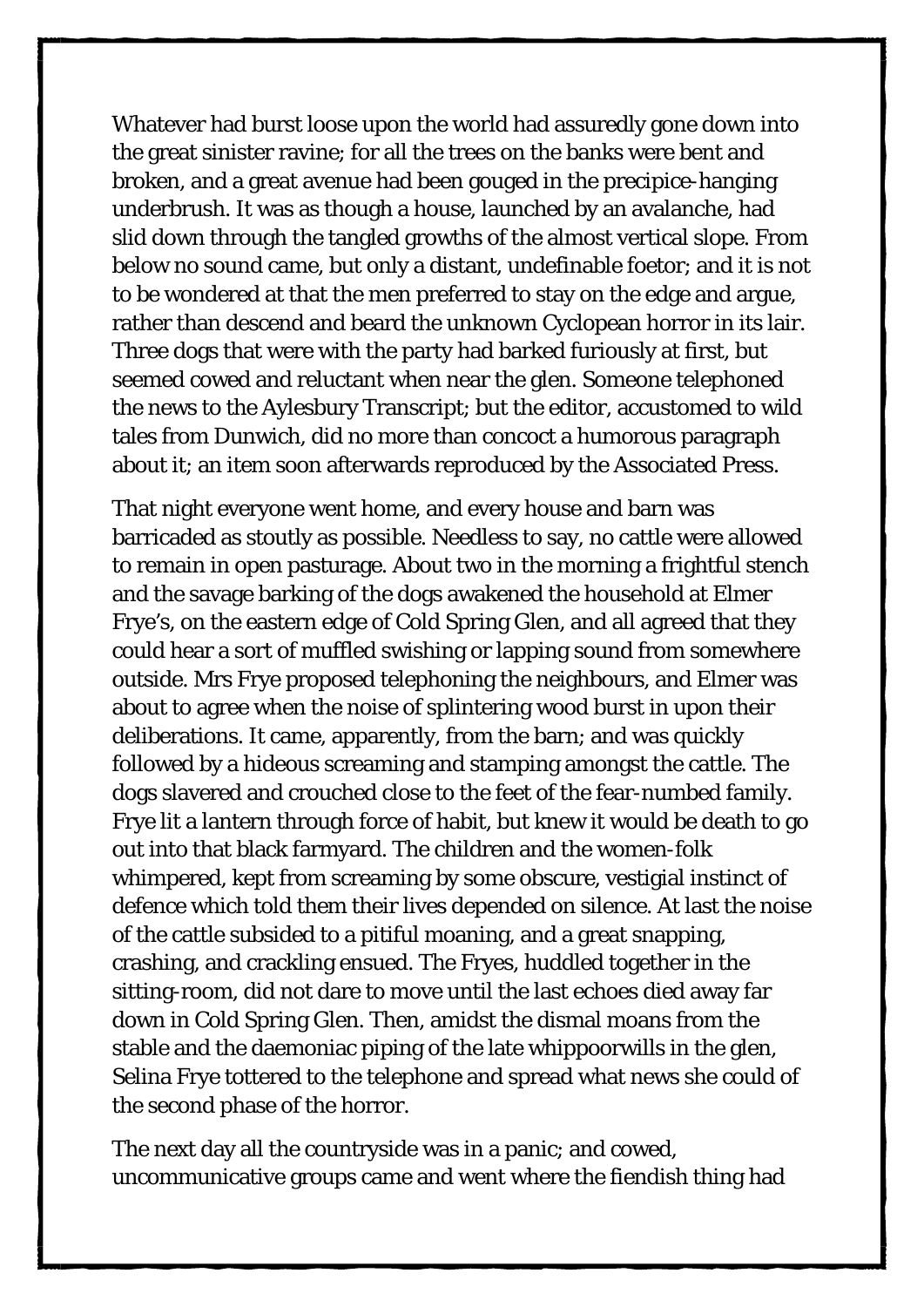Whatever had burst loose upon the world had assuredly gone down into the great sinister ravine; for all the trees on the banks were bent and broken, and a great avenue had been gouged in the precipice-hanging underbrush. It was as though a house, launched by an avalanche, had slid down through the tangled growths of the almost vertical slope. From below no sound came, but only a distant, undefinable foetor; and it is not to be wondered at that the men preferred to stay on the edge and argue, rather than descend and beard the unknown Cyclopean horror in its lair. Three dogs that were with the party had barked furiously at first, but seemed cowed and reluctant when near the glen. Someone telephoned the news to the Aylesbury Transcript; but the editor, accustomed to wild tales from Dunwich, did no more than concoct a humorous paragraph about it; an item soon afterwards reproduced by the Associated Press.

That night everyone went home, and every house and barn was barricaded as stoutly as possible. Needless to say, no cattle were allowed to remain in open pasturage. About two in the morning a frightful stench and the savage barking of the dogs awakened the household at Elmer Frye's, on the eastern edge of Cold Spring Glen, and all agreed that they could hear a sort of muffled swishing or lapping sound from somewhere outside. Mrs Frye proposed telephoning the neighbours, and Elmer was about to agree when the noise of splintering wood burst in upon their deliberations. It came, apparently, from the barn; and was quickly followed by a hideous screaming and stamping amongst the cattle. The dogs slavered and crouched close to the feet of the fear-numbed family. Frye lit a lantern through force of habit, but knew it would be death to go out into that black farmyard. The children and the women-folk whimpered, kept from screaming by some obscure, vestigial instinct of defence which told them their lives depended on silence. At last the noise of the cattle subsided to a pitiful moaning, and a great snapping, crashing, and crackling ensued. The Fryes, huddled together in the sitting-room, did not dare to move until the last echoes died away far down in Cold Spring Glen. Then, amidst the dismal moans from the stable and the daemoniac piping of the late whippoorwills in the glen, Selina Frye tottered to the telephone and spread what news she could of the second phase of the horror.

The next day all the countryside was in a panic; and cowed, uncommunicative groups came and went where the fiendish thing had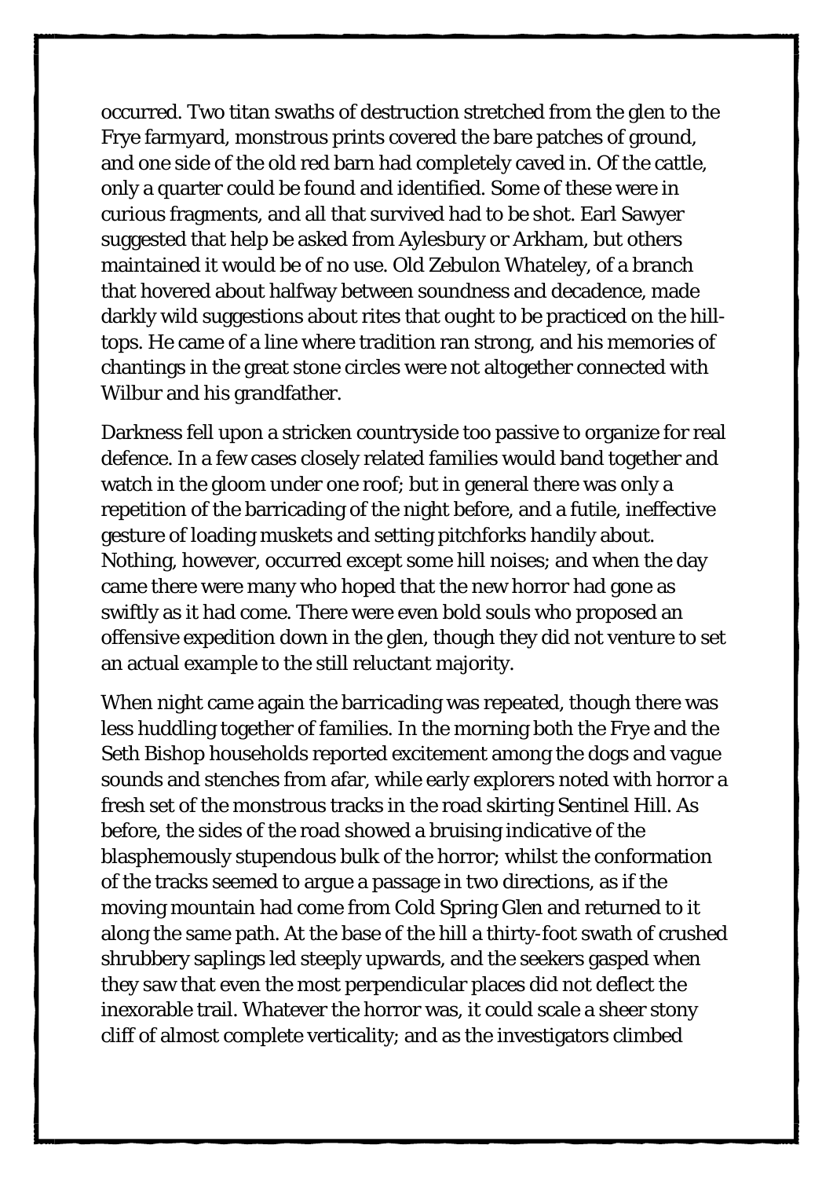occurred. Two titan swaths of destruction stretched from the glen to the Frye farmyard, monstrous prints covered the bare patches of ground, and one side of the old red barn had completely caved in. Of the cattle, only a quarter could be found and identified. Some of these were in curious fragments, and all that survived had to be shot. Earl Sawyer suggested that help be asked from Aylesbury or Arkham, but others maintained it would be of no use. Old Zebulon Whateley, of a branch that hovered about halfway between soundness and decadence, made darkly wild suggestions about rites that ought to be practiced on the hill-tops. He came of a line where tradition ran strong, and his memories of chantings in the great stone circles were not altogether connected with Wilbur and his grandfather.

Darkness fell upon a stricken countryside too passive to organize for real defence. In a few cases closely related families would band together and watch in the gloom under one roof; but in general there was only a repetition of the barricading of the night before, and a futile, ineffective gesture of loading muskets and setting pitchforks handily about. Nothing, however, occurred except some hill noises; and when the day came there were many who hoped that the new horror had gone as swiftly as it had come. There were even bold souls who proposed an offensive expedition down in the glen, though they did not venture to set an actual example to the still reluctant majority.

When night came again the barricading was repeated, though there was less huddling together of families. In the morning both the Frye and the Seth Bishop households reported excitement among the dogs and vague sounds and stenches from afar, while early explorers noted with horror a fresh set of the monstrous tracks in the road skirting Sentinel Hill. As before, the sides of the road showed a bruising indicative of the blasphemously stupendous bulk of the horror; whilst the conformation of the tracks seemed to argue a passage in two directions, as if the moving mountain had come from Cold Spring Glen and returned to it along the same path. At the base of the hill a thirty-foot swath of crushed shrubbery saplings led steeply upwards, and the seekers gasped when they saw that even the most perpendicular places did not deflect the inexorable trail. Whatever the horror was, it could scale a sheer stony cliff of almost complete verticality; and as the investigators climbed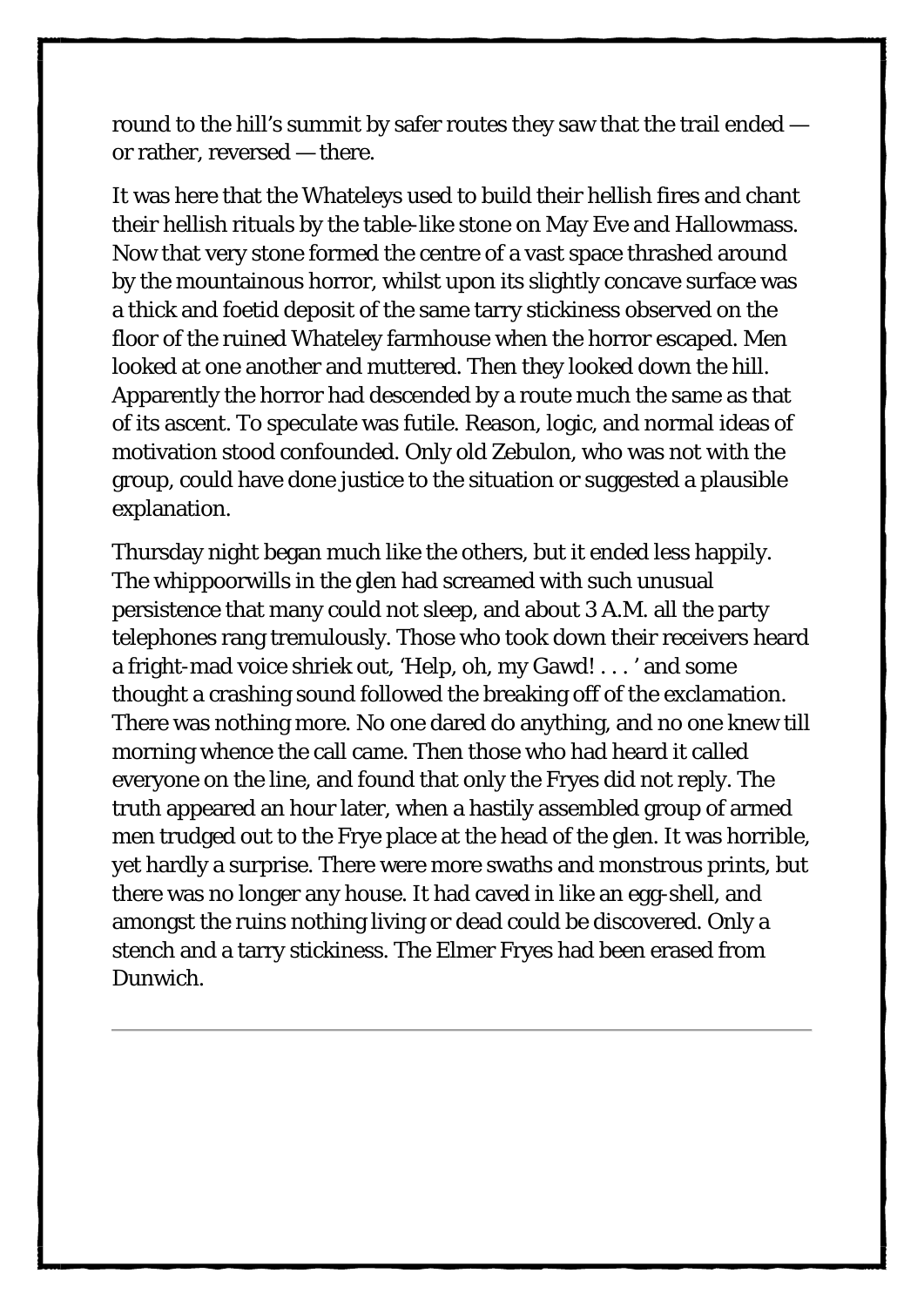round to the hill's summit by safer routes they saw that the trail ended — or rather, reversed — there.

It was here that the Whateleys used to build their hellish fires and chant their hellish rituals by the table-like stone on May Eve and Hallowmass. Now that very stone formed the centre of a vast space thrashed around by the mountainous horror, whilst upon its slightly concave surface was a thick and foetid deposit of the same tarry stickiness observed on the floor of the ruined Whateley farmhouse when the horror escaped. Men looked at one another and muttered. Then they looked down the hill. Apparently the horror had descended by a route much the same as that of its ascent. To speculate was futile. Reason, logic, and normal ideas of motivation stood confounded. Only old Zebulon, who was not with the group, could have done justice to the situation or suggested a plausible explanation.

Thursday night began much like the others, but it ended less happily. The whippoorwills in the glen had screamed with such unusual persistence that many could not sleep, and about 3 A.M. all the party telephones rang tremulously. Those who took down their receivers heard a fright-mad voice shriek out, 'Help, oh, my Gawd! . . . ' and some thought a crashing sound followed the breaking off of the exclamation. There was nothing more. No one dared do anything, and no one knew till morning whence the call came. Then those who had heard it called everyone on the line, and found that only the Fryes did not reply. The truth appeared an hour later, when a hastily assembled group of armed men trudged out to the Frye place at the head of the glen. It was horrible, yet hardly a surprise. There were more swaths and monstrous prints, but there was no longer any house. It had caved in like an egg-shell, and amongst the ruins nothing living or dead could be discovered. Only a stench and a tarry stickiness. The Elmer Fryes had been erased from Dunwich.

---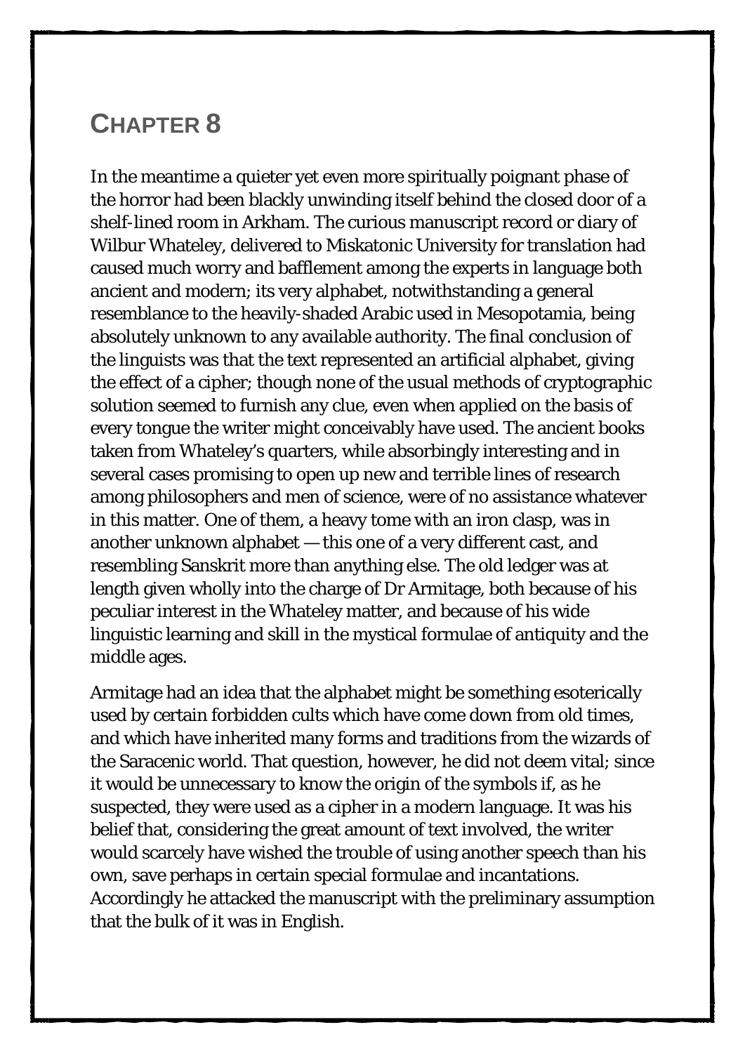## Chapter 8

In the meantime a quieter yet even more spiritually poignant phase of the horror had been blackly unwinding itself behind the closed door of a shelf-lined room in Arkham. The curious manuscript record or diary of Wilbur Whateley, delivered to Miskatonic University for translation had caused much worry and bafflement among the experts in language both ancient and modern; its very alphabet, notwithstanding a general resemblance to the heavily-shaded Arabic used in Mesopotamia, being absolutely unknown to any available authority. The final conclusion of the linguists was that the text represented an artificial alphabet, giving the effect of a cipher; though none of the usual methods of cryptographic solution seemed to furnish any clue, even when applied on the basis of every tongue the writer might conceivably have used. The ancient books taken from Whateley's quarters, while absorbingly interesting and in several cases promising to open up new and terrible lines of research among philosophers and men of science, were of no assistance whatever in this matter. One of them, a heavy tome with an iron clasp, was in another unknown alphabet — this one of a very different cast, and resembling Sanskrit more than anything else. The old ledger was at length given wholly into the charge of Dr Armitage, both because of his peculiar interest in the Whateley matter, and because of his wide linguistic learning and skill in the mystical formulae of antiquity and the middle ages.

Armitage had an idea that the alphabet might be something esoterically used by certain forbidden cults which have come down from old times, and which have inherited many forms and traditions from the wizards of the Saracenic world. That question, however, he did not deem vital; since it would be unnecessary to know the origin of the symbols if, as he suspected, they were used as a cipher in a modern language. It was his belief that, considering the great amount of text involved, the writer would scarcely have wished the trouble of using another speech than his own, save perhaps in certain special formulae and incantations. Accordingly he attacked the manuscript with the preliminary assumption that the bulk of it was in English.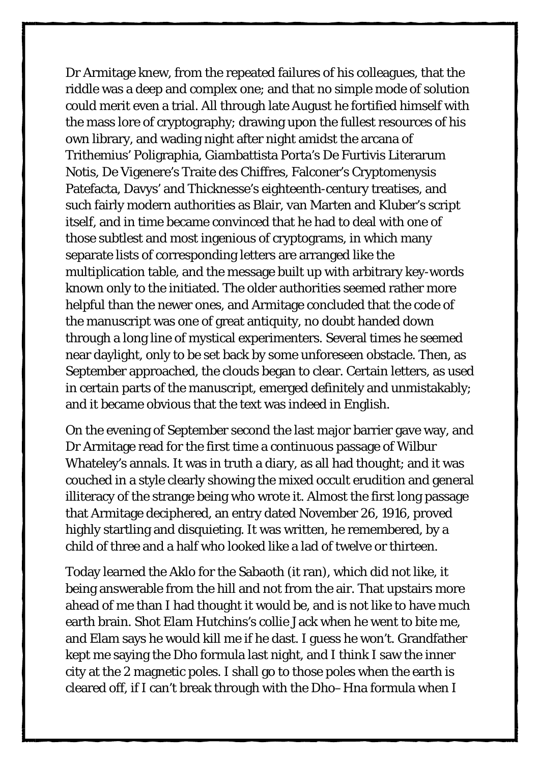Dr Armitage knew, from the repeated failures of his colleagues, that the riddle was a deep and complex one; and that no simple mode of solution could merit even a trial. All through late August he fortified himself with the mass lore of cryptography; drawing upon the fullest resources of his own library, and wading night after night amidst the arcana of Trithemius' Poligraphia, Giambattista Porta's De Furtivis Literarum Notis, De Vigenere's Traite des Chiffres, Falconer's Cryptomenysis Patefacta, Davys' and Thicknesse's eighteenth-century treatises, and such fairly modern authorities as Blair, van Marten and Kluber's script itself, and in time became convinced that he had to deal with one of those subtlest and most ingenious of cryptograms, in which many separate lists of corresponding letters are arranged like the multiplication table, and the message built up with arbitrary key-words known only to the initiated. The older authorities seemed rather more helpful than the newer ones, and Armitage concluded that the code of the manuscript was one of great antiquity, no doubt handed down through a long line of mystical experimenters. Several times he seemed near daylight, only to be set back by some unforeseen obstacle. Then, as September approached, the clouds began to clear. Certain letters, as used in certain parts of the manuscript, emerged definitely and unmistakably; and it became obvious that the text was indeed in English.

On the evening of September second the last major barrier gave way, and Dr Armitage read for the first time a continuous passage of Wilbur Whateley's annals. It was in truth a diary, as all had thought; and it was couched in a style clearly showing the mixed occult erudition and general illiteracy of the strange being who wrote it. Almost the first long passage that Armitage deciphered, an entry dated November 26, 1916, proved highly startling and disquieting. It was written, he remembered, by a child of three and a half who looked like a lad of twelve or thirteen.

Today learned the Aklo for the Sabaoth (it ran), which did not like, it being answerable from the hill and not from the air. That upstairs more ahead of me than I had thought it would be, and is not like to have much earth brain. Shot Elam Hutchins's collie Jack when he went to bite me, and Elam says he would kill me if he dast. I guess he won't. Grandfather kept me saying the Dho formula last night, and I think I saw the inner city at the 2 magnetic poles. I shall go to those poles when the earth is cleared off, if I can't break through with the Dho–Hna formula when I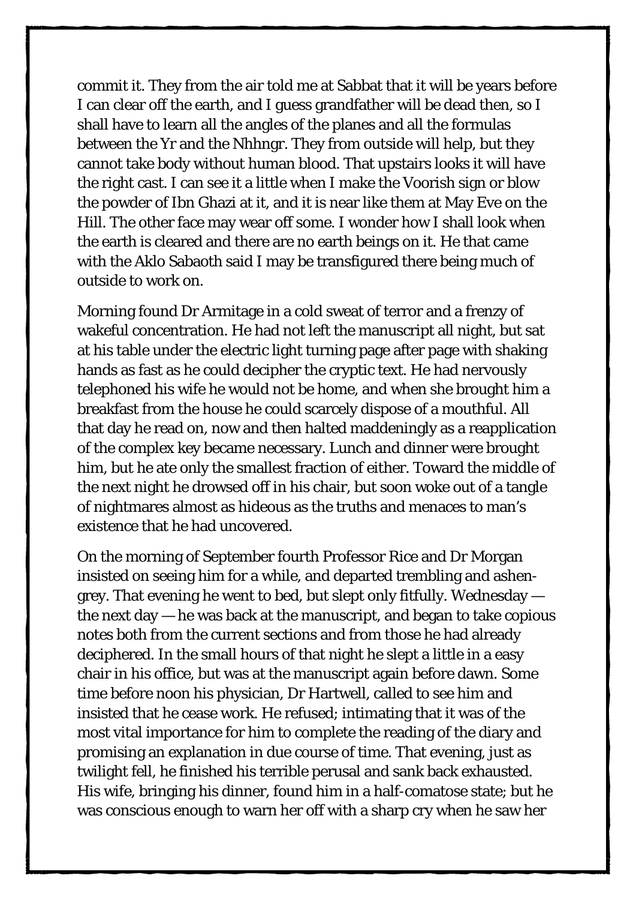commit it. They from the air told me at Sabbat that it will be years before I can clear off the earth, and I guess grandfather will be dead then, so I shall have to learn all the angles of the planes and all the formulas between the Yr and the Nhhngr. They from outside will help, but they cannot take body without human blood. That upstairs looks it will have the right cast. I can see it a little when I make the Voorish sign or blow the powder of Ibn Ghazi at it, and it is near like them at May Eve on the Hill. The other face may wear off some. I wonder how I shall look when the earth is cleared and there are no earth beings on it. He that came with the Aklo Sabaoth said I may be transfigured there being much of outside to work on.

Morning found Dr Armitage in a cold sweat of terror and a frenzy of wakeful concentration. He had not left the manuscript all night, but sat at his table under the electric light turning page after page with shaking hands as fast as he could decipher the cryptic text. He had nervously telephoned his wife he would not be home, and when she brought him a breakfast from the house he could scarcely dispose of a mouthful. All that day he read on, now and then halted maddeningly as a reapplication of the complex key became necessary. Lunch and dinner were brought him, but he ate only the smallest fraction of either. Toward the middle of the next night he drowsed off in his chair, but soon woke out of a tangle of nightmares almost as hideous as the truths and menaces to man's existence that he had uncovered.

On the morning of September fourth Professor Rice and Dr Morgan insisted on seeing him for a while, and departed trembling and ashen-grey. That evening he went to bed, but slept only fitfully. Wednesday — the next day — he was back at the manuscript, and began to take copious notes both from the current sections and from those he had already deciphered. In the small hours of that night he slept a little in a easy chair in his office, but was at the manuscript again before dawn. Some time before noon his physician, Dr Hartwell, called to see him and insisted that he cease work. He refused; intimating that it was of the most vital importance for him to complete the reading of the diary and promising an explanation in due course of time. That evening, just as twilight fell, he finished his terrible perusal and sank back exhausted. His wife, bringing his dinner, found him in a half-comatose state; but he was conscious enough to warn her off with a sharp cry when he saw her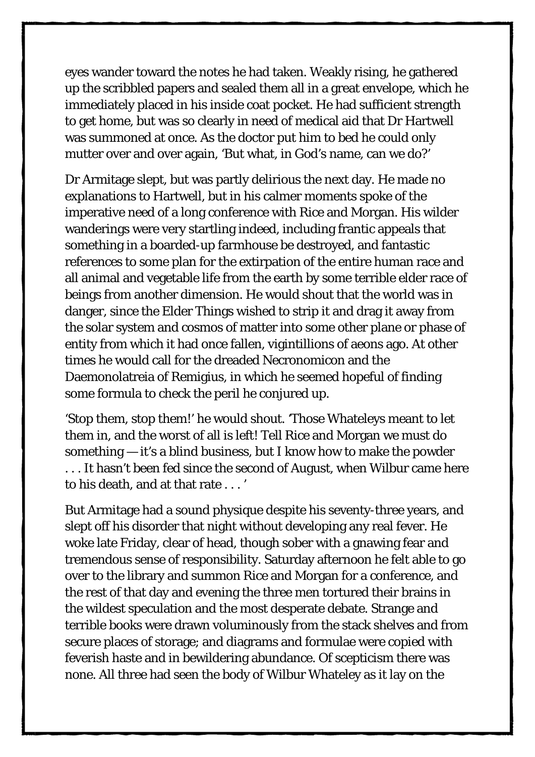eyes wander toward the notes he had taken. Weakly rising, he gathered up the scribbled papers and sealed them all in a great envelope, which he immediately placed in his inside coat pocket. He had sufficient strength to get home, but was so clearly in need of medical aid that Dr Hartwell was summoned at once. As the doctor put him to bed he could only mutter over and over again, 'But what, in God's name, can we do?'

Dr Armitage slept, but was partly delirious the next day. He made no explanations to Hartwell, but in his calmer moments spoke of the imperative need of a long conference with Rice and Morgan. His wilder wanderings were very startling indeed, including frantic appeals that something in a boarded-up farmhouse be destroyed, and fantastic references to some plan for the extirpation of the entire human race and all animal and vegetable life from the earth by some terrible elder race of beings from another dimension. He would shout that the world was in danger, since the Elder Things wished to strip it and drag it away from the solar system and cosmos of matter into some other plane or phase of entity from which it had once fallen, vigintillions of aeons ago. At other times he would call for the dreaded Necronomicon and the Daemonolatreia of Remigius, in which he seemed hopeful of finding some formula to check the peril he conjured up.

'Stop them, stop them!' he would shout. 'Those Whateleys meant to let them in, and the worst of all is left! Tell Rice and Morgan we must do something — it's a blind business, but I know how to make the powder . . . It hasn't been fed since the second of August, when Wilbur came here to his death, and at that rate . . . '

But Armitage had a sound physique despite his seventy-three years, and slept off his disorder that night without developing any real fever. He woke late Friday, clear of head, though sober with a gnawing fear and tremendous sense of responsibility. Saturday afternoon he felt able to go over to the library and summon Rice and Morgan for a conference, and the rest of that day and evening the three men tortured their brains in the wildest speculation and the most desperate debate. Strange and terrible books were drawn voluminously from the stack shelves and from secure places of storage; and diagrams and formulae were copied with feverish haste and in bewildering abundance. Of scepticism there was none. All three had seen the body of Wilbur Whateley as it lay on the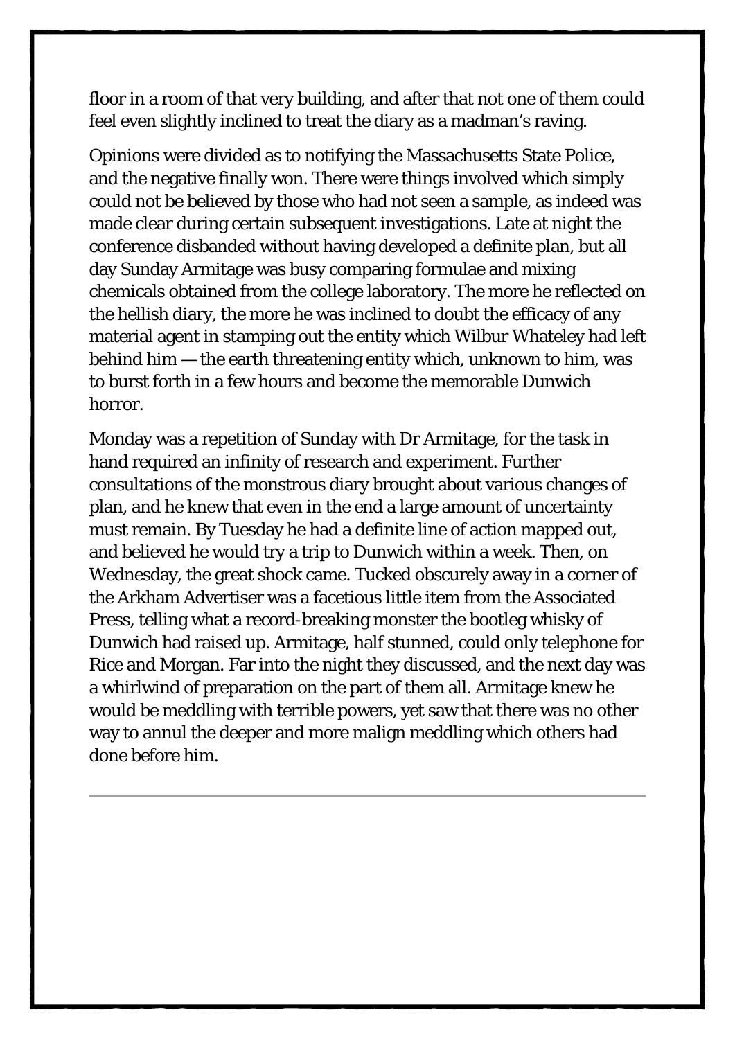floor in a room of that very building, and after that not one of them could feel even slightly inclined to treat the diary as a madman's raving.

Opinions were divided as to notifying the Massachusetts State Police, and the negative finally won. There were things involved which simply could not be believed by those who had not seen a sample, as indeed was made clear during certain subsequent investigations. Late at night the conference disbanded without having developed a definite plan, but all day Sunday Armitage was busy comparing formulae and mixing chemicals obtained from the college laboratory. The more he reflected on the hellish diary, the more he was inclined to doubt the efficacy of any material agent in stamping out the entity which Wilbur Whateley had left behind him — the earth threatening entity which, unknown to him, was to burst forth in a few hours and become the memorable Dunwich horror.

Monday was a repetition of Sunday with Dr Armitage, for the task in hand required an infinity of research and experiment. Further consultations of the monstrous diary brought about various changes of plan, and he knew that even in the end a large amount of uncertainty must remain. By Tuesday he had a definite line of action mapped out, and believed he would try a trip to Dunwich within a week. Then, on Wednesday, the great shock came. Tucked obscurely away in a corner of the Arkham Advertiser was a facetious little item from the Associated Press, telling what a record-breaking monster the bootleg whisky of Dunwich had raised up. Armitage, half stunned, could only telephone for Rice and Morgan. Far into the night they discussed, and the next day was a whirlwind of preparation on the part of them all. Armitage knew he would be meddling with terrible powers, yet saw that there was no other way to annul the deeper and more malign meddling which others had done before him.

---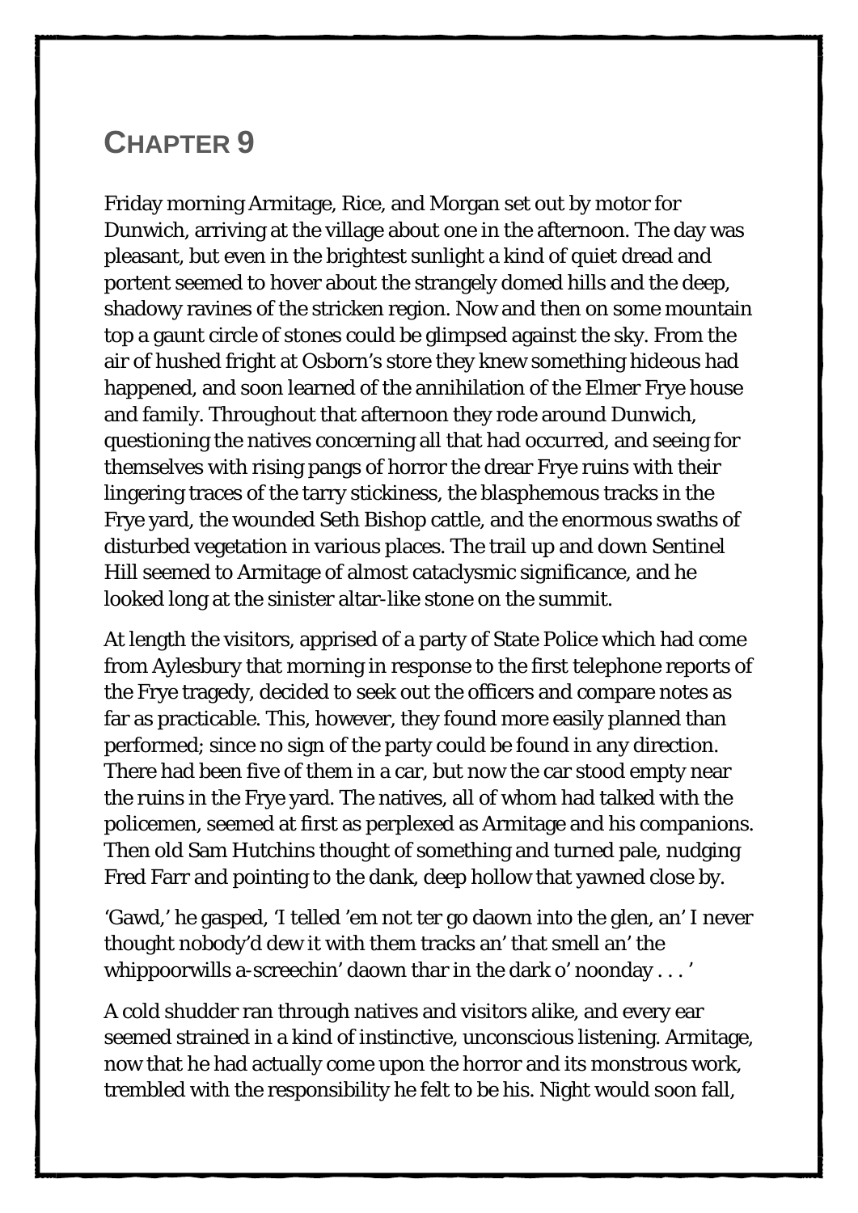# CHAPTER 9

Friday morning Armitage, Rice, and Morgan set out by motor for Dunwich, arriving at the village about one in the afternoon. The day was pleasant, but even in the brightest sunlight a kind of quiet dread and portent seemed to hover about the strangely domed hills and the deep, shadowy ravines of the stricken region. Now and then on some mountain top a gaunt circle of stones could be glimpsed against the sky. From the air of hushed fright at Osborn's store they knew something hideous had happened, and soon learned of the annihilation of the Elmer Frye house and family. Throughout that afternoon they rode around Dunwich, questioning the natives concerning all that had occurred, and seeing for themselves with rising pangs of horror the drear Frye ruins with their lingering traces of the tarry stickiness, the blasphemous tracks in the Frye yard, the wounded Seth Bishop cattle, and the enormous swaths of disturbed vegetation in various places. The trail up and down Sentinel Hill seemed to Armitage of almost cataclysmic significance, and he looked long at the sinister altar-like stone on the summit.

At length the visitors, apprised of a party of State Police which had come from Aylesbury that morning in response to the first telephone reports of the Frye tragedy, decided to seek out the officers and compare notes as far as practicable. This, however, they found more easily planned than performed; since no sign of the party could be found in any direction. There had been five of them in a car, but now the car stood empty near the ruins in the Frye yard. The natives, all of whom had talked with the policemen, seemed at first as perplexed as Armitage and his companions. Then old Sam Hutchins thought of something and turned pale, nudging Fred Farr and pointing to the dank, deep hollow that yawned close by.

'Gawd,' he gasped, 'I telled 'em not ter go daown into the glen, an' I never thought nobody'd dew it with them tracks an' that smell an' the whippoorwills a-screechin' daown thar in the dark o' noonday . . . '

A cold shudder ran through natives and visitors alike, and every ear seemed strained in a kind of instinctive, unconscious listening. Armitage, now that he had actually come upon the horror and its monstrous work, trembled with the responsibility he felt to be his. Night would soon fall,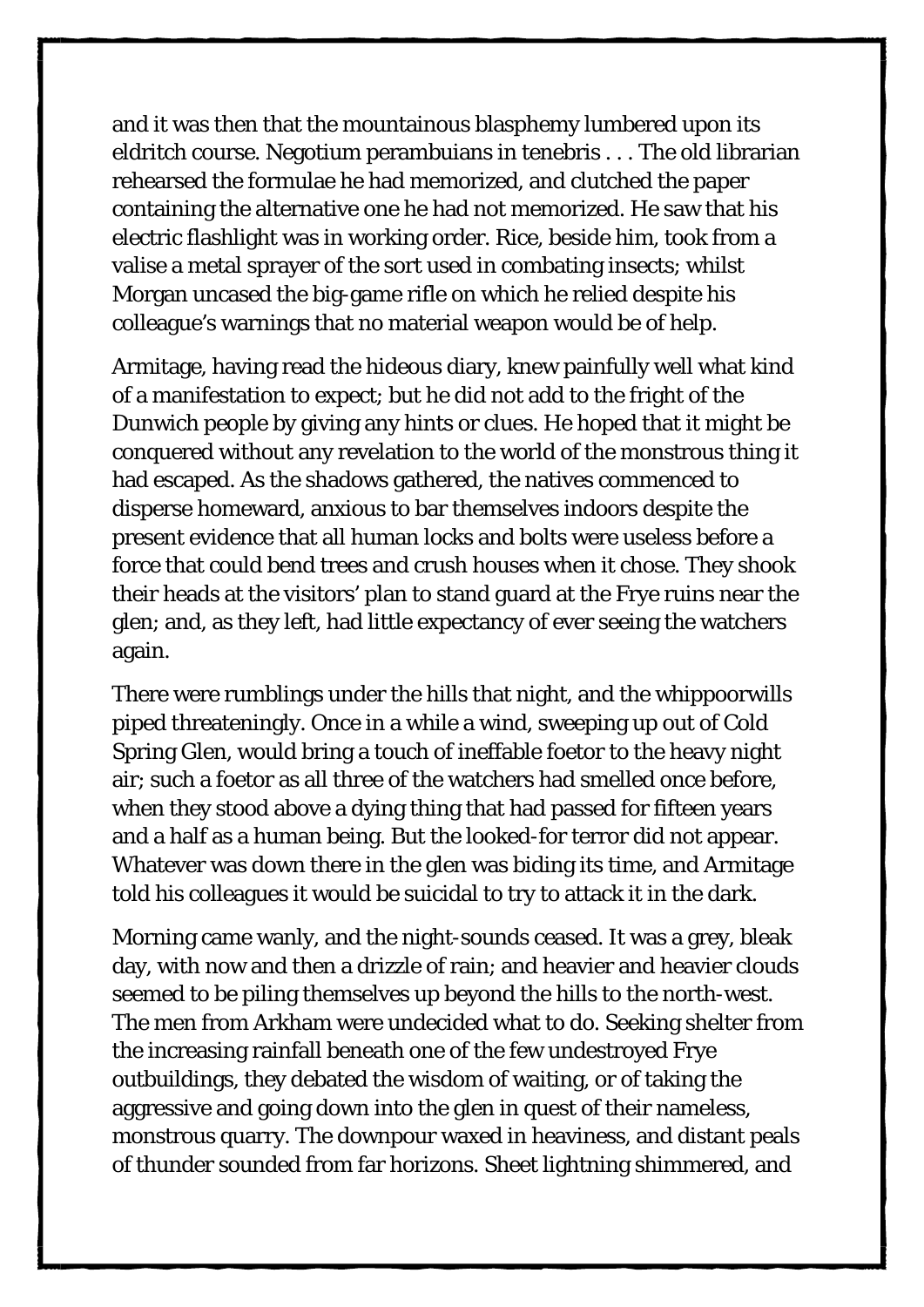and it was then that the mountainous blasphemy lumbered upon its eldritch course. Negotium perambuians in tenebris . . . The old librarian rehearsed the formulae he had memorized, and clutched the paper containing the alternative one he had not memorized. He saw that his electric flashlight was in working order. Rice, beside him, took from a valise a metal sprayer of the sort used in combating insects; whilst Morgan uncased the big-game rifle on which he relied despite his colleague's warnings that no material weapon would be of help.

Armitage, having read the hideous diary, knew painfully well what kind of a manifestation to expect; but he did not add to the fright of the Dunwich people by giving any hints or clues. He hoped that it might be conquered without any revelation to the world of the monstrous thing it had escaped. As the shadows gathered, the natives commenced to disperse homeward, anxious to bar themselves indoors despite the present evidence that all human locks and bolts were useless before a force that could bend trees and crush houses when it chose. They shook their heads at the visitors' plan to stand guard at the Frye ruins near the glen; and, as they left, had little expectancy of ever seeing the watchers again.

There were rumblings under the hills that night, and the whippoorwills piped threateningly. Once in a while a wind, sweeping up out of Cold Spring Glen, would bring a touch of ineffable foetor to the heavy night air; such a foetor as all three of the watchers had smelled once before, when they stood above a dying thing that had passed for fifteen years and a half as a human being. But the looked-for terror did not appear. Whatever was down there in the glen was biding its time, and Armitage told his colleagues it would be suicidal to try to attack it in the dark.

Morning came wanly, and the night-sounds ceased. It was a grey, bleak day, with now and then a drizzle of rain; and heavier and heavier clouds seemed to be piling themselves up beyond the hills to the north-west. The men from Arkham were undecided what to do. Seeking shelter from the increasing rainfall beneath one of the few undestroyed Frye outbuildings, they debated the wisdom of waiting, or of taking the aggressive and going down into the glen in quest of their nameless, monstrous quarry. The downpour waxed in heaviness, and distant peals of thunder sounded from far horizons. Sheet lightning shimmered, and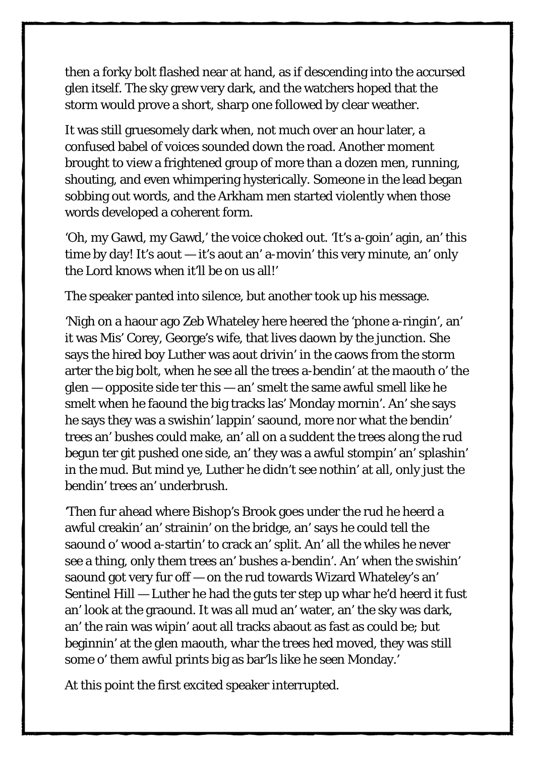then a forky bolt flashed near at hand, as if descending into the accursed glen itself. The sky grew very dark, and the watchers hoped that the storm would prove a short, sharp one followed by clear weather.

It was still gruesomely dark when, not much over an hour later, a confused babel of voices sounded down the road. Another moment brought to view a frightened group of more than a dozen men, running, shouting, and even whimpering hysterically. Someone in the lead began sobbing out words, and the Arkham men started violently when those words developed a coherent form.

'Oh, my Gawd, my Gawd,' the voice choked out. 'It's a-goin' agin, an' this time by day! It's aout — it's aout an' a-movin' this very minute, an' only the Lord knows when it'll be on us all!'

The speaker panted into silence, but another took up his message.

'Nigh on a haour ago Zeb Whateley here heered the 'phone a-ringin', an' it was Mis' Corey, George's wife, that lives daown by the junction. She says the hired boy Luther was aout drivin' in the caows from the storm arter the big bolt, when he see all the trees a-bendin' at the maouth o' the glen — opposite side ter this — an' smelt the same awful smell like he smelt when he faound the big tracks las' Monday mornin'. An' she says he says they was a swishin' lappin' saound, more nor what the bendin' trees an' bushes could make, an' all on a suddent the trees along the rud begun ter git pushed one side, an' they was a awful stompin' an' splashin' in the mud. But mind ye, Luther he didn't see nothin' at all, only just the bendin' trees an' underbrush.

'Then fur ahead where Bishop's Brook goes under the rud he heerd a awful creakin' an' strainin' on the bridge, an' says he could tell the saound o' wood a-startin' to crack an' split. An' all the whiles he never see a thing, only them trees an' bushes a-bendin'. An' when the swishin' saound got very fur off — on the rud towards Wizard Whateley's an' Sentinel Hill — Luther he had the guts ter step up whar he'd heerd it fust an' look at the graound. It was all mud an' water, an' the sky was dark, an' the rain was wipin' aout all tracks abaout as fast as could be; but beginnin' at the glen maouth, whar the trees hed moved, they was still some o' them awful prints big as bar'ls like he seen Monday.'

At this point the first excited speaker interrupted.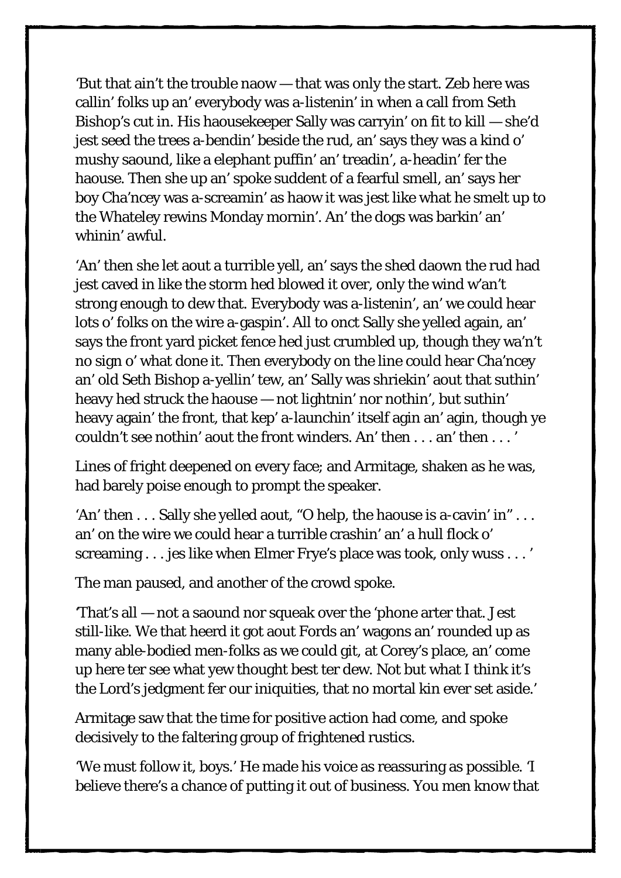'But that ain't the trouble naow — that was only the start. Zeb here was callin' folks up an' everybody was a-listenin' in when a call from Seth Bishop's cut in. His haousekeeper Sally was carryin' on fit to kill — she'd jest seed the trees a-bendin' beside the rud, an' says they was a kind o' mushy saound, like a elephant puffin' an' treadin', a-headin' fer the haouse. Then she up an' spoke suddent of a fearful smell, an' says her boy Cha'ncey was a-screamin' as haow it was jest like what he smelt up to the Whateley rewins Monday mornin'. An' the dogs was barkin' an' whinin' awful.

'An' then she let aout a turrible yell, an' says the shed daown the rud had jest caved in like the storm hed blowed it over, only the wind w'an't strong enough to dew that. Everybody was a-listenin', an' we could hear lots o' folks on the wire a-gaspin'. All to onct Sally she yelled again, an' says the front yard picket fence hed just crumbled up, though they wa'n't no sign o' what done it. Then everybody on the line could hear Cha'ncey an' old Seth Bishop a-yellin' tew, an' Sally was shriekin' aout that suthin' heavy hed struck the haouse — not lightnin' nor nothin', but suthin' heavy again' the front, that kep' a-launchin' itself agin an' agin, though ye couldn't see nothin' aout the front winders. An' then . . . an' then . . . '

Lines of fright deepened on every face; and Armitage, shaken as he was, had barely poise enough to prompt the speaker.

'An' then . . . Sally she yelled aout, "O help, the haouse is a-cavin' in" . . . an' on the wire we could hear a turrible crashin' an' a hull flock o' screaming . . . jes like when Elmer Frye's place was took, only wuss . . . '

The man paused, and another of the crowd spoke.

'That's all — not a saound nor squeak over the 'phone arter that. Jest still-like. We that heerd it got aout Fords an' wagons an' rounded up as many able-bodied men-folks as we could git, at Corey's place, an' come up here ter see what yew thought best ter dew. Not but what I think it's the Lord's jedgment fer our iniquities, that no mortal kin ever set aside.'

Armitage saw that the time for positive action had come, and spoke decisively to the faltering group of frightened rustics.

'We must follow it, boys.' He made his voice as reassuring as possible. 'I believe there's a chance of putting it out of business. You men know that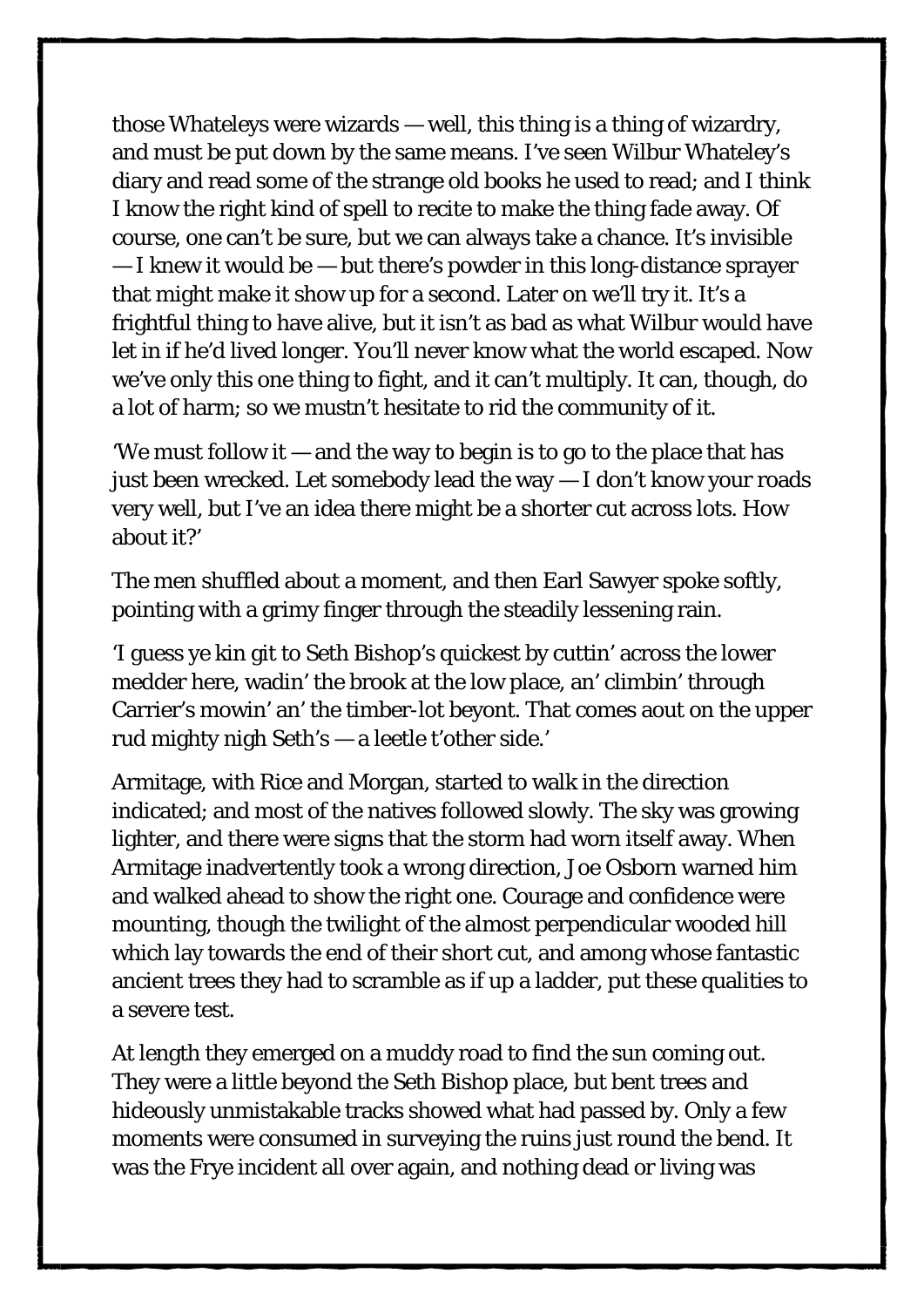those Whateleys were wizards — well, this thing is a thing of wizardry, and must be put down by the same means. I've seen Wilbur Whateley's diary and read some of the strange old books he used to read; and I think I know the right kind of spell to recite to make the thing fade away. Of course, one can't be sure, but we can always take a chance. It's invisible — I knew it would be — but there's powder in this long-distance sprayer that might make it show up for a second. Later on we'll try it. It's a frightful thing to have alive, but it isn't as bad as what Wilbur would have let in if he'd lived longer. You'll never know what the world escaped. Now we've only this one thing to fight, and it can't multiply. It can, though, do a lot of harm; so we mustn't hesitate to rid the community of it.

'We must follow it — and the way to begin is to go to the place that has just been wrecked. Let somebody lead the way — I don't know your roads very well, but I've an idea there might be a shorter cut across lots. How about it?'

The men shuffled about a moment, and then Earl Sawyer spoke softly, pointing with a grimy finger through the steadily lessening rain.

'I guess ye kin git to Seth Bishop's quickest by cuttin' across the lower medder here, wadin' the brook at the low place, an' climbin' through Carrier's mowin' an' the timber-lot beyont. That comes aout on the upper rud mighty nigh Seth's — a leetle t'other side.'

Armitage, with Rice and Morgan, started to walk in the direction indicated; and most of the natives followed slowly. The sky was growing lighter, and there were signs that the storm had worn itself away. When Armitage inadvertently took a wrong direction, Joe Osborn warned him and walked ahead to show the right one. Courage and confidence were mounting, though the twilight of the almost perpendicular wooded hill which lay towards the end of their short cut, and among whose fantastic ancient trees they had to scramble as if up a ladder, put these qualities to a severe test.

At length they emerged on a muddy road to find the sun coming out. They were a little beyond the Seth Bishop place, but bent trees and hideously unmistakable tracks showed what had passed by. Only a few moments were consumed in surveying the ruins just round the bend. It was the Frye incident all over again, and nothing dead or living was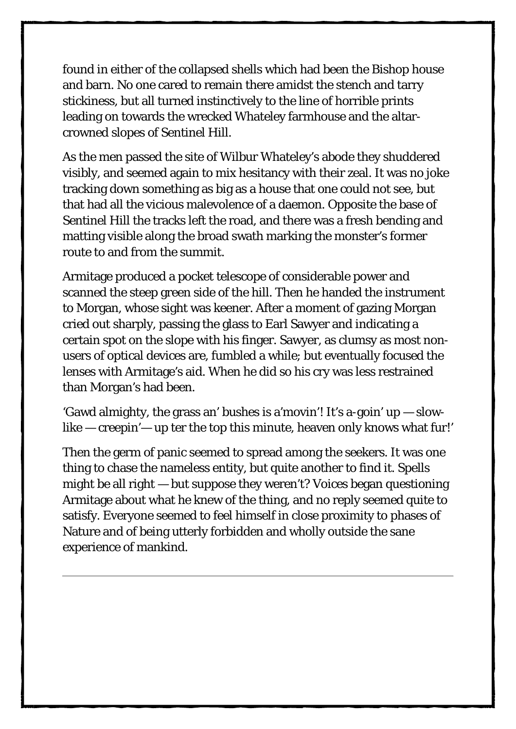found in either of the collapsed shells which had been the Bishop house and barn. No one cared to remain there amidst the stench and tarry stickiness, but all turned instinctively to the line of horrible prints leading on towards the wrecked Whateley farmhouse and the altar-crowned slopes of Sentinel Hill.

As the men passed the site of Wilbur Whateley's abode they shuddered visibly, and seemed again to mix hesitancy with their zeal. It was no joke tracking down something as big as a house that one could not see, but that had all the vicious malevolence of a daemon. Opposite the base of Sentinel Hill the tracks left the road, and there was a fresh bending and matting visible along the broad swath marking the monster's former route to and from the summit.

Armitage produced a pocket telescope of considerable power and scanned the steep green side of the hill. Then he handed the instrument to Morgan, whose sight was keener. After a moment of gazing Morgan cried out sharply, passing the glass to Earl Sawyer and indicating a certain spot on the slope with his finger. Sawyer, as clumsy as most non-users of optical devices are, fumbled a while; but eventually focused the lenses with Armitage's aid. When he did so his cry was less restrained than Morgan's had been.

'Gawd almighty, the grass an' bushes is a'movin'! It's a-goin' up — slow-like — creepin'— up ter the top this minute, heaven only knows what fur!'

Then the germ of panic seemed to spread among the seekers. It was one thing to chase the nameless entity, but quite another to find it. Spells might be all right — but suppose they weren't? Voices began questioning Armitage about what he knew of the thing, and no reply seemed quite to satisfy. Everyone seemed to feel himself in close proximity to phases of Nature and of being utterly forbidden and wholly outside the sane experience of mankind.

---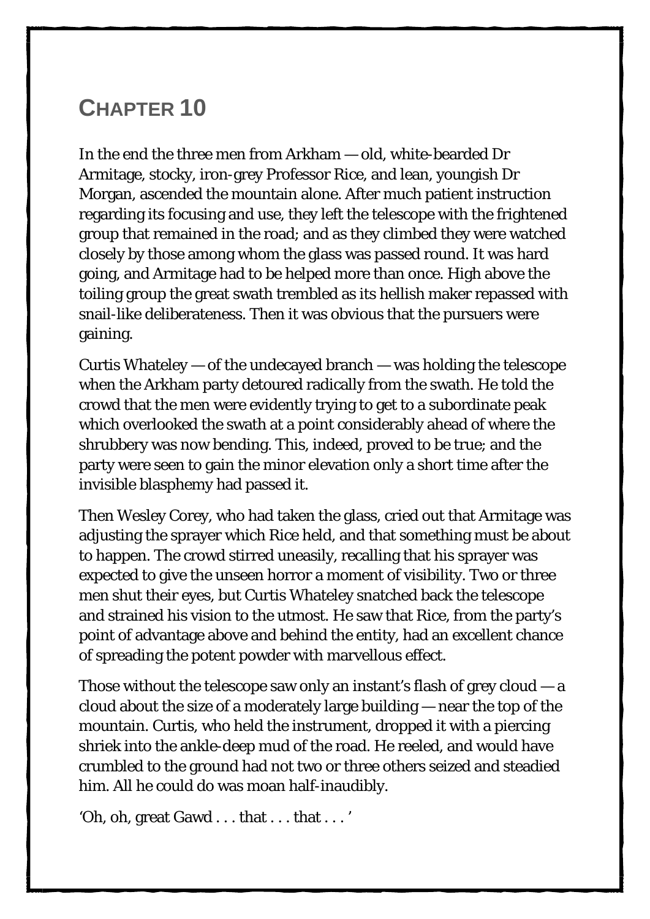# CHAPTER 10

In the end the three men from Arkham — old, white-bearded Dr Armitage, stocky, iron-grey Professor Rice, and lean, youngish Dr Morgan, ascended the mountain alone. After much patient instruction regarding its focusing and use, they left the telescope with the frightened group that remained in the road; and as they climbed they were watched closely by those among whom the glass was passed round. It was hard going, and Armitage had to be helped more than once. High above the toiling group the great swath trembled as its hellish maker repassed with snail-like deliberateness. Then it was obvious that the pursuers were gaining.

Curtis Whateley — of the undecayed branch — was holding the telescope when the Arkham party detoured radically from the swath. He told the crowd that the men were evidently trying to get to a subordinate peak which overlooked the swath at a point considerably ahead of where the shrubbery was now bending. This, indeed, proved to be true; and the party were seen to gain the minor elevation only a short time after the invisible blasphemy had passed it.

Then Wesley Corey, who had taken the glass, cried out that Armitage was adjusting the sprayer which Rice held, and that something must be about to happen. The crowd stirred uneasily, recalling that his sprayer was expected to give the unseen horror a moment of visibility. Two or three men shut their eyes, but Curtis Whateley snatched back the telescope and strained his vision to the utmost. He saw that Rice, from the party's point of advantage above and behind the entity, had an excellent chance of spreading the potent powder with marvellous effect.

Those without the telescope saw only an instant's flash of grey cloud — a cloud about the size of a moderately large building — near the top of the mountain. Curtis, who held the instrument, dropped it with a piercing shriek into the ankle-deep mud of the road. He reeled, and would have crumbled to the ground had not two or three others seized and steadied him. All he could do was moan half-inaudibly.

'Oh, oh, great Gawd . . . that . . . that . . . '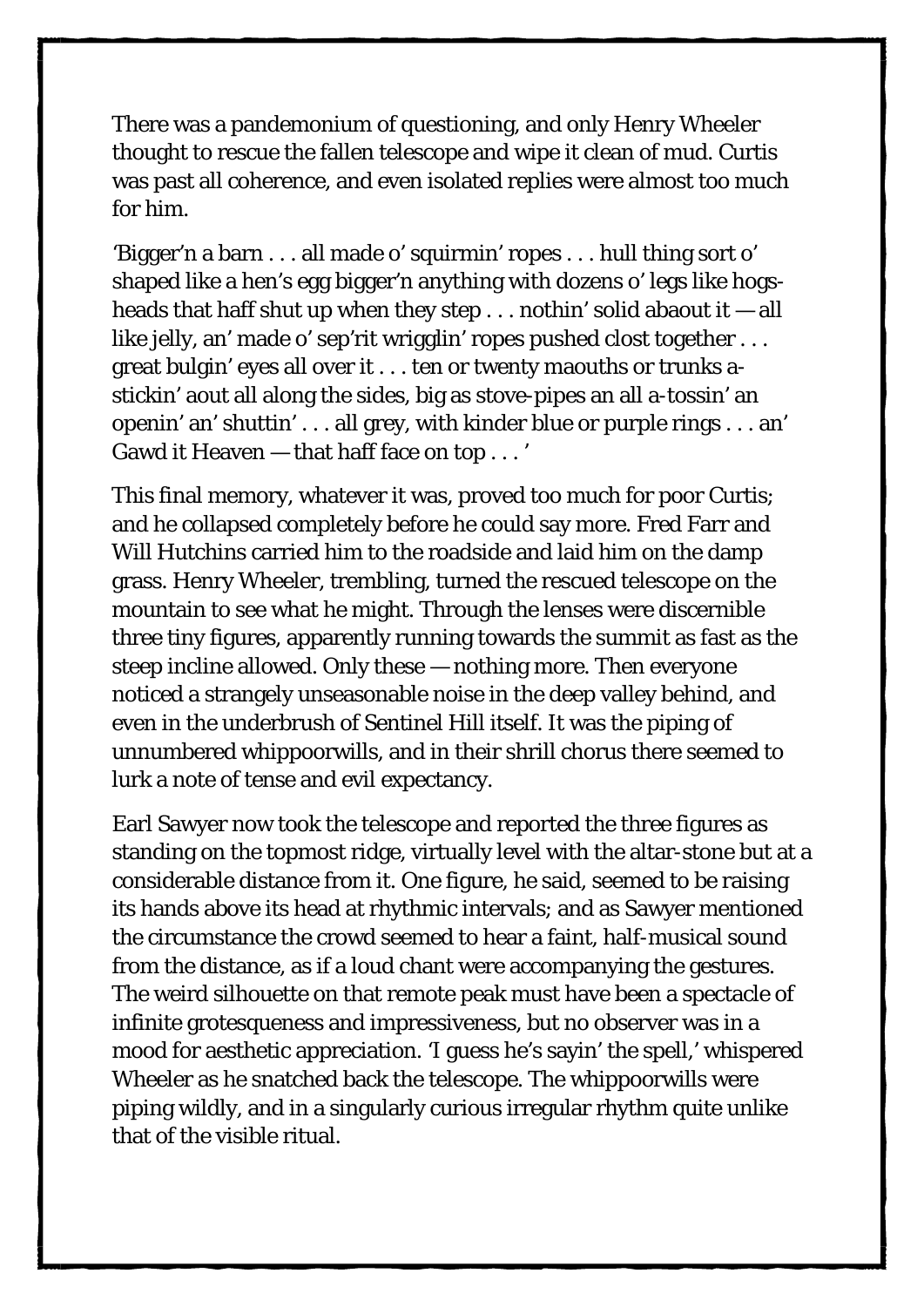There was a pandemonium of questioning, and only Henry Wheeler thought to rescue the fallen telescope and wipe it clean of mud. Curtis was past all coherence, and even isolated replies were almost too much for him.

'Bigger'n a barn . . . all made o' squirmin' ropes . . . hull thing sort o' shaped like a hen's egg bigger'n anything with dozens o' legs like hogs-heads that haff shut up when they step . . . nothin' solid abaout it — all like jelly, an' made o' sep'rit wrigglin' ropes pushed clost together . . . great bulgin' eyes all over it . . . ten or twenty maouths or trunks a-stickin' aout all along the sides, big as stove-pipes an all a-tossin' an openin' an' shuttin' . . . all grey, with kinder blue or purple rings . . . an' Gawd it Heaven — that haff face on top . . . '

This final memory, whatever it was, proved too much for poor Curtis; and he collapsed completely before he could say more. Fred Farr and Will Hutchins carried him to the roadside and laid him on the damp grass. Henry Wheeler, trembling, turned the rescued telescope on the mountain to see what he might. Through the lenses were discernible three tiny figures, apparently running towards the summit as fast as the steep incline allowed. Only these — nothing more. Then everyone noticed a strangely unseasonable noise in the deep valley behind, and even in the underbrush of Sentinel Hill itself. It was the piping of unnumbered whippoorwills, and in their shrill chorus there seemed to lurk a note of tense and evil expectancy.

Earl Sawyer now took the telescope and reported the three figures as standing on the topmost ridge, virtually level with the altar-stone but at a considerable distance from it. One figure, he said, seemed to be raising its hands above its head at rhythmic intervals; and as Sawyer mentioned the circumstance the crowd seemed to hear a faint, half-musical sound from the distance, as if a loud chant were accompanying the gestures. The weird silhouette on that remote peak must have been a spectacle of infinite grotesqueness and impressiveness, but no observer was in a mood for aesthetic appreciation. 'I guess he's sayin' the spell,' whispered Wheeler as he snatched back the telescope. The whippoorwills were piping wildly, and in a singularly curious irregular rhythm quite unlike that of the visible ritual.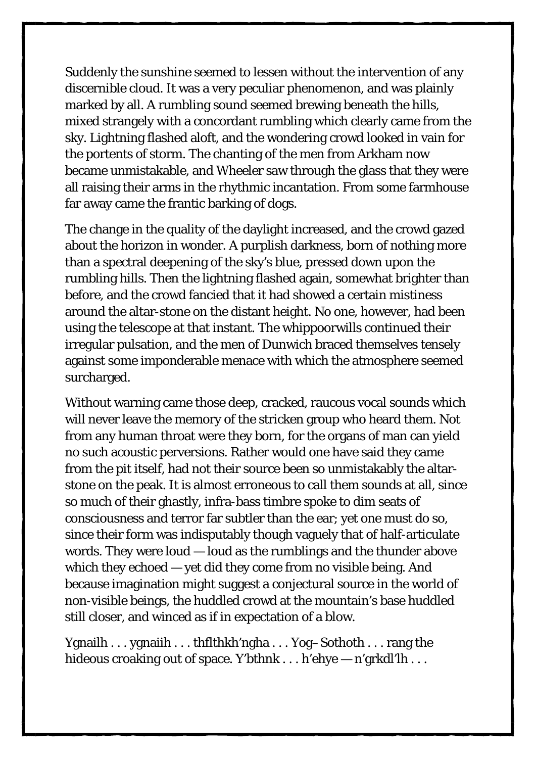Suddenly the sunshine seemed to lessen without the intervention of any discernible cloud. It was a very peculiar phenomenon, and was plainly marked by all. A rumbling sound seemed brewing beneath the hills, mixed strangely with a concordant rumbling which clearly came from the sky. Lightning flashed aloft, and the wondering crowd looked in vain for the portents of storm. The chanting of the men from Arkham now became unmistakable, and Wheeler saw through the glass that they were all raising their arms in the rhythmic incantation. From some farmhouse far away came the frantic barking of dogs.

The change in the quality of the daylight increased, and the crowd gazed about the horizon in wonder. A purplish darkness, born of nothing more than a spectral deepening of the sky's blue, pressed down upon the rumbling hills. Then the lightning flashed again, somewhat brighter than before, and the crowd fancied that it had showed a certain mistiness around the altar-stone on the distant height. No one, however, had been using the telescope at that instant. The whippoorwills continued their irregular pulsation, and the men of Dunwich braced themselves tensely against some imponderable menace with which the atmosphere seemed surcharged.

Without warning came those deep, cracked, raucous vocal sounds which will never leave the memory of the stricken group who heard them. Not from any human throat were they born, for the organs of man can yield no such acoustic perversions. Rather would one have said they came from the pit itself, had not their source been so unmistakably the altar-stone on the peak. It is almost erroneous to call them sounds at all, since so much of their ghastly, infra-bass timbre spoke to dim seats of consciousness and terror far subtler than the ear; yet one must do so, since their form was indisputably though vaguely that of half-articulate words. They were loud — loud as the rumblings and the thunder above which they echoed — yet did they come from no visible being. And because imagination might suggest a conjectural source in the world of non-visible beings, the huddled crowd at the mountain's base huddled still closer, and winced as if in expectation of a blow.

Ygnailh . . . ygnaiih . . . thflthkh'ngha . . . Yog–Sothoth . . . rang the hideous croaking out of space. Y'bthnk . . . h'ehye — n'grkdl'lh . . .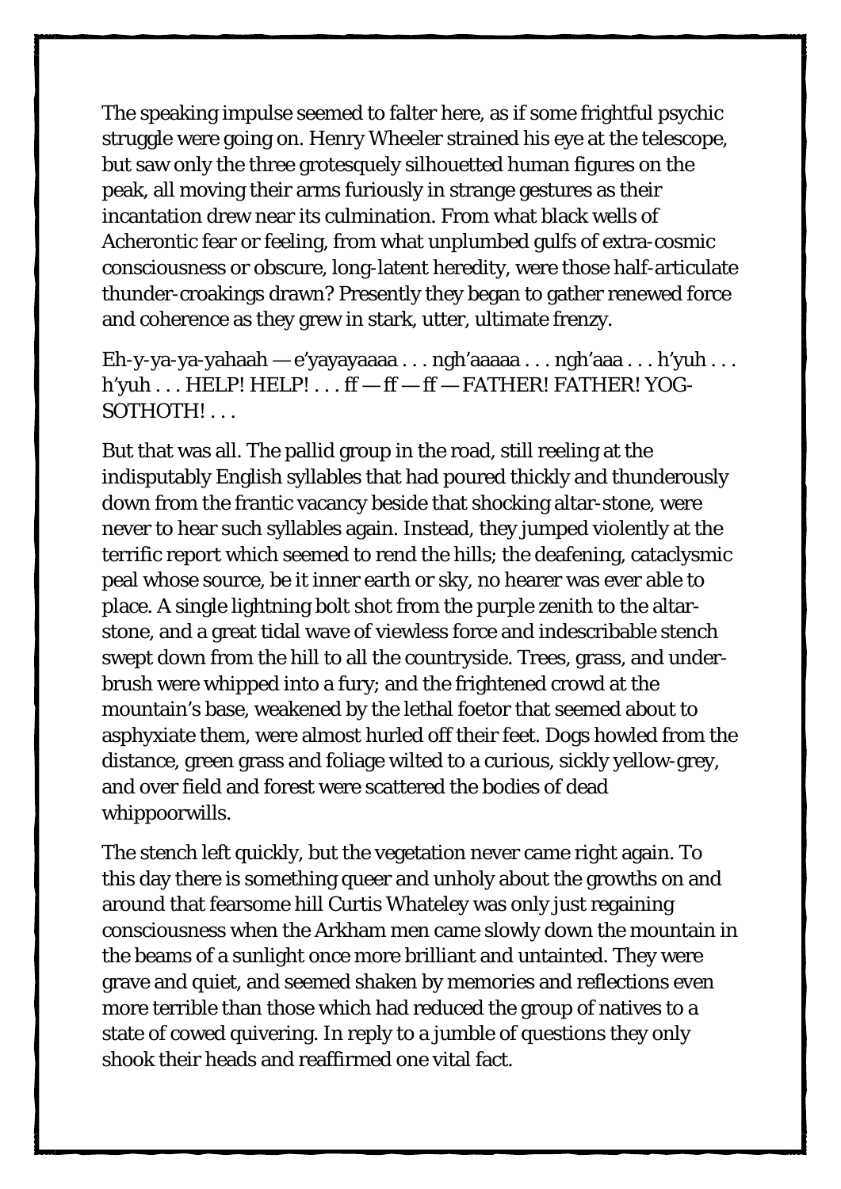The speaking impulse seemed to falter here, as if some frightful psychic struggle were going on. Henry Wheeler strained his eye at the telescope, but saw only the three grotesquely silhouetted human figures on the peak, all moving their arms furiously in strange gestures as their incantation drew near its culmination. From what black wells of Acherontic fear or feeling, from what unplumbed gulfs of extra-cosmic consciousness or obscure, long-latent heredity, were those half-articulate thunder-croakings drawn? Presently they began to gather renewed force and coherence as they grew in stark, utter, ultimate frenzy.

Eh-y-ya-ya-yahaah — e'yayayaaaa . . . ngh'aaaaa . . . ngh'aaa . . . h'yuh . . . h'yuh . . . HELP! HELP! . . . ff — ff — ff — FATHER! FATHER! YOG-SOTHOTH! . . .

But that was all. The pallid group in the road, still reeling at the indisputably English syllables that had poured thickly and thunderously down from the frantic vacancy beside that shocking altar-stone, were never to hear such syllables again. Instead, they jumped violently at the terrific report which seemed to rend the hills; the deafening, cataclysmic peal whose source, be it inner earth or sky, no hearer was ever able to place. A single lightning bolt shot from the purple zenith to the altar-stone, and a great tidal wave of viewless force and indescribable stench swept down from the hill to all the countryside. Trees, grass, and under-brush were whipped into a fury; and the frightened crowd at the mountain's base, weakened by the lethal foetor that seemed about to asphyxiate them, were almost hurled off their feet. Dogs howled from the distance, green grass and foliage wilted to a curious, sickly yellow-grey, and over field and forest were scattered the bodies of dead whippoorwills.

The stench left quickly, but the vegetation never came right again. To this day there is something queer and unholy about the growths on and around that fearsome hill Curtis Whateley was only just regaining consciousness when the Arkham men came slowly down the mountain in the beams of a sunlight once more brilliant and untainted. They were grave and quiet, and seemed shaken by memories and reflections even more terrible than those which had reduced the group of natives to a state of cowed quivering. In reply to a jumble of questions they only shook their heads and reaffirmed one vital fact.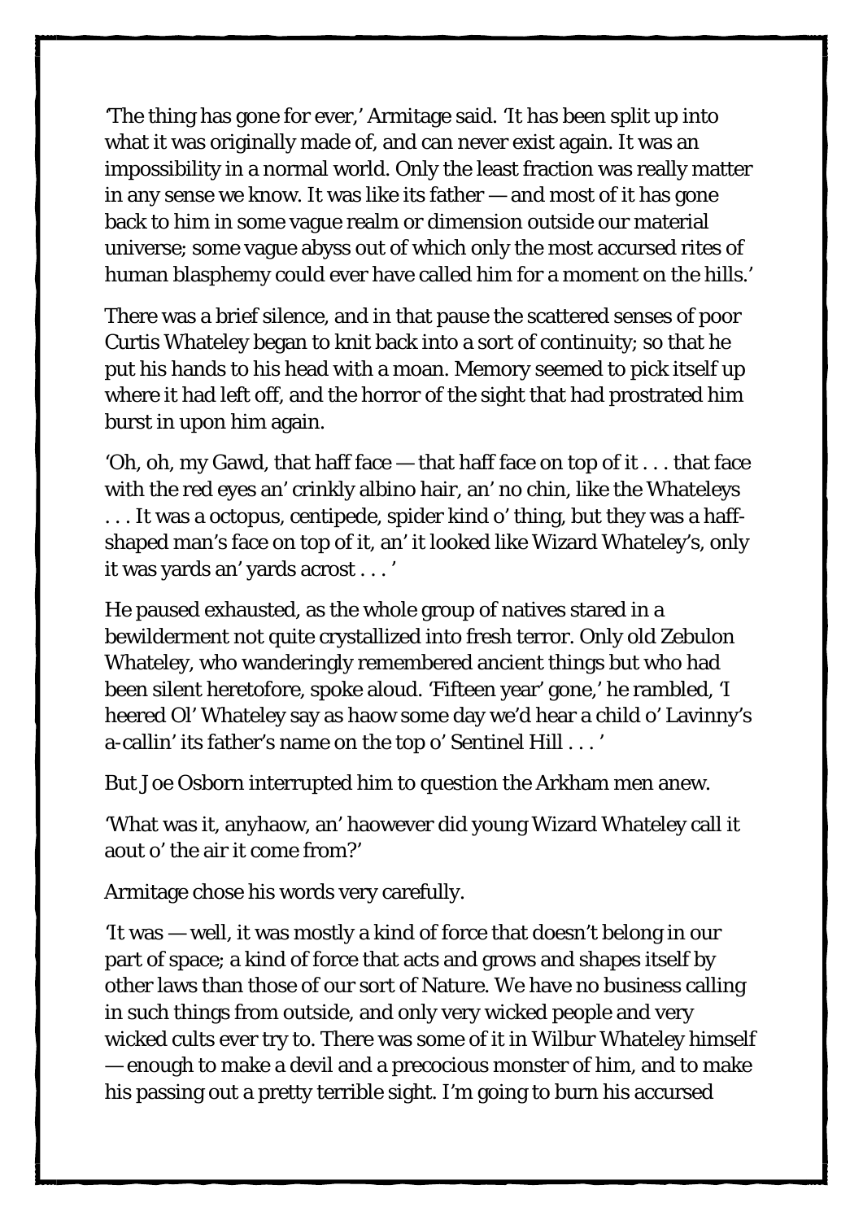'The thing has gone for ever,' Armitage said. 'It has been split up into what it was originally made of, and can never exist again. It was an impossibility in a normal world. Only the least fraction was really matter in any sense we know. It was like its father — and most of it has gone back to him in some vague realm or dimension outside our material universe; some vague abyss out of which only the most accursed rites of human blasphemy could ever have called him for a moment on the hills.'

There was a brief silence, and in that pause the scattered senses of poor Curtis Whateley began to knit back into a sort of continuity; so that he put his hands to his head with a moan. Memory seemed to pick itself up where it had left off, and the horror of the sight that had prostrated him burst in upon him again.

'Oh, oh, my Gawd, that haff face — that haff face on top of it . . . that face with the red eyes an' crinkly albino hair, an' no chin, like the Whateleys . . . It was a octopus, centipede, spider kind o' thing, but they was a haff-shaped man's face on top of it, an' it looked like Wizard Whateley's, only it was yards an' yards acrost . . . '

He paused exhausted, as the whole group of natives stared in a bewilderment not quite crystallized into fresh terror. Only old Zebulon Whateley, who wanderingly remembered ancient things but who had been silent heretofore, spoke aloud. 'Fifteen year' gone,' he rambled, 'I heered Ol' Whateley say as haow some day we'd hear a child o' Lavinny's a-callin' its father's name on the top o' Sentinel Hill . . . '

But Joe Osborn interrupted him to question the Arkham men anew.

'What was it, anyhaow, an' haowever did young Wizard Whateley call it aout o' the air it come from?'

Armitage chose his words very carefully.

'It was — well, it was mostly a kind of force that doesn't belong in our part of space; a kind of force that acts and grows and shapes itself by other laws than those of our sort of Nature. We have no business calling in such things from outside, and only very wicked people and very wicked cults ever try to. There was some of it in Wilbur Whateley himself — enough to make a devil and a precocious monster of him, and to make his passing out a pretty terrible sight. I'm going to burn his accursed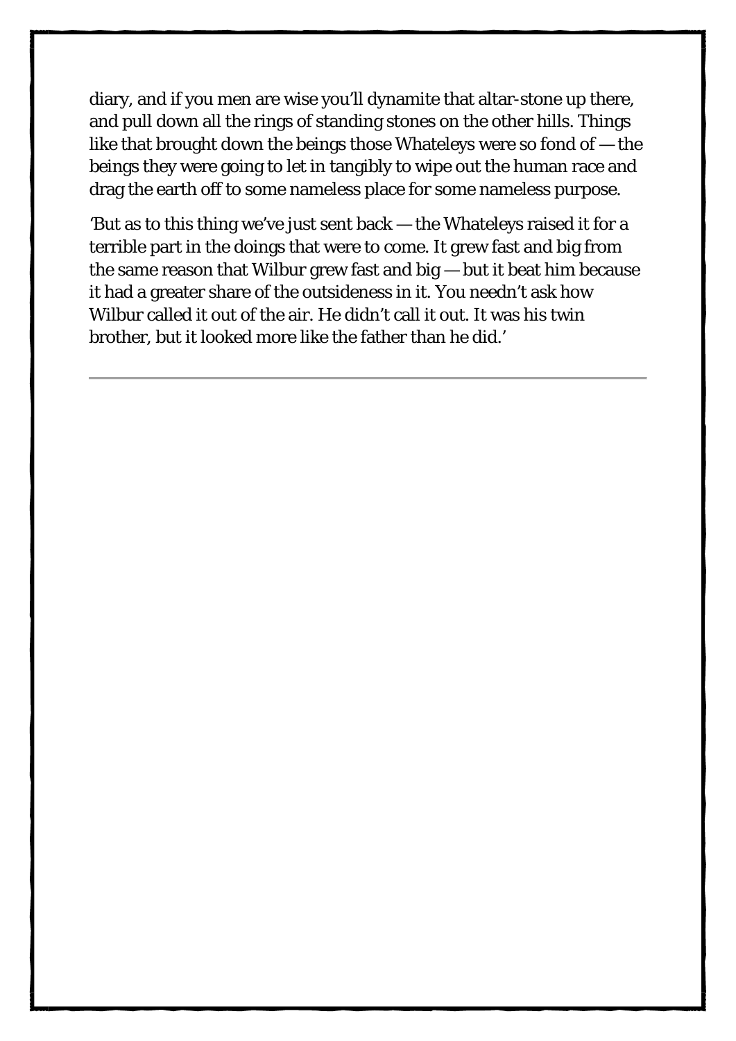diary, and if you men are wise you'll dynamite that altar-stone up there, and pull down all the rings of standing stones on the other hills. Things like that brought down the beings those Whateleys were so fond of — the beings they were going to let in tangibly to wipe out the human race and drag the earth off to some nameless place for some nameless purpose.

'But as to this thing we've just sent back — the Whateleys raised it for a terrible part in the doings that were to come. It grew fast and big from the same reason that Wilbur grew fast and big — but it beat him because it had a greater share of the outsideness in it. You needn't ask how Wilbur called it out of the air. He didn't call it out. It was his twin brother, but it looked more like the father than he did.'

---